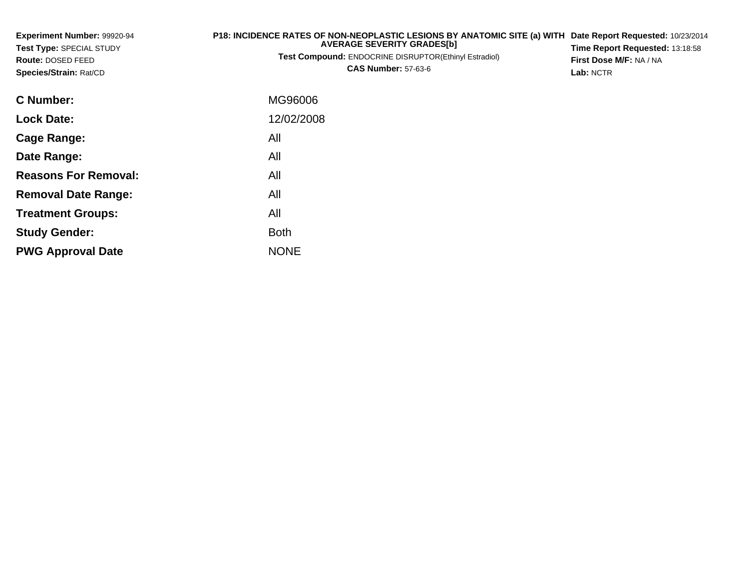**Experiment Number:** 99920-94
**Test Type:** SPECIAL STUDY
**Route:** DOSED FEED
**Species/Strain:** Rat/CD

**P18: INCIDENCE RATES OF NON-NEOPLASTIC LESIONS BY ANATOMIC SITE (a) WITH AVERAGE SEVERITY GRADES[b]**
**Test Compound:** ENDOCRINE DISRUPTOR(Ethinyl Estradiol)
**CAS Number:** 57-63-6

**Date Report Requested:** 10/23/2014
**Time Report Requested:** 13:18:58
**First Dose M/F:** NA / NA
**Lab:** NCTR

| | |
|---|---|
| **C Number:** | MG96006 |
| **Lock Date:** | 12/02/2008 |
| **Cage Range:** | All |
| **Date Range:** | All |
| **Reasons For Removal:** | All |
| **Removal Date Range:** | All |
| **Treatment Groups:** | All |
| **Study Gender:** | Both |
| **PWG Approval Date** | NONE |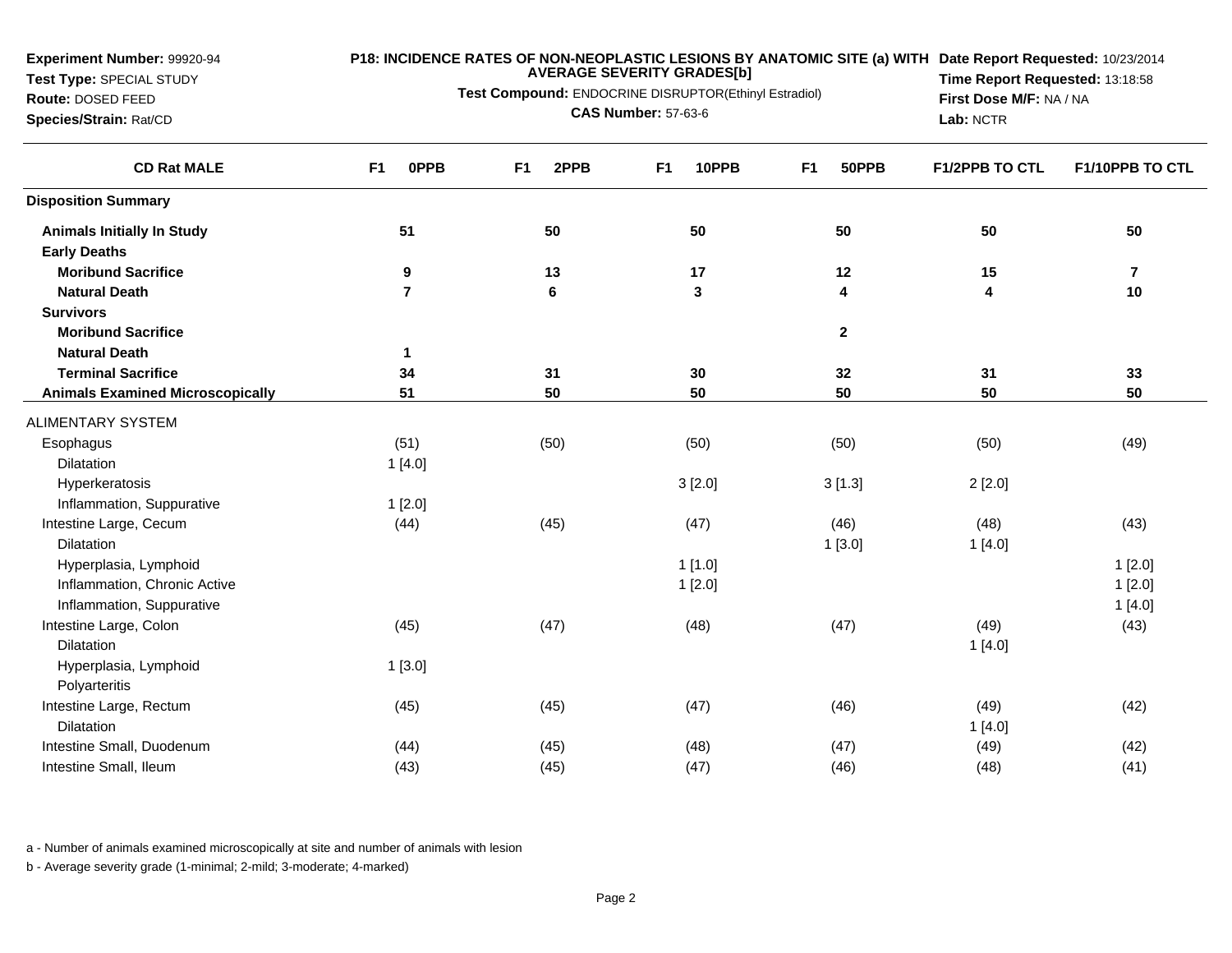**Experiment Number:** 99920-94
**Test Type:** SPECIAL STUDY
**Route:** DOSED FEED
**Species/Strain:** Rat/CD

**P18: INCIDENCE RATES OF NON-NEOPLASTIC LESIONS BY ANATOMIC SITE (a) WITH AVERAGE SEVERITY GRADES[b]**
**Test Compound:** ENDOCRINE DISRUPTOR(Ethinyl Estradiol)
**CAS Number:** 57-63-6

**Date Report Requested:** 10/23/2014
**Time Report Requested:** 13:18:58
**First Dose M/F:** NA / NA
**Lab:** NCTR

| CD Rat MALE | F1 0PPB | F1 2PPB | F1 10PPB | F1 50PPB | F1/2PPB TO CTL | F1/10PPB TO CTL |
|---|---|---|---|---|---|---|
| **Disposition Summary** | | | | | | |
| **Animals Initially In Study** | **51** | **50** | **50** | **50** | **50** | **50** |
| **Early Deaths** | | | | | | |
| **Moribund Sacrifice** | **9** | **13** | **17** | **12** | **15** | **7** |
| **Natural Death** | **7** | **6** | **3** | **4** | **4** | **10** |
| **Survivors** | | | | | | |
| **Moribund Sacrifice** | | | | **2** | | |
| **Natural Death** | **1** | | | | | |
| **Terminal Sacrifice** | **34** | **31** | **30** | **32** | **31** | **33** |
| **Animals Examined Microscopically** | **51** | **50** | **50** | **50** | **50** | **50** |
| ALIMENTARY SYSTEM | | | | | | |
| Esophagus | (51) | (50) | (50) | (50) | (50) | (49) |
| Dilatation | 1 [4.0] | | | | | |
| Hyperkeratosis | | | 3 [2.0] | 3 [1.3] | 2 [2.0] | |
| Inflammation, Suppurative | 1 [2.0] | | | | | |
| Intestine Large, Cecum | (44) | (45) | (47) | (46) | (48) | (43) |
| Dilatation | | | | 1 [3.0] | 1 [4.0] | |
| Hyperplasia, Lymphoid | | | 1 [1.0] | | | 1 [2.0] |
| Inflammation, Chronic Active | | | 1 [2.0] | | | 1 [2.0] |
| Inflammation, Suppurative | | | | | | 1 [4.0] |
| Intestine Large, Colon | (45) | (47) | (48) | (47) | (49) | (43) |
| Dilatation | | | | | 1 [4.0] | |
| Hyperplasia, Lymphoid | 1 [3.0] | | | | | |
| Polyarteritis | | | | | | |
| Intestine Large, Rectum | (45) | (45) | (47) | (46) | (49) | (42) |
| Dilatation | | | | | 1 [4.0] | |
| Intestine Small, Duodenum | (44) | (45) | (48) | (47) | (49) | (42) |
| Intestine Small, Ileum | (43) | (45) | (47) | (46) | (48) | (41) |

a - Number of animals examined microscopically at site and number of animals with lesion

b - Average severity grade (1-minimal; 2-mild; 3-moderate; 4-marked)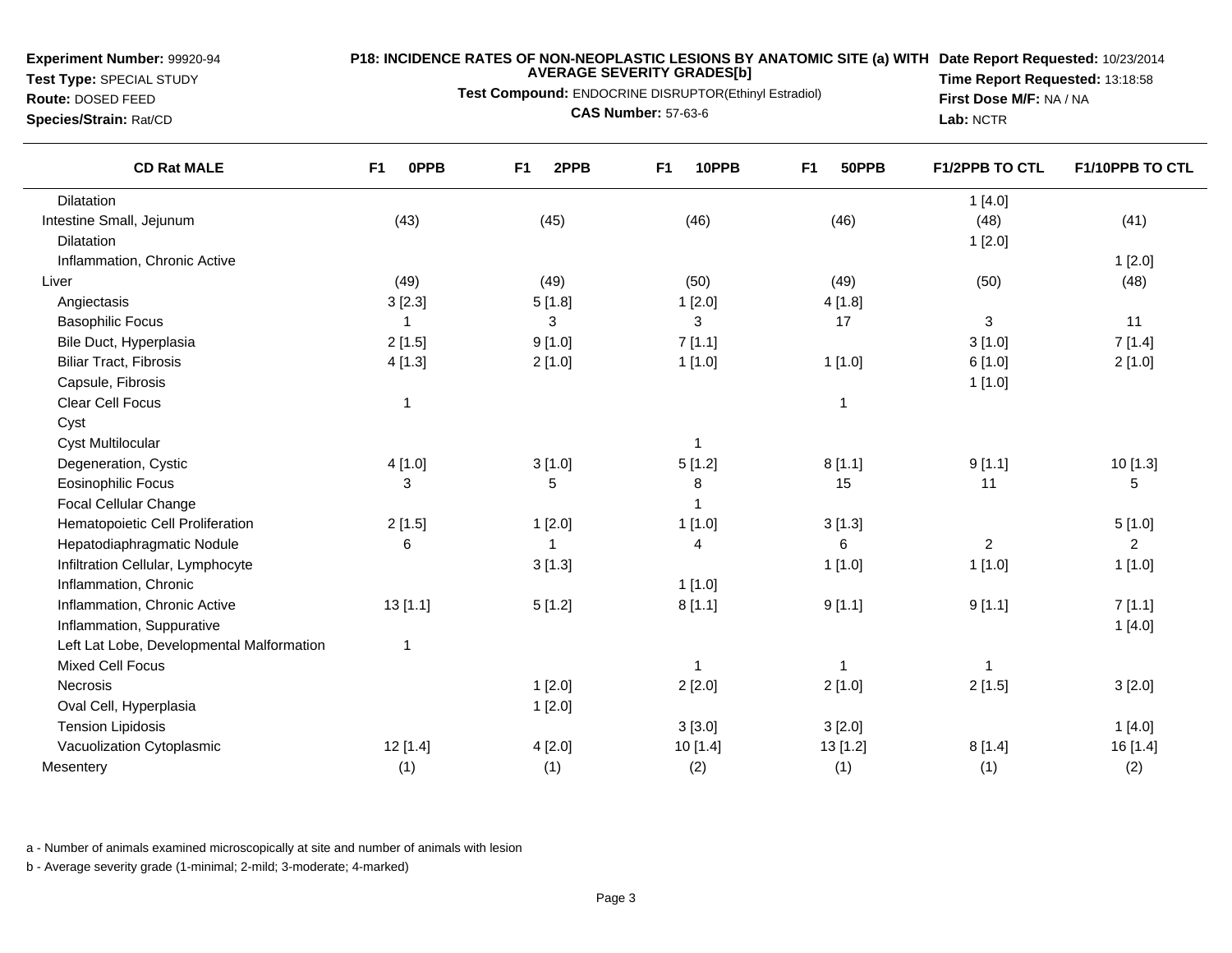**Experiment Number:** 99920-94
**Test Type:** SPECIAL STUDY
**Route:** DOSED FEED
**Species/Strain:** Rat/CD

**P18: INCIDENCE RATES OF NON-NEOPLASTIC LESIONS BY ANATOMIC SITE (a) WITH AVERAGE SEVERITY GRADES[b]**
**Test Compound:** ENDOCRINE DISRUPTOR(Ethinyl Estradiol)
**CAS Number:** 57-63-6

**Date Report Requested:** 10/23/2014
**Time Report Requested:** 13:18:58
**First Dose M/F:** NA / NA
**Lab:** NCTR

| CD Rat MALE | F1 0PPB | F1 2PPB | F1 10PPB | F1 50PPB | F1/2PPB TO CTL | F1/10PPB TO CTL |
|---|---|---|---|---|---|---|
| Dilatation | | | | | 1 [4.0] | |
| Intestine Small, Jejunum | (43) | (45) | (46) | (46) | (48) | (41) |
| Dilatation | | | | | 1 [2.0] | |
| Inflammation, Chronic Active | | | | | | 1 [2.0] |
| Liver | (49) | (49) | (50) | (49) | (50) | (48) |
| Angiectasis | 3 [2.3] | 5 [1.8] | 1 [2.0] | 4 [1.8] | | |
| Basophilic Focus | 1 | 3 | 3 | 17 | 3 | 11 |
| Bile Duct, Hyperplasia | 2 [1.5] | 9 [1.0] | 7 [1.1] | | 3 [1.0] | 7 [1.4] |
| Biliar Tract, Fibrosis | 4 [1.3] | 2 [1.0] | 1 [1.0] | 1 [1.0] | 6 [1.0] | 2 [1.0] |
| Capsule, Fibrosis | | | | | 1 [1.0] | |
| Clear Cell Focus | 1 | | | 1 | | |
| Cyst | | | | | | |
| Cyst Multilocular | | | 1 | | | |
| Degeneration, Cystic | 4 [1.0] | 3 [1.0] | 5 [1.2] | 8 [1.1] | 9 [1.1] | 10 [1.3] |
| Eosinophilic Focus | 3 | 5 | 8 | 15 | 11 | 5 |
| Focal Cellular Change | | | 1 | | | |
| Hematopoietic Cell Proliferation | 2 [1.5] | 1 [2.0] | 1 [1.0] | 3 [1.3] | | 5 [1.0] |
| Hepatodiaphragmatic Nodule | 6 | 1 | 4 | 6 | 2 | 2 |
| Infiltration Cellular, Lymphocyte | | 3 [1.3] | | 1 [1.0] | 1 [1.0] | 1 [1.0] |
| Inflammation, Chronic | | | 1 [1.0] | | | |
| Inflammation, Chronic Active | 13 [1.1] | 5 [1.2] | 8 [1.1] | 9 [1.1] | 9 [1.1] | 7 [1.1] |
| Inflammation, Suppurative | | | | | | 1 [4.0] |
| Left Lat Lobe, Developmental Malformation | 1 | | | | | |
| Mixed Cell Focus | | | 1 | 1 | 1 | |
| Necrosis | | 1 [2.0] | 2 [2.0] | 2 [1.0] | 2 [1.5] | 3 [2.0] |
| Oval Cell, Hyperplasia | | 1 [2.0] | | | | |
| Tension Lipidosis | | | 3 [3.0] | 3 [2.0] | | 1 [4.0] |
| Vacuolization Cytoplasmic | 12 [1.4] | 4 [2.0] | 10 [1.4] | 13 [1.2] | 8 [1.4] | 16 [1.4] |
| Mesentery | (1) | (1) | (2) | (1) | (1) | (2) |

a - Number of animals examined microscopically at site and number of animals with lesion

b - Average severity grade (1-minimal; 2-mild; 3-moderate; 4-marked)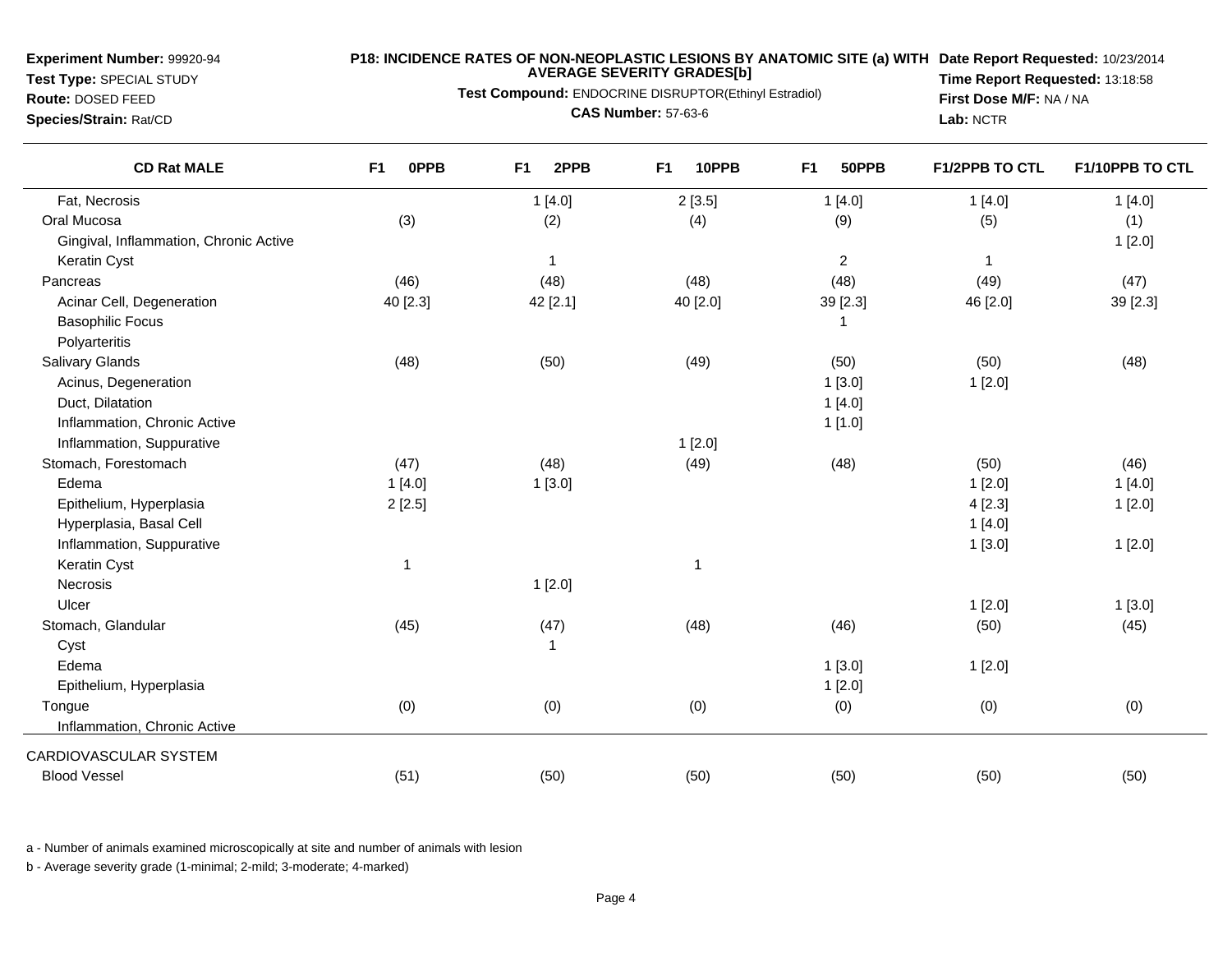**Experiment Number:** 99920-94
**Test Type:** SPECIAL STUDY
**Route:** DOSED FEED
**Species/Strain:** Rat/CD

**P18: INCIDENCE RATES OF NON-NEOPLASTIC LESIONS BY ANATOMIC SITE (a) WITH AVERAGE SEVERITY GRADES[b]**
**Test Compound:** ENDOCRINE DISRUPTOR(Ethinyl Estradiol)
**CAS Number:** 57-63-6

**Date Report Requested:** 10/23/2014
**Time Report Requested:** 13:18:58
**First Dose M/F:** NA / NA
**Lab:** NCTR

| CD Rat MALE | F1 0PPB | F1 2PPB | F1 10PPB | F1 50PPB | F1/2PPB TO CTL | F1/10PPB TO CTL |
|---|---|---|---|---|---|---|
| Fat, Necrosis | | 1 [4.0] | 2 [3.5] | 1 [4.0] | 1 [4.0] | 1 [4.0] |
| Oral Mucosa | (3) | (2) | (4) | (9) | (5) | (1) |
| Gingival, Inflammation, Chronic Active | | | | | | 1 [2.0] |
| Keratin Cyst | | 1 | | 2 | 1 | |
| Pancreas | (46) | (48) | (48) | (48) | (49) | (47) |
| Acinar Cell, Degeneration | 40 [2.3] | 42 [2.1] | 40 [2.0] | 39 [2.3] | 46 [2.0] | 39 [2.3] |
| Basophilic Focus | | | | 1 | | |
| Polyarteritis | | | | | | |
| Salivary Glands | (48) | (50) | (49) | (50) | (50) | (48) |
| Acinus, Degeneration | | | | 1 [3.0] | 1 [2.0] | |
| Duct, Dilatation | | | | 1 [4.0] | | |
| Inflammation, Chronic Active | | | | 1 [1.0] | | |
| Inflammation, Suppurative | | | 1 [2.0] | | | |
| Stomach, Forestomach | (47) | (48) | (49) | (48) | (50) | (46) |
| Edema | 1 [4.0] | 1 [3.0] | | | 1 [2.0] | 1 [4.0] |
| Epithelium, Hyperplasia | 2 [2.5] | | | | 4 [2.3] | 1 [2.0] |
| Hyperplasia, Basal Cell | | | | | 1 [4.0] | |
| Inflammation, Suppurative | | | | | 1 [3.0] | 1 [2.0] |
| Keratin Cyst | 1 | | 1 | | | |
| Necrosis | | 1 [2.0] | | | | |
| Ulcer | | | | | 1 [2.0] | 1 [3.0] |
| Stomach, Glandular | (45) | (47) | (48) | (46) | (50) | (45) |
| Cyst | | 1 | | | | |
| Edema | | | | 1 [3.0] | 1 [2.0] | |
| Epithelium, Hyperplasia | | | | 1 [2.0] | | |
| Tongue | (0) | (0) | (0) | (0) | (0) | (0) |
| Inflammation, Chronic Active | | | | | | |
| CARDIOVASCULAR SYSTEM | | | | | | |
| Blood Vessel | (51) | (50) | (50) | (50) | (50) | (50) |

a - Number of animals examined microscopically at site and number of animals with lesion

b - Average severity grade (1-minimal; 2-mild; 3-moderate; 4-marked)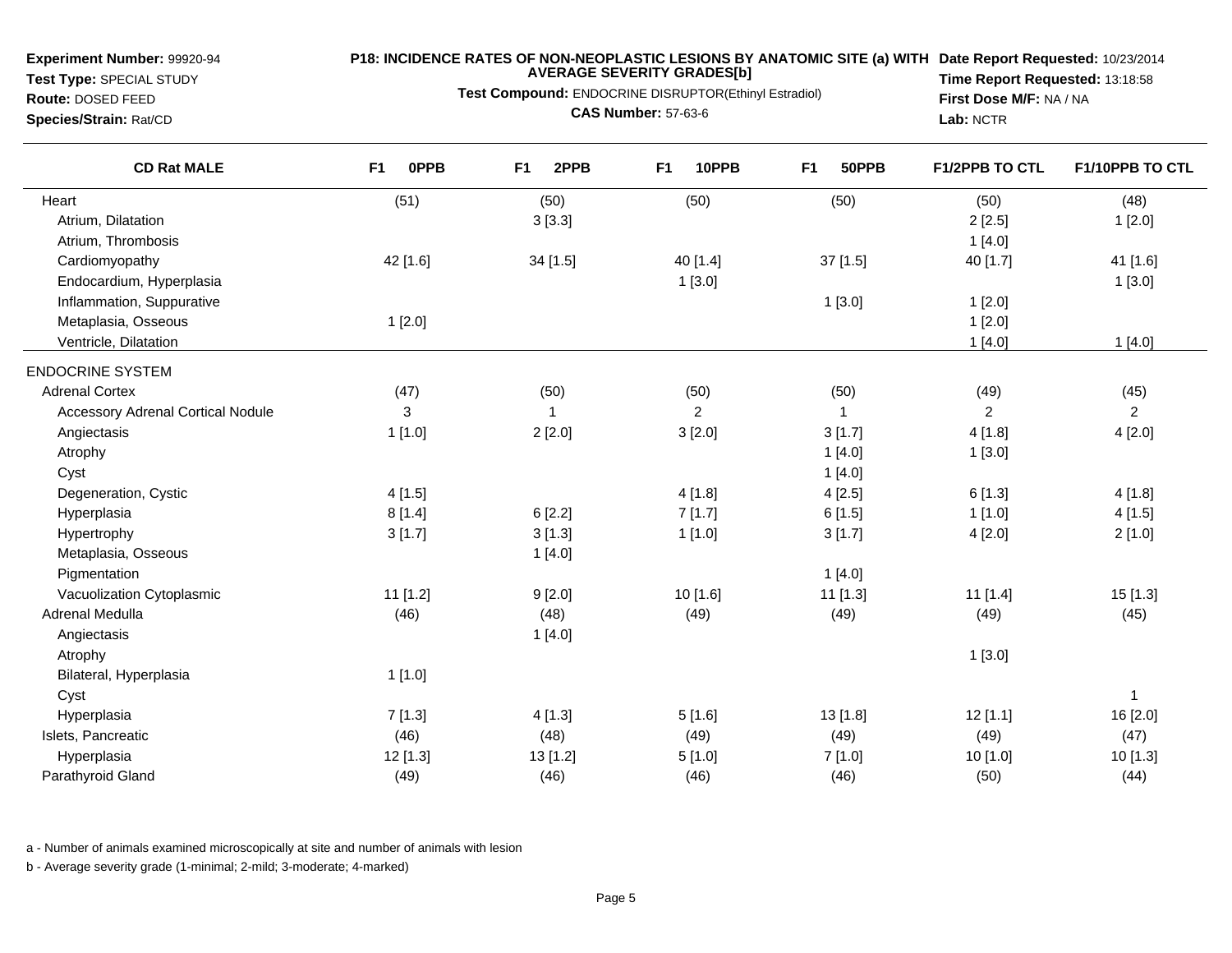**Experiment Number:** 99920-94
**Test Type:** SPECIAL STUDY
**Route:** DOSED FEED
**Species/Strain:** Rat/CD

**P18: INCIDENCE RATES OF NON-NEOPLASTIC LESIONS BY ANATOMIC SITE (a) WITH AVERAGE SEVERITY GRADES[b]**
**Test Compound:** ENDOCRINE DISRUPTOR(Ethinyl Estradiol)
**CAS Number:** 57-63-6

**Date Report Requested:** 10/23/2014
**Time Report Requested:** 13:18:58
**First Dose M/F:** NA / NA
**Lab:** NCTR

| CD Rat MALE | F1 0PPB | F1 2PPB | F1 10PPB | F1 50PPB | F1/2PPB TO CTL | F1/10PPB TO CTL |
|---|---|---|---|---|---|---|
| Heart | (51) | (50) | (50) | (50) | (50) | (48) |
| Atrium, Dilatation | | 3 [3.3] | | | 2 [2.5] | 1 [2.0] |
| Atrium, Thrombosis | | | | | 1 [4.0] | |
| Cardiomyopathy | 42 [1.6] | 34 [1.5] | 40 [1.4] | 37 [1.5] | 40 [1.7] | 41 [1.6] |
| Endocardium, Hyperplasia | | | 1 [3.0] | | | 1 [3.0] |
| Inflammation, Suppurative | | | | 1 [3.0] | 1 [2.0] | |
| Metaplasia, Osseous | 1 [2.0] | | | | 1 [2.0] | |
| Ventricle, Dilatation | | | | | 1 [4.0] | 1 [4.0] |
| ENDOCRINE SYSTEM | | | | | | |
| Adrenal Cortex | (47) | (50) | (50) | (50) | (49) | (45) |
| Accessory Adrenal Cortical Nodule | 3 | 1 | 2 | 1 | 2 | 2 |
| Angiectasis | 1 [1.0] | 2 [2.0] | 3 [2.0] | 3 [1.7] | 4 [1.8] | 4 [2.0] |
| Atrophy | | | | 1 [4.0] | 1 [3.0] | |
| Cyst | | | | 1 [4.0] | | |
| Degeneration, Cystic | 4 [1.5] | | 4 [1.8] | 4 [2.5] | 6 [1.3] | 4 [1.8] |
| Hyperplasia | 8 [1.4] | 6 [2.2] | 7 [1.7] | 6 [1.5] | 1 [1.0] | 4 [1.5] |
| Hypertrophy | 3 [1.7] | 3 [1.3] | 1 [1.0] | 3 [1.7] | 4 [2.0] | 2 [1.0] |
| Metaplasia, Osseous | | 1 [4.0] | | | | |
| Pigmentation | | | | 1 [4.0] | | |
| Vacuolization Cytoplasmic | 11 [1.2] | 9 [2.0] | 10 [1.6] | 11 [1.3] | 11 [1.4] | 15 [1.3] |
| Adrenal Medulla | (46) | (48) | (49) | (49) | (49) | (45) |
| Angiectasis | | 1 [4.0] | | | | |
| Atrophy | | | | | 1 [3.0] | |
| Bilateral, Hyperplasia | 1 [1.0] | | | | | |
| Cyst | | | | | | 1 |
| Hyperplasia | 7 [1.3] | 4 [1.3] | 5 [1.6] | 13 [1.8] | 12 [1.1] | 16 [2.0] |
| Islets, Pancreatic | (46) | (48) | (49) | (49) | (49) | (47) |
| Hyperplasia | 12 [1.3] | 13 [1.2] | 5 [1.0] | 7 [1.0] | 10 [1.0] | 10 [1.3] |
| Parathyroid Gland | (49) | (46) | (46) | (46) | (50) | (44) |

a - Number of animals examined microscopically at site and number of animals with lesion

b - Average severity grade (1-minimal; 2-mild; 3-moderate; 4-marked)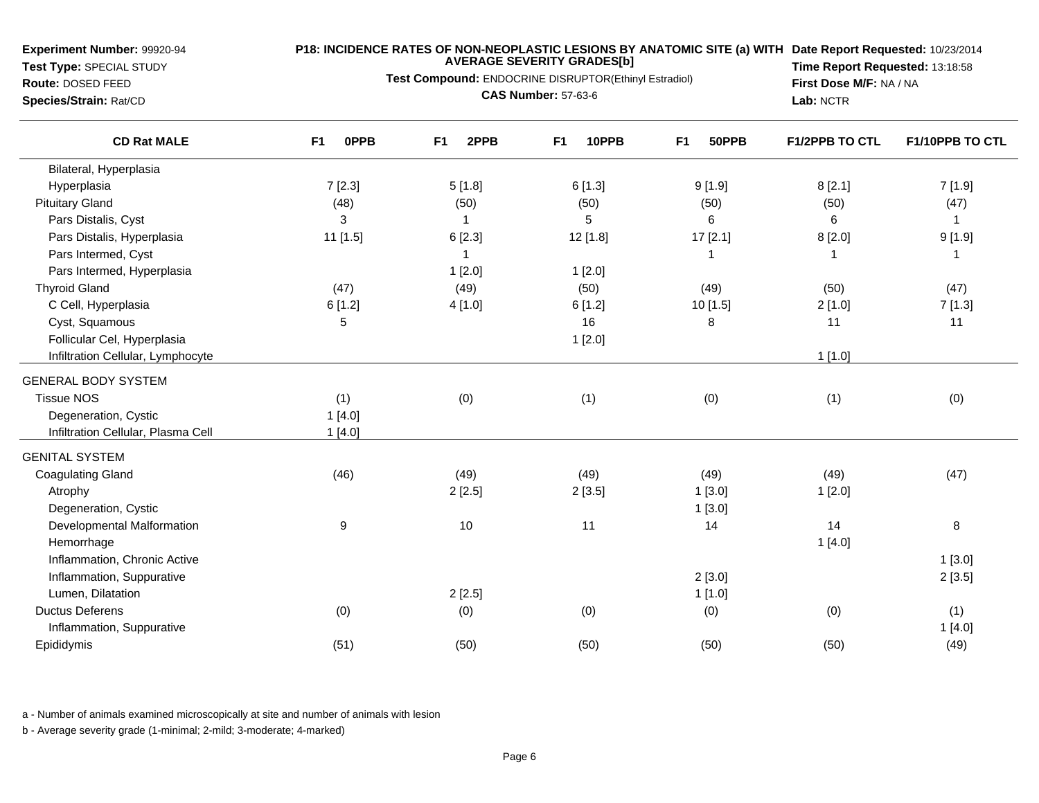**Experiment Number:** 99920-94
**Test Type:** SPECIAL STUDY
**Route:** DOSED FEED
**Species/Strain:** Rat/CD

**P18: INCIDENCE RATES OF NON-NEOPLASTIC LESIONS BY ANATOMIC SITE (a) WITH AVERAGE SEVERITY GRADES[b]**
**Test Compound:** ENDOCRINE DISRUPTOR(Ethinyl Estradiol)
**CAS Number:** 57-63-6

**Date Report Requested:** 10/23/2014
**Time Report Requested:** 13:18:58
**First Dose M/F:** NA / NA
**Lab:** NCTR

| CD Rat MALE | F1 0PPB | F1 2PPB | F1 10PPB | F1 50PPB | F1/2PPB TO CTL | F1/10PPB TO CTL |
|---|---|---|---|---|---|---|
| Bilateral, Hyperplasia | | | | | | |
| Hyperplasia | 7 [2.3] | 5 [1.8] | 6 [1.3] | 9 [1.9] | 8 [2.1] | 7 [1.9] |
| Pituitary Gland | (48) | (50) | (50) | (50) | (50) | (47) |
| Pars Distalis, Cyst | 3 | 1 | 5 | 6 | 6 | 1 |
| Pars Distalis, Hyperplasia | 11 [1.5] | 6 [2.3] | 12 [1.8] | 17 [2.1] | 8 [2.0] | 9 [1.9] |
| Pars Intermed, Cyst | | 1 | | 1 | 1 | 1 |
| Pars Intermed, Hyperplasia | | 1 [2.0] | 1 [2.0] | | | |
| Thyroid Gland | (47) | (49) | (50) | (49) | (50) | (47) |
| C Cell, Hyperplasia | 6 [1.2] | 4 [1.0] | 6 [1.2] | 10 [1.5] | 2 [1.0] | 7 [1.3] |
| Cyst, Squamous | 5 | | 16 | 8 | 11 | 11 |
| Follicular Cel, Hyperplasia | | | 1 [2.0] | | | |
| Infiltration Cellular, Lymphocyte | | | | | 1 [1.0] | |
| GENERAL BODY SYSTEM | | | | | | |
| Tissue NOS | (1) | (0) | (1) | (0) | (1) | (0) |
| Degeneration, Cystic | 1 [4.0] | | | | | |
| Infiltration Cellular, Plasma Cell | 1 [4.0] | | | | | |
| GENITAL SYSTEM | | | | | | |
| Coagulating Gland | (46) | (49) | (49) | (49) | (49) | (47) |
| Atrophy | | 2 [2.5] | 2 [3.5] | 1 [3.0] | 1 [2.0] | |
| Degeneration, Cystic | | | | 1 [3.0] | | |
| Developmental Malformation | 9 | 10 | 11 | 14 | 14 | 8 |
| Hemorrhage | | | | | 1 [4.0] | |
| Inflammation, Chronic Active | | | | | | 1 [3.0] |
| Inflammation, Suppurative | | | | 2 [3.0] | | 2 [3.5] |
| Lumen, Dilatation | | 2 [2.5] | | 1 [1.0] | | |
| Ductus Deferens | (0) | (0) | (0) | (0) | (0) | (1) |
| Inflammation, Suppurative | | | | | | 1 [4.0] |
| Epididymis | (51) | (50) | (50) | (50) | (50) | (49) |

a - Number of animals examined microscopically at site and number of animals with lesion

b - Average severity grade (1-minimal; 2-mild; 3-moderate; 4-marked)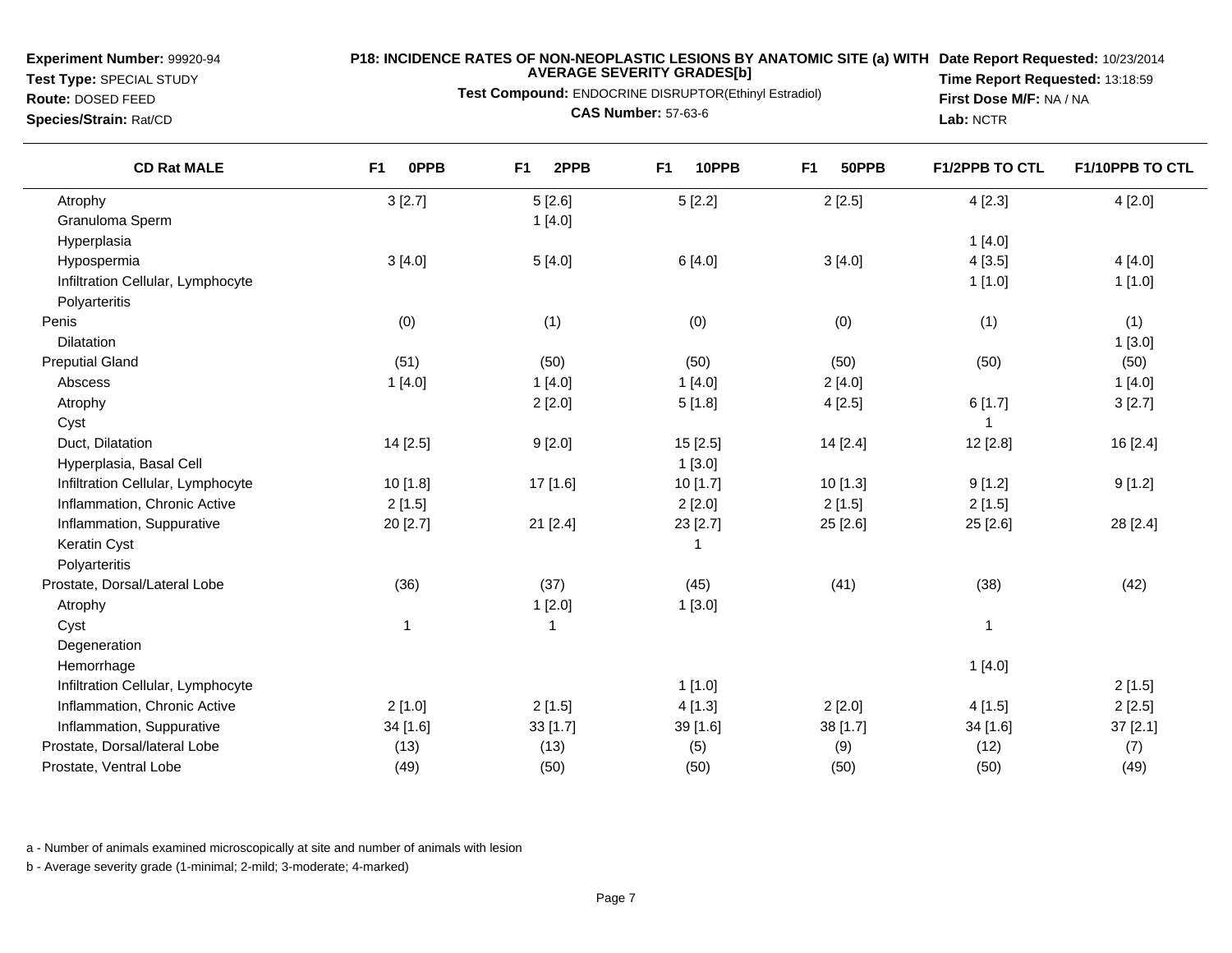**Experiment Number:** 99920-94
**Test Type:** SPECIAL STUDY
**Route:** DOSED FEED
**Species/Strain:** Rat/CD

**P18: INCIDENCE RATES OF NON-NEOPLASTIC LESIONS BY ANATOMIC SITE (a) WITH AVERAGE SEVERITY GRADES[b]**
**Test Compound:** ENDOCRINE DISRUPTOR(Ethinyl Estradiol)
**CAS Number:** 57-63-6

**Date Report Requested:** 10/23/2014
**Time Report Requested:** 13:18:59
**First Dose M/F:** NA / NA
**Lab:** NCTR

| CD Rat MALE | F1 0PPB | F1 2PPB | F1 10PPB | F1 50PPB | F1/2PPB TO CTL | F1/10PPB TO CTL |
|---|---|---|---|---|---|---|
| Atrophy | 3 [2.7] | 5 [2.6] | 5 [2.2] | 2 [2.5] | 4 [2.3] | 4 [2.0] |
| Granuloma Sperm | | 1 [4.0] | | | | |
| Hyperplasia | | | | | 1 [4.0] | |
| Hypospermia | 3 [4.0] | 5 [4.0] | 6 [4.0] | 3 [4.0] | 4 [3.5] | 4 [4.0] |
| Infiltration Cellular, Lymphocyte | | | | | 1 [1.0] | 1 [1.0] |
| Polyarteritis | | | | | | |
| Penis | (0) | (1) | (0) | (0) | (1) | (1) |
| Dilatation | | | | | | 1 [3.0] |
| Preputial Gland | (51) | (50) | (50) | (50) | (50) | (50) |
| Abscess | 1 [4.0] | 1 [4.0] | 1 [4.0] | 2 [4.0] | | 1 [4.0] |
| Atrophy | | 2 [2.0] | 5 [1.8] | 4 [2.5] | 6 [1.7] | 3 [2.7] |
| Cyst | | | | | 1 | |
| Duct, Dilatation | 14 [2.5] | 9 [2.0] | 15 [2.5] | 14 [2.4] | 12 [2.8] | 16 [2.4] |
| Hyperplasia, Basal Cell | | | 1 [3.0] | | | |
| Infiltration Cellular, Lymphocyte | 10 [1.8] | 17 [1.6] | 10 [1.7] | 10 [1.3] | 9 [1.2] | 9 [1.2] |
| Inflammation, Chronic Active | 2 [1.5] | | 2 [2.0] | 2 [1.5] | 2 [1.5] | |
| Inflammation, Suppurative | 20 [2.7] | 21 [2.4] | 23 [2.7] | 25 [2.6] | 25 [2.6] | 28 [2.4] |
| Keratin Cyst | | | 1 | | | |
| Polyarteritis | | | | | | |
| Prostate, Dorsal/Lateral Lobe | (36) | (37) | (45) | (41) | (38) | (42) |
| Atrophy | | 1 [2.0] | 1 [3.0] | | | |
| Cyst | 1 | 1 | | | 1 | |
| Degeneration | | | | | | |
| Hemorrhage | | | | | 1 [4.0] | |
| Infiltration Cellular, Lymphocyte | | | 1 [1.0] | | | 2 [1.5] |
| Inflammation, Chronic Active | 2 [1.0] | 2 [1.5] | 4 [1.3] | 2 [2.0] | 4 [1.5] | 2 [2.5] |
| Inflammation, Suppurative | 34 [1.6] | 33 [1.7] | 39 [1.6] | 38 [1.7] | 34 [1.6] | 37 [2.1] |
| Prostate, Dorsal/lateral Lobe | (13) | (13) | (5) | (9) | (12) | (7) |
| Prostate, Ventral Lobe | (49) | (50) | (50) | (50) | (50) | (49) |

a - Number of animals examined microscopically at site and number of animals with lesion

b - Average severity grade (1-minimal; 2-mild; 3-moderate; 4-marked)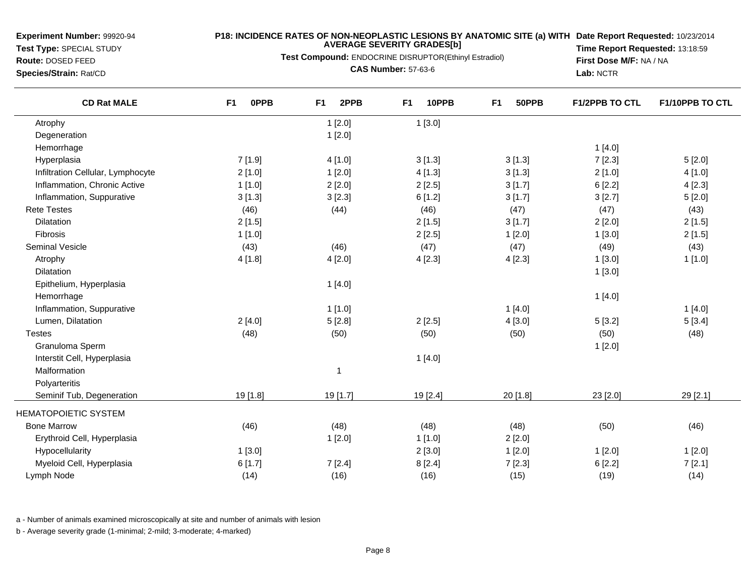**Experiment Number:** 99920-94
**Test Type:** SPECIAL STUDY
**Route:** DOSED FEED
**Species/Strain:** Rat/CD

**P18: INCIDENCE RATES OF NON-NEOPLASTIC LESIONS BY ANATOMIC SITE (a) WITH AVERAGE SEVERITY GRADES[b]**
**Test Compound:** ENDOCRINE DISRUPTOR(Ethinyl Estradiol)
**CAS Number:** 57-63-6

**Date Report Requested:** 10/23/2014
**Time Report Requested:** 13:18:59
**First Dose M/F:** NA / NA
**Lab:** NCTR

| CD Rat MALE | F1 0PPB | F1 2PPB | F1 10PPB | F1 50PPB | F1/2PPB TO CTL | F1/10PPB TO CTL |
|---|---|---|---|---|---|---|
| Atrophy | | 1 [2.0] | 1 [3.0] | | | |
| Degeneration | | 1 [2.0] | | | | |
| Hemorrhage | | | | | 1 [4.0] | |
| Hyperplasia | 7 [1.9] | 4 [1.0] | 3 [1.3] | 3 [1.3] | 7 [2.3] | 5 [2.0] |
| Infiltration Cellular, Lymphocyte | 2 [1.0] | 1 [2.0] | 4 [1.3] | 3 [1.3] | 2 [1.0] | 4 [1.0] |
| Inflammation, Chronic Active | 1 [1.0] | 2 [2.0] | 2 [2.5] | 3 [1.7] | 6 [2.2] | 4 [2.3] |
| Inflammation, Suppurative | 3 [1.3] | 3 [2.3] | 6 [1.2] | 3 [1.7] | 3 [2.7] | 5 [2.0] |
| Rete Testes | (46) | (44) | (46) | (47) | (47) | (43) |
| Dilatation | 2 [1.5] | | 2 [1.5] | 3 [1.7] | 2 [2.0] | 2 [1.5] |
| Fibrosis | 1 [1.0] | | 2 [2.5] | 1 [2.0] | 1 [3.0] | 2 [1.5] |
| Seminal Vesicle | (43) | (46) | (47) | (47) | (49) | (43) |
| Atrophy | 4 [1.8] | 4 [2.0] | 4 [2.3] | 4 [2.3] | 1 [3.0] | 1 [1.0] |
| Dilatation | | | | | 1 [3.0] | |
| Epithelium, Hyperplasia | | 1 [4.0] | | | | |
| Hemorrhage | | | | | 1 [4.0] | |
| Inflammation, Suppurative | | 1 [1.0] | | 1 [4.0] | | 1 [4.0] |
| Lumen, Dilatation | 2 [4.0] | 5 [2.8] | 2 [2.5] | 4 [3.0] | 5 [3.2] | 5 [3.4] |
| Testes | (48) | (50) | (50) | (50) | (50) | (48) |
| Granuloma Sperm | | | | | 1 [2.0] | |
| Interstit Cell, Hyperplasia | | | 1 [4.0] | | | |
| Malformation | | 1 | | | | |
| Polyarteritis | | | | | | |
| Seminif Tub, Degeneration | 19 [1.8] | 19 [1.7] | 19 [2.4] | 20 [1.8] | 23 [2.0] | 29 [2.1] |
| HEMATOPOIETIC SYSTEM | | | | | | |
| Bone Marrow | (46) | (48) | (48) | (48) | (50) | (46) |
| Erythroid Cell, Hyperplasia | | 1 [2.0] | 1 [1.0] | 2 [2.0] | | |
| Hypocellularity | 1 [3.0] | | 2 [3.0] | 1 [2.0] | 1 [2.0] | 1 [2.0] |
| Myeloid Cell, Hyperplasia | 6 [1.7] | 7 [2.4] | 8 [2.4] | 7 [2.3] | 6 [2.2] | 7 [2.1] |
| Lymph Node | (14) | (16) | (16) | (15) | (19) | (14) |

a - Number of animals examined microscopically at site and number of animals with lesion

b - Average severity grade (1-minimal; 2-mild; 3-moderate; 4-marked)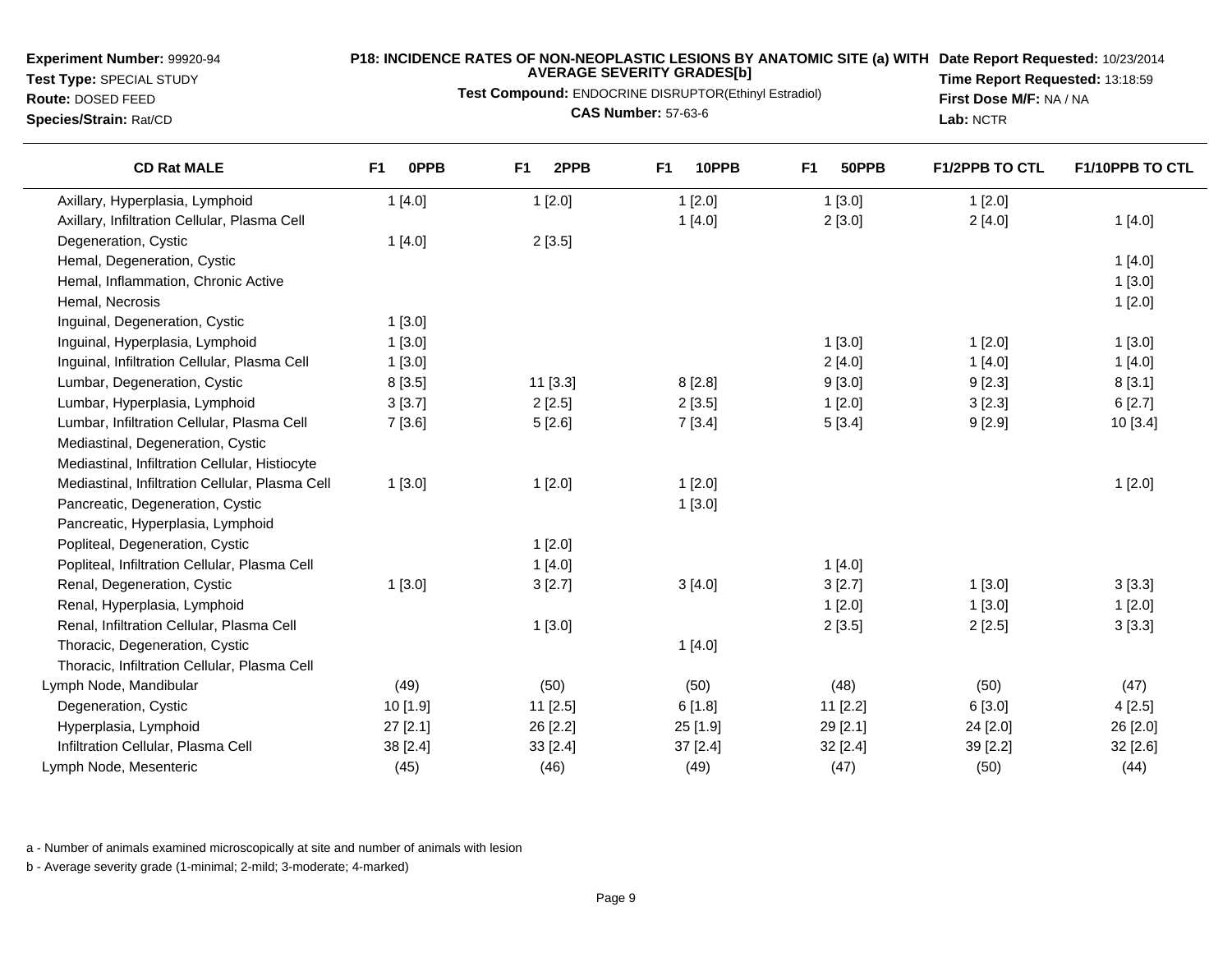**Experiment Number:** 99920-94
**Test Type:** SPECIAL STUDY
**Route:** DOSED FEED
**Species/Strain:** Rat/CD

**P18: INCIDENCE RATES OF NON-NEOPLASTIC LESIONS BY ANATOMIC SITE (a) WITH AVERAGE SEVERITY GRADES[b]**
**Test Compound:** ENDOCRINE DISRUPTOR(Ethinyl Estradiol)
**CAS Number:** 57-63-6

**Date Report Requested:** 10/23/2014
**Time Report Requested:** 13:18:59
**First Dose M/F:** NA / NA
**Lab:** NCTR

| CD Rat MALE | F1 0PPB | F1 2PPB | F1 10PPB | F1 50PPB | F1/2PPB TO CTL | F1/10PPB TO CTL |
|---|---|---|---|---|---|---|
| Axillary, Hyperplasia, Lymphoid | 1 [4.0] | 1 [2.0] | 1 [2.0] | 1 [3.0] | 1 [2.0] | |
| Axillary, Infiltration Cellular, Plasma Cell | | | 1 [4.0] | 2 [3.0] | 2 [4.0] | 1 [4.0] |
| Degeneration, Cystic | 1 [4.0] | 2 [3.5] | | | | |
| Hemal, Degeneration, Cystic | | | | | | 1 [4.0] |
| Hemal, Inflammation, Chronic Active | | | | | | 1 [3.0] |
| Hemal, Necrosis | | | | | | 1 [2.0] |
| Inguinal, Degeneration, Cystic | 1 [3.0] | | | | | |
| Inguinal, Hyperplasia, Lymphoid | 1 [3.0] | | | 1 [3.0] | 1 [2.0] | 1 [3.0] |
| Inguinal, Infiltration Cellular, Plasma Cell | 1 [3.0] | | | 2 [4.0] | 1 [4.0] | 1 [4.0] |
| Lumbar, Degeneration, Cystic | 8 [3.5] | 11 [3.3] | 8 [2.8] | 9 [3.0] | 9 [2.3] | 8 [3.1] |
| Lumbar, Hyperplasia, Lymphoid | 3 [3.7] | 2 [2.5] | 2 [3.5] | 1 [2.0] | 3 [2.3] | 6 [2.7] |
| Lumbar, Infiltration Cellular, Plasma Cell | 7 [3.6] | 5 [2.6] | 7 [3.4] | 5 [3.4] | 9 [2.9] | 10 [3.4] |
| Mediastinal, Degeneration, Cystic | | | | | | |
| Mediastinal, Infiltration Cellular, Histiocyte | | | | | | |
| Mediastinal, Infiltration Cellular, Plasma Cell | 1 [3.0] | 1 [2.0] | 1 [2.0] | | | 1 [2.0] |
| Pancreatic, Degeneration, Cystic | | | 1 [3.0] | | | |
| Pancreatic, Hyperplasia, Lymphoid | | | | | | |
| Popliteal, Degeneration, Cystic | | 1 [2.0] | | | | |
| Popliteal, Infiltration Cellular, Plasma Cell | | 1 [4.0] | | 1 [4.0] | | |
| Renal, Degeneration, Cystic | 1 [3.0] | 3 [2.7] | 3 [4.0] | 3 [2.7] | 1 [3.0] | 3 [3.3] |
| Renal, Hyperplasia, Lymphoid | | | | 1 [2.0] | 1 [3.0] | 1 [2.0] |
| Renal, Infiltration Cellular, Plasma Cell | | 1 [3.0] | | 2 [3.5] | 2 [2.5] | 3 [3.3] |
| Thoracic, Degeneration, Cystic | | | 1 [4.0] | | | |
| Thoracic, Infiltration Cellular, Plasma Cell | | | | | | |
| Lymph Node, Mandibular | (49) | (50) | (50) | (48) | (50) | (47) |
| Degeneration, Cystic | 10 [1.9] | 11 [2.5] | 6 [1.8] | 11 [2.2] | 6 [3.0] | 4 [2.5] |
| Hyperplasia, Lymphoid | 27 [2.1] | 26 [2.2] | 25 [1.9] | 29 [2.1] | 24 [2.0] | 26 [2.0] |
| Infiltration Cellular, Plasma Cell | 38 [2.4] | 33 [2.4] | 37 [2.4] | 32 [2.4] | 39 [2.2] | 32 [2.6] |
| Lymph Node, Mesenteric | (45) | (46) | (49) | (47) | (50) | (44) |

a - Number of animals examined microscopically at site and number of animals with lesion

b - Average severity grade (1-minimal; 2-mild; 3-moderate; 4-marked)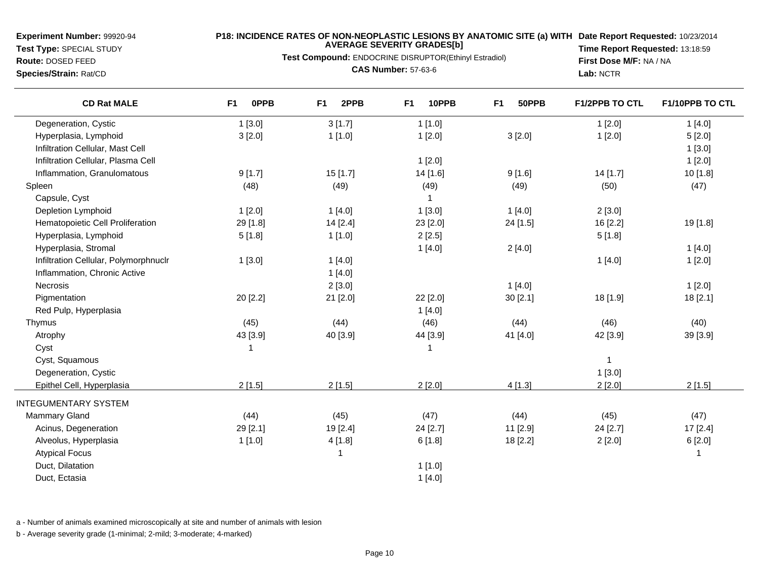**Experiment Number:** 99920-94
**Test Type:** SPECIAL STUDY
**Route:** DOSED FEED
**Species/Strain:** Rat/CD

**P18: INCIDENCE RATES OF NON-NEOPLASTIC LESIONS BY ANATOMIC SITE (a) WITH AVERAGE SEVERITY GRADES[b]**
**Test Compound:** ENDOCRINE DISRUPTOR(Ethinyl Estradiol)
**CAS Number:** 57-63-6

**Date Report Requested:** 10/23/2014
**Time Report Requested:** 13:18:59
**First Dose M/F:** NA / NA
**Lab:** NCTR

| CD Rat MALE | F1 0PPB | F1 2PPB | F1 10PPB | F1 50PPB | F1/2PPB TO CTL | F1/10PPB TO CTL |
|---|---|---|---|---|---|---|
| Degeneration, Cystic | 1 [3.0] | 3 [1.7] | 1 [1.0] | | 1 [2.0] | 1 [4.0] |
| Hyperplasia, Lymphoid | 3 [2.0] | 1 [1.0] | 1 [2.0] | 3 [2.0] | 1 [2.0] | 5 [2.0] |
| Infiltration Cellular, Mast Cell | | | | | | 1 [3.0] |
| Infiltration Cellular, Plasma Cell | | | 1 [2.0] | | | 1 [2.0] |
| Inflammation, Granulomatous | 9 [1.7] | 15 [1.7] | 14 [1.6] | 9 [1.6] | 14 [1.7] | 10 [1.8] |
| Spleen | (48) | (49) | (49) | (49) | (50) | (47) |
| Capsule, Cyst | | | 1 | | | |
| Depletion Lymphoid | 1 [2.0] | 1 [4.0] | 1 [3.0] | 1 [4.0] | 2 [3.0] | |
| Hematopoietic Cell Proliferation | 29 [1.8] | 14 [2.4] | 23 [2.0] | 24 [1.5] | 16 [2.2] | 19 [1.8] |
| Hyperplasia, Lymphoid | 5 [1.8] | 1 [1.0] | 2 [2.5] | | 5 [1.8] | |
| Hyperplasia, Stromal | | | 1 [4.0] | 2 [4.0] | | 1 [4.0] |
| Infiltration Cellular, Polymorphnuclr | 1 [3.0] | 1 [4.0] | | | 1 [4.0] | 1 [2.0] |
| Inflammation, Chronic Active | | 1 [4.0] | | | | |
| Necrosis | | 2 [3.0] | | 1 [4.0] | | 1 [2.0] |
| Pigmentation | 20 [2.2] | 21 [2.0] | 22 [2.0] | 30 [2.1] | 18 [1.9] | 18 [2.1] |
| Red Pulp, Hyperplasia | | | 1 [4.0] | | | |
| Thymus | (45) | (44) | (46) | (44) | (46) | (40) |
| Atrophy | 43 [3.9] | 40 [3.9] | 44 [3.9] | 41 [4.0] | 42 [3.9] | 39 [3.9] |
| Cyst | 1 | | 1 | | | |
| Cyst, Squamous | | | | | 1 | |
| Degeneration, Cystic | | | | | 1 [3.0] | |
| Epithel Cell, Hyperplasia | 2 [1.5] | 2 [1.5] | 2 [2.0] | 4 [1.3] | 2 [2.0] | 2 [1.5] |
| INTEGUMENTARY SYSTEM | | | | | | |
| Mammary Gland | (44) | (45) | (47) | (44) | (45) | (47) |
| Acinus, Degeneration | 29 [2.1] | 19 [2.4] | 24 [2.7] | 11 [2.9] | 24 [2.7] | 17 [2.4] |
| Alveolus, Hyperplasia | 1 [1.0] | 4 [1.8] | 6 [1.8] | 18 [2.2] | 2 [2.0] | 6 [2.0] |
| Atypical Focus | | 1 | | | | 1 |
| Duct, Dilatation | | | 1 [1.0] | | | |
| Duct, Ectasia | | | 1 [4.0] | | | |

a - Number of animals examined microscopically at site and number of animals with lesion

b - Average severity grade (1-minimal; 2-mild; 3-moderate; 4-marked)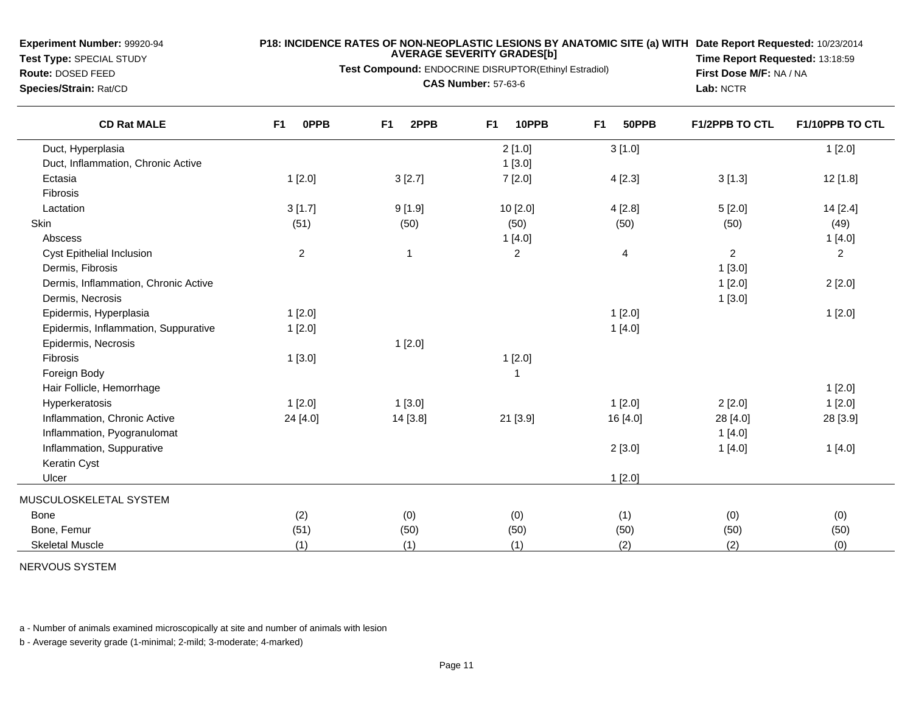**Experiment Number:** 99920-94
**Test Type:** SPECIAL STUDY
**Route:** DOSED FEED
**Species/Strain:** Rat/CD

**P18: INCIDENCE RATES OF NON-NEOPLASTIC LESIONS BY ANATOMIC SITE (a) WITH AVERAGE SEVERITY GRADES[b]**
**Test Compound:** ENDOCRINE DISRUPTOR(Ethinyl Estradiol)
**CAS Number:** 57-63-6

**Date Report Requested:** 10/23/2014
**Time Report Requested:** 13:18:59
**First Dose M/F:** NA / NA
**Lab:** NCTR

| CD Rat MALE | F1 0PPB | F1 2PPB | F1 10PPB | F1 50PPB | F1/2PPB TO CTL | F1/10PPB TO CTL |
|---|---|---|---|---|---|---|
| Duct, Hyperplasia | | | 2 [1.0] | 3 [1.0] | | 1 [2.0] |
| Duct, Inflammation, Chronic Active | | | 1 [3.0] | | | |
| Ectasia | 1 [2.0] | 3 [2.7] | 7 [2.0] | 4 [2.3] | 3 [1.3] | 12 [1.8] |
| Fibrosis | | | | | | |
| Lactation | 3 [1.7] | 9 [1.9] | 10 [2.0] | 4 [2.8] | 5 [2.0] | 14 [2.4] |
| Skin | (51) | (50) | (50) | (50) | (50) | (49) |
| Abscess | | | 1 [4.0] | | | 1 [4.0] |
| Cyst Epithelial Inclusion | 2 | 1 | 2 | 4 | 2 | 2 |
| Dermis, Fibrosis | | | | | 1 [3.0] | |
| Dermis, Inflammation, Chronic Active | | | | | 1 [2.0] | 2 [2.0] |
| Dermis, Necrosis | | | | | 1 [3.0] | |
| Epidermis, Hyperplasia | 1 [2.0] | | | 1 [2.0] | | 1 [2.0] |
| Epidermis, Inflammation, Suppurative | 1 [2.0] | | | 1 [4.0] | | |
| Epidermis, Necrosis | | 1 [2.0] | | | | |
| Fibrosis | 1 [3.0] | | 1 [2.0] | | | |
| Foreign Body | | | 1 | | | |
| Hair Follicle, Hemorrhage | | | | | | 1 [2.0] |
| Hyperkeratosis | 1 [2.0] | 1 [3.0] | | 1 [2.0] | 2 [2.0] | 1 [2.0] |
| Inflammation, Chronic Active | 24 [4.0] | 14 [3.8] | 21 [3.9] | 16 [4.0] | 28 [4.0] | 28 [3.9] |
| Inflammation, Pyogranulomat | | | | | 1 [4.0] | |
| Inflammation, Suppurative | | | | 2 [3.0] | 1 [4.0] | 1 [4.0] |
| Keratin Cyst | | | | | | |
| Ulcer | | | | 1 [2.0] | | |
| MUSCULOSKELETAL SYSTEM | | | | | | |
| Bone | (2) | (0) | (0) | (1) | (0) | (0) |
| Bone, Femur | (51) | (50) | (50) | (50) | (50) | (50) |
| Skeletal Muscle | (1) | (1) | (1) | (2) | (2) | (0) |
| NERVOUS SYSTEM | | | | | | |

a - Number of animals examined microscopically at site and number of animals with lesion

b - Average severity grade (1-minimal; 2-mild; 3-moderate; 4-marked)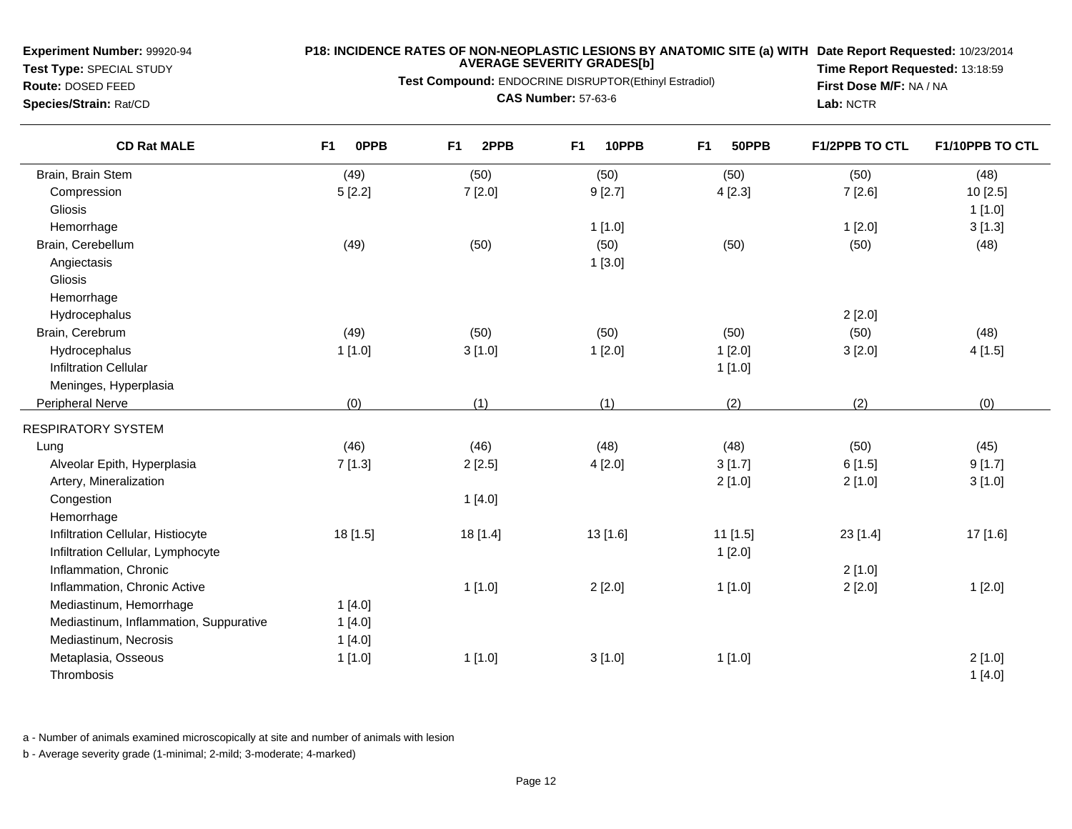**Experiment Number:** 99920-94
**Test Type:** SPECIAL STUDY
**Route:** DOSED FEED
**Species/Strain:** Rat/CD

**P18: INCIDENCE RATES OF NON-NEOPLASTIC LESIONS BY ANATOMIC SITE (a) WITH AVERAGE SEVERITY GRADES[b]**
**Test Compound:** ENDOCRINE DISRUPTOR(Ethinyl Estradiol)
**CAS Number:** 57-63-6

**Date Report Requested:** 10/23/2014
**Time Report Requested:** 13:18:59
**First Dose M/F:** NA / NA
**Lab:** NCTR

| CD Rat MALE | F1 0PPB | F1 2PPB | F1 10PPB | F1 50PPB | F1/2PPB TO CTL | F1/10PPB TO CTL |
|---|---|---|---|---|---|---|
| Brain, Brain Stem | (49) | (50) | (50) | (50) | (50) | (48) |
| Compression | 5 [2.2] | 7 [2.0] | 9 [2.7] | 4 [2.3] | 7 [2.6] | 10 [2.5] |
| Gliosis | | | | | | 1 [1.0] |
| Hemorrhage | | | 1 [1.0] | | 1 [2.0] | 3 [1.3] |
| Brain, Cerebellum | (49) | (50) | (50) | (50) | (50) | (48) |
| Angiectasis | | | 1 [3.0] | | | |
| Gliosis | | | | | | |
| Hemorrhage | | | | | | |
| Hydrocephalus | | | | | 2 [2.0] | |
| Brain, Cerebrum | (49) | (50) | (50) | (50) | (50) | (48) |
| Hydrocephalus | 1 [1.0] | 3 [1.0] | 1 [2.0] | 1 [2.0] | 3 [2.0] | 4 [1.5] |
| Infiltration Cellular | | | | 1 [1.0] | | |
| Meninges, Hyperplasia | | | | | | |
| Peripheral Nerve | (0) | (1) | (1) | (2) | (2) | (0) |
| RESPIRATORY SYSTEM | | | | | | |
| Lung | (46) | (46) | (48) | (48) | (50) | (45) |
| Alveolar Epith, Hyperplasia | 7 [1.3] | 2 [2.5] | 4 [2.0] | 3 [1.7] | 6 [1.5] | 9 [1.7] |
| Artery, Mineralization | | | | 2 [1.0] | 2 [1.0] | 3 [1.0] |
| Congestion | | 1 [4.0] | | | | |
| Hemorrhage | | | | | | |
| Infiltration Cellular, Histiocyte | 18 [1.5] | 18 [1.4] | 13 [1.6] | 11 [1.5] | 23 [1.4] | 17 [1.6] |
| Infiltration Cellular, Lymphocyte | | | | 1 [2.0] | | |
| Inflammation, Chronic | | | | | 2 [1.0] | |
| Inflammation, Chronic Active | | 1 [1.0] | 2 [2.0] | 1 [1.0] | 2 [2.0] | 1 [2.0] |
| Mediastinum, Hemorrhage | 1 [4.0] | | | | | |
| Mediastinum, Inflammation, Suppurative | 1 [4.0] | | | | | |
| Mediastinum, Necrosis | 1 [4.0] | | | | | |
| Metaplasia, Osseous | 1 [1.0] | 1 [1.0] | 3 [1.0] | 1 [1.0] | | 2 [1.0] |
| Thrombosis | | | | | | 1 [4.0] |

a - Number of animals examined microscopically at site and number of animals with lesion

b - Average severity grade (1-minimal; 2-mild; 3-moderate; 4-marked)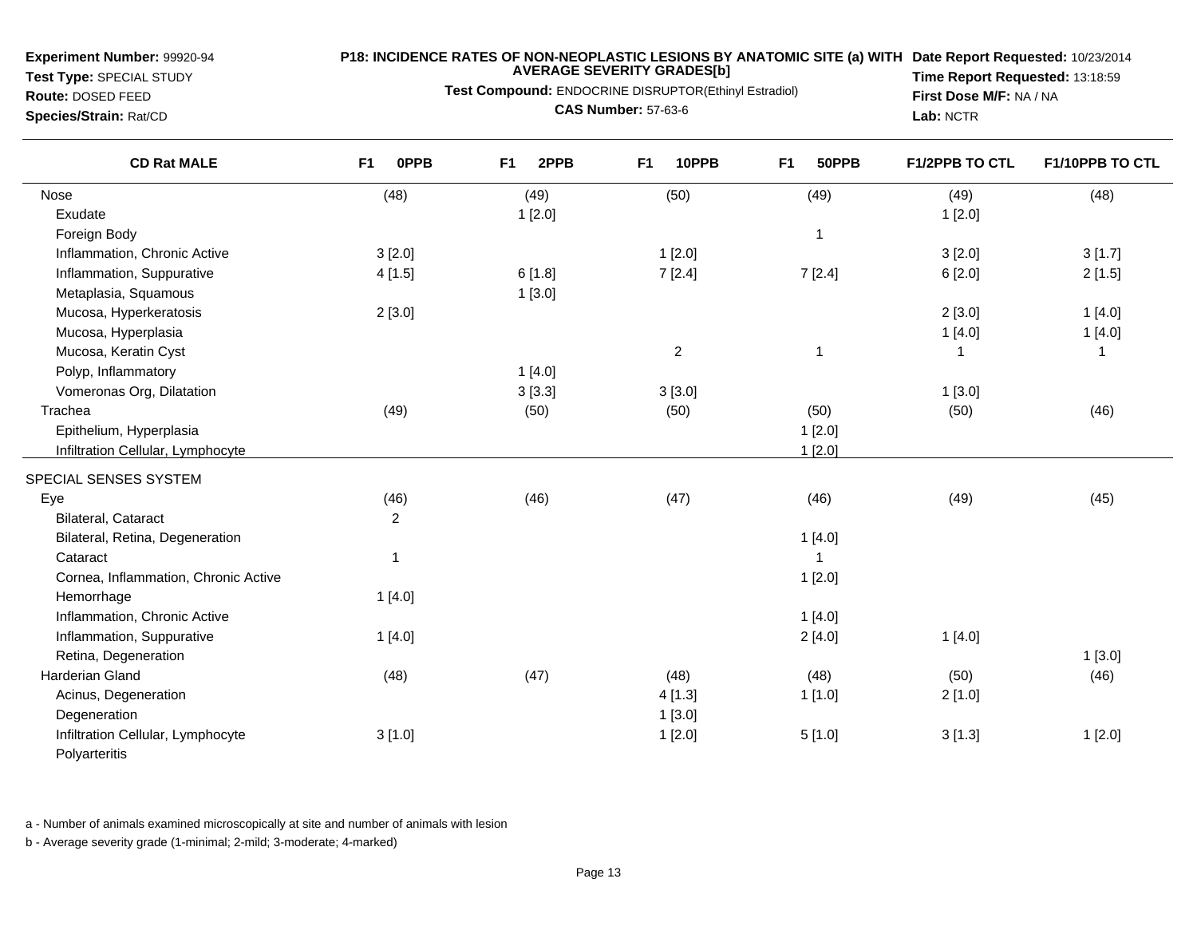**Experiment Number:** 99920-94
**Test Type:** SPECIAL STUDY
**Route:** DOSED FEED
**Species/Strain:** Rat/CD

**P18: INCIDENCE RATES OF NON-NEOPLASTIC LESIONS BY ANATOMIC SITE (a) WITH AVERAGE SEVERITY GRADES[b]**
**Test Compound:** ENDOCRINE DISRUPTOR(Ethinyl Estradiol)
**CAS Number:** 57-63-6

**Date Report Requested:** 10/23/2014
**Time Report Requested:** 13:18:59
**First Dose M/F:** NA / NA
**Lab:** NCTR

| CD Rat MALE | F1 0PPB | F1 2PPB | F1 10PPB | F1 50PPB | F1/2PPB TO CTL | F1/10PPB TO CTL |
|---|---|---|---|---|---|---|
| Nose | (48) | (49) | (50) | (49) | (49) | (48) |
| Exudate | | 1 [2.0] | | | 1 [2.0] | |
| Foreign Body | | | | 1 | | |
| Inflammation, Chronic Active | 3 [2.0] | | 1 [2.0] | | 3 [2.0] | 3 [1.7] |
| Inflammation, Suppurative | 4 [1.5] | 6 [1.8] | 7 [2.4] | 7 [2.4] | 6 [2.0] | 2 [1.5] |
| Metaplasia, Squamous | | 1 [3.0] | | | | |
| Mucosa, Hyperkeratosis | 2 [3.0] | | | | 2 [3.0] | 1 [4.0] |
| Mucosa, Hyperplasia | | | | | 1 [4.0] | 1 [4.0] |
| Mucosa, Keratin Cyst | | | 2 | 1 | 1 | 1 |
| Polyp, Inflammatory | | 1 [4.0] | | | | |
| Vomeronas Org, Dilatation | | 3 [3.3] | 3 [3.0] | | 1 [3.0] | |
| Trachea | (49) | (50) | (50) | (50) | (50) | (46) |
| Epithelium, Hyperplasia | | | | 1 [2.0] | | |
| Infiltration Cellular, Lymphocyte | | | | 1 [2.0] | | |
| SPECIAL SENSES SYSTEM | | | | | | |
| Eye | (46) | (46) | (47) | (46) | (49) | (45) |
| Bilateral, Cataract | 2 | | | | | |
| Bilateral, Retina, Degeneration | | | | 1 [4.0] | | |
| Cataract | 1 | | | 1 | | |
| Cornea, Inflammation, Chronic Active | | | | 1 [2.0] | | |
| Hemorrhage | 1 [4.0] | | | | | |
| Inflammation, Chronic Active | | | | 1 [4.0] | | |
| Inflammation, Suppurative | 1 [4.0] | | | 2 [4.0] | 1 [4.0] | |
| Retina, Degeneration | | | | | | 1 [3.0] |
| Harderian Gland | (48) | (47) | (48) | (48) | (50) | (46) |
| Acinus, Degeneration | | | 4 [1.3] | 1 [1.0] | 2 [1.0] | |
| Degeneration | | | 1 [3.0] | | | |
| Infiltration Cellular, Lymphocyte | 3 [1.0] | | 1 [2.0] | 5 [1.0] | 3 [1.3] | 1 [2.0] |
| Polyarteritis | | | | | | |

a - Number of animals examined microscopically at site and number of animals with lesion

b - Average severity grade (1-minimal; 2-mild; 3-moderate; 4-marked)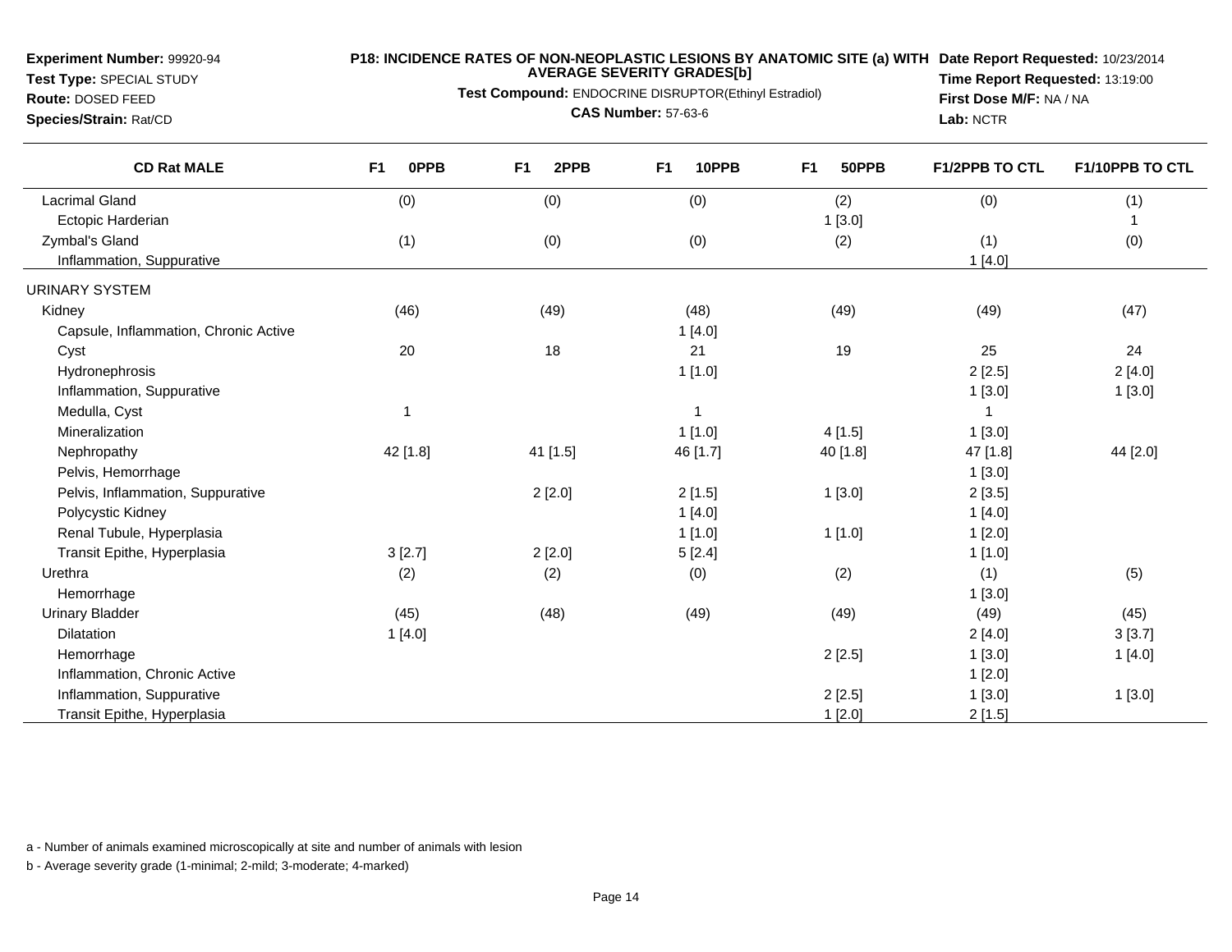**Experiment Number:** 99920-94
**Test Type:** SPECIAL STUDY
**Route:** DOSED FEED
**Species/Strain:** Rat/CD

**P18: INCIDENCE RATES OF NON-NEOPLASTIC LESIONS BY ANATOMIC SITE (a) WITH AVERAGE SEVERITY GRADES[b]**
**Test Compound:** ENDOCRINE DISRUPTOR(Ethinyl Estradiol)
**CAS Number:** 57-63-6

**Date Report Requested:** 10/23/2014
**Time Report Requested:** 13:19:00
**First Dose M/F:** NA / NA
**Lab:** NCTR

| CD Rat MALE | F1 0PPB | F1 2PPB | F1 10PPB | F1 50PPB | F1/2PPB TO CTL | F1/10PPB TO CTL |
|---|---|---|---|---|---|---|
| Lacrimal Gland | (0) | (0) | (0) | (2) | (0) | (1) |
| Ectopic Harderian | | | | 1 [3.0] | | 1 |
| Zymbal's Gland | (1) | (0) | (0) | (2) | (1) | (0) |
| Inflammation, Suppurative | | | | | 1 [4.0] | |
| URINARY SYSTEM | | | | | | |
| Kidney | (46) | (49) | (48) | (49) | (49) | (47) |
| Capsule, Inflammation, Chronic Active | | | 1 [4.0] | | | |
| Cyst | 20 | 18 | 21 | 19 | 25 | 24 |
| Hydronephrosis | | | 1 [1.0] | | 2 [2.5] | 2 [4.0] |
| Inflammation, Suppurative | | | | | 1 [3.0] | 1 [3.0] |
| Medulla, Cyst | 1 | | 1 | | 1 | |
| Mineralization | | | 1 [1.0] | 4 [1.5] | 1 [3.0] | |
| Nephropathy | 42 [1.8] | 41 [1.5] | 46 [1.7] | 40 [1.8] | 47 [1.8] | 44 [2.0] |
| Pelvis, Hemorrhage | | | | | 1 [3.0] | |
| Pelvis, Inflammation, Suppurative | | 2 [2.0] | 2 [1.5] | 1 [3.0] | 2 [3.5] | |
| Polycystic Kidney | | | 1 [4.0] | | 1 [4.0] | |
| Renal Tubule, Hyperplasia | | | 1 [1.0] | 1 [1.0] | 1 [2.0] | |
| Transit Epithe, Hyperplasia | 3 [2.7] | 2 [2.0] | 5 [2.4] | | 1 [1.0] | |
| Urethra | (2) | (2) | (0) | (2) | (1) | (5) |
| Hemorrhage | | | | | 1 [3.0] | |
| Urinary Bladder | (45) | (48) | (49) | (49) | (49) | (45) |
| Dilatation | 1 [4.0] | | | | 2 [4.0] | 3 [3.7] |
| Hemorrhage | | | | 2 [2.5] | 1 [3.0] | 1 [4.0] |
| Inflammation, Chronic Active | | | | | 1 [2.0] | |
| Inflammation, Suppurative | | | | 2 [2.5] | 1 [3.0] | 1 [3.0] |
| Transit Epithe, Hyperplasia | | | | 1 [2.0] | 2 [1.5] | |

a - Number of animals examined microscopically at site and number of animals with lesion

b - Average severity grade (1-minimal; 2-mild; 3-moderate; 4-marked)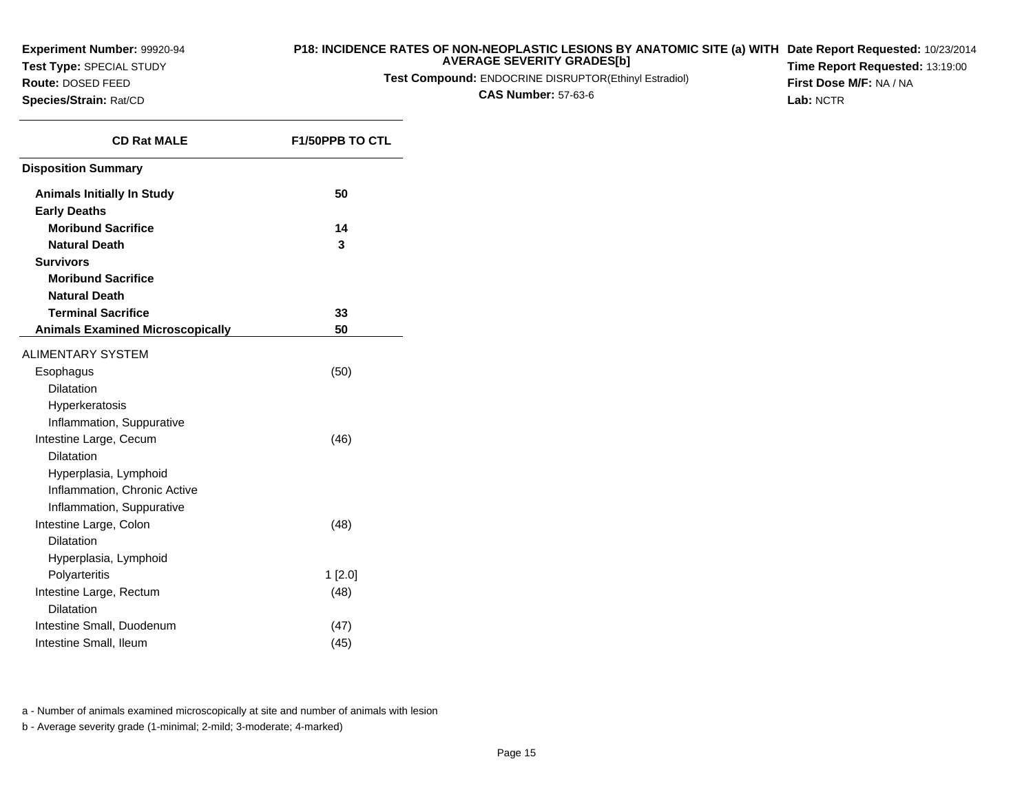**Experiment Number:** 99920-94
**Test Type:** SPECIAL STUDY
**Route:** DOSED FEED
**Species/Strain:** Rat/CD

**P18: INCIDENCE RATES OF NON-NEOPLASTIC LESIONS BY ANATOMIC SITE (a) WITH AVERAGE SEVERITY GRADES[b]**
**Test Compound:** ENDOCRINE DISRUPTOR(Ethinyl Estradiol)
**CAS Number:** 57-63-6

**Date Report Requested:** 10/23/2014
**Time Report Requested:** 13:19:00
**First Dose M/F:** NA / NA
**Lab:** NCTR

| CD Rat MALE | F1/50PPB TO CTL |
|---|---|
| **Disposition Summary** | |
| **Animals Initially In Study** | **50** |
| **Early Deaths** | |
| **Moribund Sacrifice** | **14** |
| **Natural Death** | **3** |
| **Survivors** | |
| **Moribund Sacrifice** | |
| **Natural Death** | |
| **Terminal Sacrifice** | **33** |
| **Animals Examined Microscopically** | **50** |
| ALIMENTARY SYSTEM | |
| Esophagus | (50) |
| Dilatation | |
| Hyperkeratosis | |
| Inflammation, Suppurative | |
| Intestine Large, Cecum | (46) |
| Dilatation | |
| Hyperplasia, Lymphoid | |
| Inflammation, Chronic Active | |
| Inflammation, Suppurative | |
| Intestine Large, Colon | (48) |
| Dilatation | |
| Hyperplasia, Lymphoid | |
| Polyarteritis | 1 [2.0] |
| Intestine Large, Rectum | (48) |
| Dilatation | |
| Intestine Small, Duodenum | (47) |
| Intestine Small, Ileum | (45) |

a - Number of animals examined microscopically at site and number of animals with lesion

b - Average severity grade (1-minimal; 2-mild; 3-moderate; 4-marked)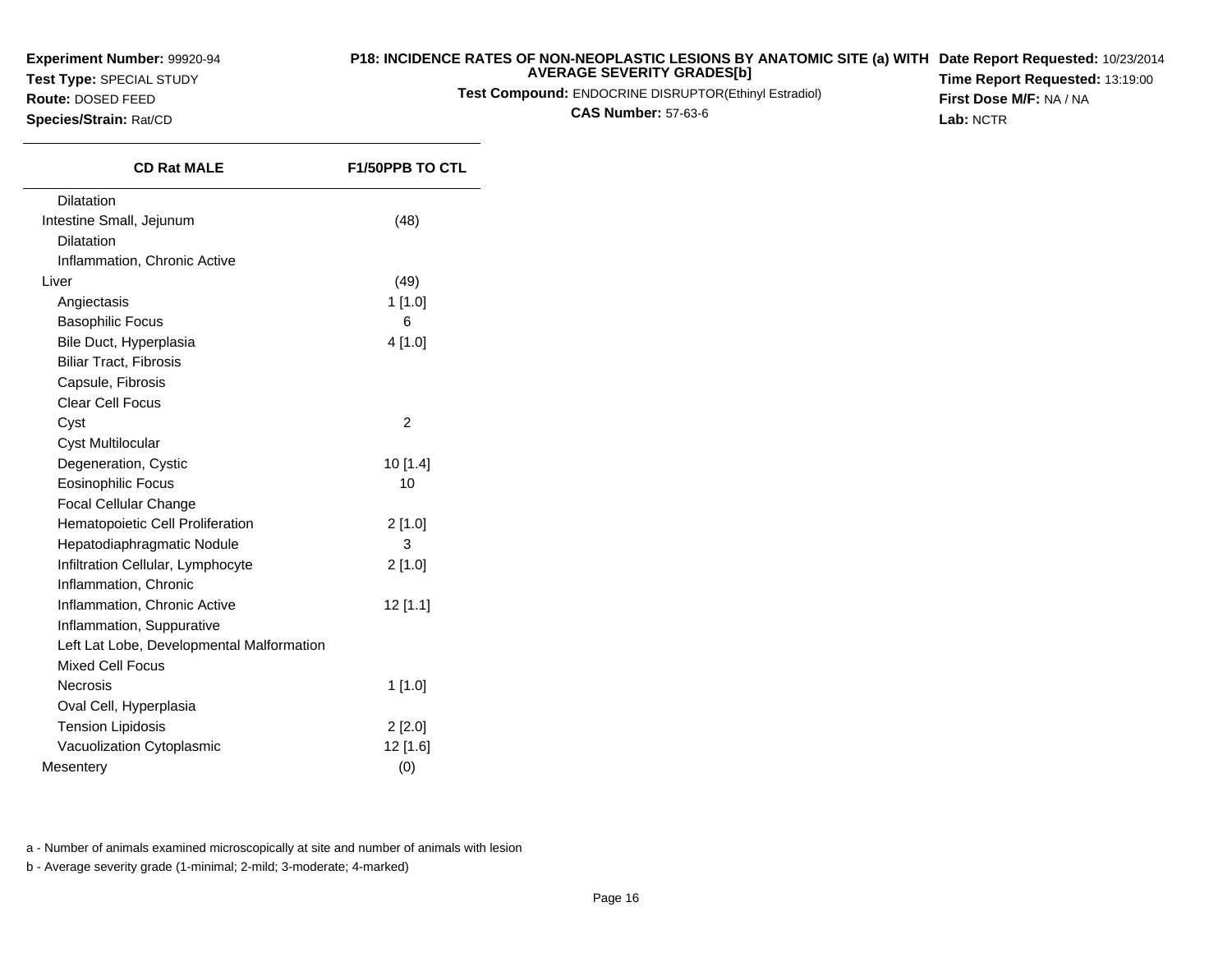**Experiment Number:** 99920-94
**Test Type:** SPECIAL STUDY
**Route:** DOSED FEED
**Species/Strain:** Rat/CD

**P18: INCIDENCE RATES OF NON-NEOPLASTIC LESIONS BY ANATOMIC SITE (a) WITH AVERAGE SEVERITY GRADES[b]**

**Test Compound:** ENDOCRINE DISRUPTOR(Ethinyl Estradiol)

**CAS Number:** 57-63-6

**Date Report Requested:** 10/23/2014
**Time Report Requested:** 13:19:00
**First Dose M/F:** NA / NA
**Lab:** NCTR

| CD Rat MALE | F1/50PPB TO CTL |
|---|---|
| Dilatation | |
| Intestine Small, Jejunum | (48) |
| Dilatation | |
| Inflammation, Chronic Active | |
| Liver | (49) |
| Angiectasis | 1 [1.0] |
| Basophilic Focus | 6 |
| Bile Duct, Hyperplasia | 4 [1.0] |
| Biliar Tract, Fibrosis | |
| Capsule, Fibrosis | |
| Clear Cell Focus | |
| Cyst | 2 |
| Cyst Multilocular | |
| Degeneration, Cystic | 10 [1.4] |
| Eosinophilic Focus | 10 |
| Focal Cellular Change | |
| Hematopoietic Cell Proliferation | 2 [1.0] |
| Hepatodiaphragmatic Nodule | 3 |
| Infiltration Cellular, Lymphocyte | 2 [1.0] |
| Inflammation, Chronic | |
| Inflammation, Chronic Active | 12 [1.1] |
| Inflammation, Suppurative | |
| Left Lat Lobe, Developmental Malformation | |
| Mixed Cell Focus | |
| Necrosis | 1 [1.0] |
| Oval Cell, Hyperplasia | |
| Tension Lipidosis | 2 [2.0] |
| Vacuolization Cytoplasmic | 12 [1.6] |
| Mesentery | (0) |

a - Number of animals examined microscopically at site and number of animals with lesion

b - Average severity grade (1-minimal; 2-mild; 3-moderate; 4-marked)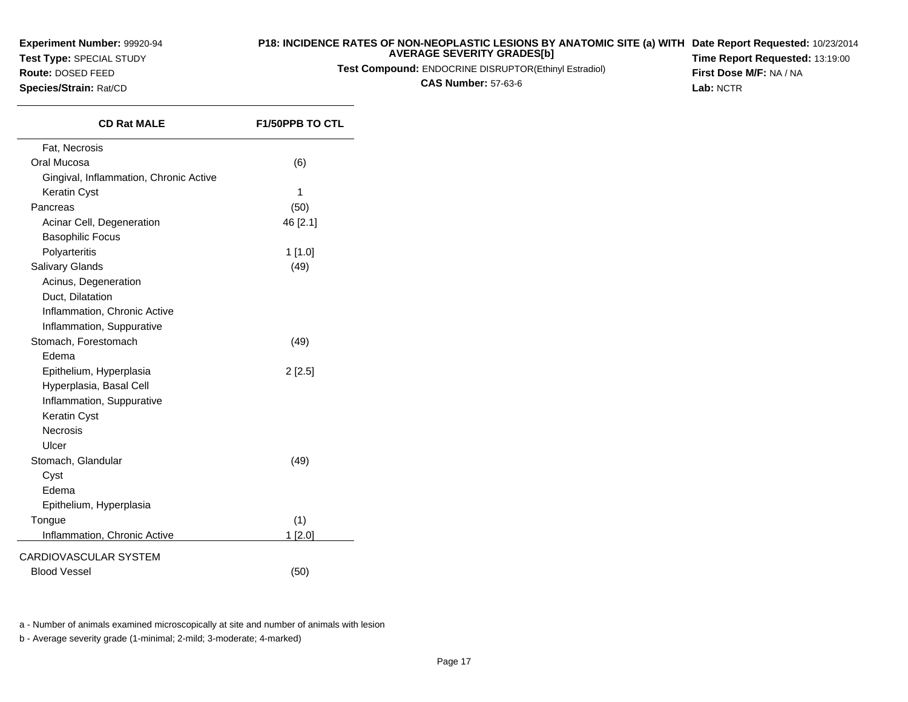**Experiment Number:** 99920-94
**Test Type:** SPECIAL STUDY
**Route:** DOSED FEED
**Species/Strain:** Rat/CD

**P18: INCIDENCE RATES OF NON-NEOPLASTIC LESIONS BY ANATOMIC SITE (a) WITH AVERAGE SEVERITY GRADES[b]**
**Test Compound:** ENDOCRINE DISRUPTOR(Ethinyl Estradiol)
**CAS Number:** 57-63-6

**Date Report Requested:** 10/23/2014
**Time Report Requested:** 13:19:00
**First Dose M/F:** NA / NA
**Lab:** NCTR

| CD Rat MALE | F1/50PPB TO CTL |
|---|---|
| Fat, Necrosis | |
| Oral Mucosa | (6) |
| Gingival, Inflammation, Chronic Active | |
| Keratin Cyst | 1 |
| Pancreas | (50) |
| Acinar Cell, Degeneration | 46 [2.1] |
| Basophilic Focus | |
| Polyarteritis | 1 [1.0] |
| Salivary Glands | (49) |
| Acinus, Degeneration | |
| Duct, Dilatation | |
| Inflammation, Chronic Active | |
| Inflammation, Suppurative | |
| Stomach, Forestomach | (49) |
| Edema | |
| Epithelium, Hyperplasia | 2 [2.5] |
| Hyperplasia, Basal Cell | |
| Inflammation, Suppurative | |
| Keratin Cyst | |
| Necrosis | |
| Ulcer | |
| Stomach, Glandular | (49) |
| Cyst | |
| Edema | |
| Epithelium, Hyperplasia | |
| Tongue | (1) |
| Inflammation, Chronic Active | 1 [2.0] |
| CARDIOVASCULAR SYSTEM | |
| Blood Vessel | (50) |

a - Number of animals examined microscopically at site and number of animals with lesion

b - Average severity grade (1-minimal; 2-mild; 3-moderate; 4-marked)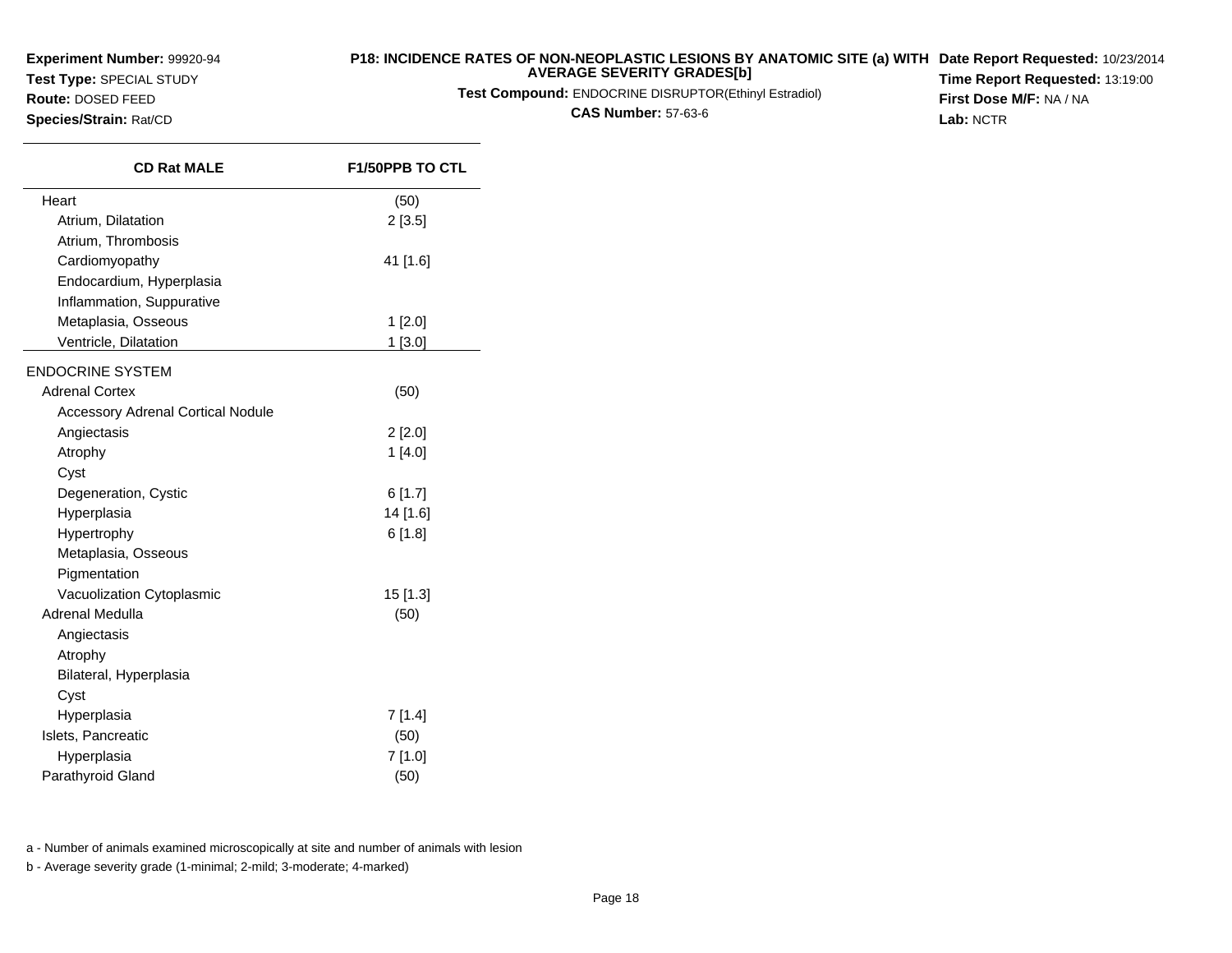**Experiment Number:** 99920-94
**Test Type:** SPECIAL STUDY
**Route:** DOSED FEED
**Species/Strain:** Rat/CD

**P18: INCIDENCE RATES OF NON-NEOPLASTIC LESIONS BY ANATOMIC SITE (a) WITH AVERAGE SEVERITY GRADES[b]**
**Test Compound:** ENDOCRINE DISRUPTOR(Ethinyl Estradiol)
**CAS Number:** 57-63-6

**Date Report Requested:** 10/23/2014
**Time Report Requested:** 13:19:00
**First Dose M/F:** NA / NA
**Lab:** NCTR

| CD Rat MALE | F1/50PPB TO CTL |
|---|---|
| Heart | (50) |
| Atrium, Dilatation | 2 [3.5] |
| Atrium, Thrombosis | |
| Cardiomyopathy | 41 [1.6] |
| Endocardium, Hyperplasia | |
| Inflammation, Suppurative | |
| Metaplasia, Osseous | 1 [2.0] |
| Ventricle, Dilatation | 1 [3.0] |
| ENDOCRINE SYSTEM | |
| Adrenal Cortex | (50) |
| Accessory Adrenal Cortical Nodule | |
| Angiectasis | 2 [2.0] |
| Atrophy | 1 [4.0] |
| Cyst | |
| Degeneration, Cystic | 6 [1.7] |
| Hyperplasia | 14 [1.6] |
| Hypertrophy | 6 [1.8] |
| Metaplasia, Osseous | |
| Pigmentation | |
| Vacuolization Cytoplasmic | 15 [1.3] |
| Adrenal Medulla | (50) |
| Angiectasis | |
| Atrophy | |
| Bilateral, Hyperplasia | |
| Cyst | |
| Hyperplasia | 7 [1.4] |
| Islets, Pancreatic | (50) |
| Hyperplasia | 7 [1.0] |
| Parathyroid Gland | (50) |

a - Number of animals examined microscopically at site and number of animals with lesion

b - Average severity grade (1-minimal; 2-mild; 3-moderate; 4-marked)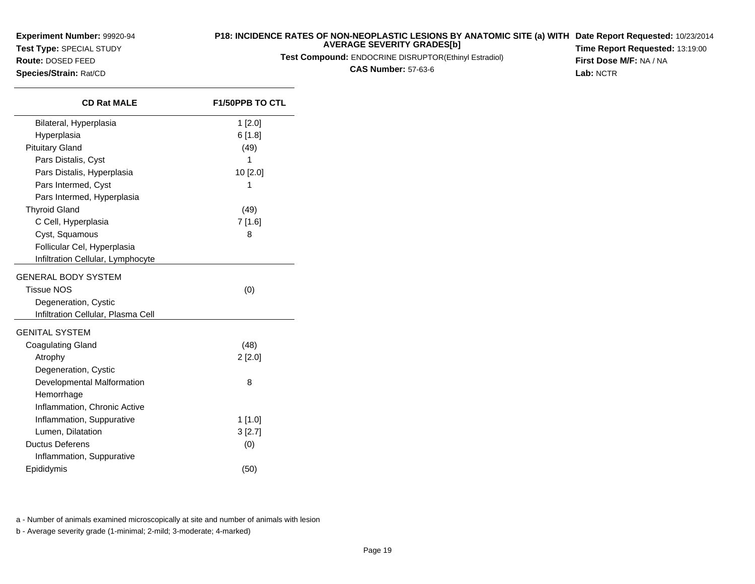**Experiment Number:** 99920-94
**Test Type:** SPECIAL STUDY
**Route:** DOSED FEED
**Species/Strain:** Rat/CD

**P18: INCIDENCE RATES OF NON-NEOPLASTIC LESIONS BY ANATOMIC SITE (a) WITH AVERAGE SEVERITY GRADES[b]**
**Test Compound:** ENDOCRINE DISRUPTOR(Ethinyl Estradiol)
**CAS Number:** 57-63-6

**Date Report Requested:** 10/23/2014
**Time Report Requested:** 13:19:00
**First Dose M/F:** NA / NA
**Lab:** NCTR

| CD Rat MALE | F1/50PPB TO CTL |
|---|---|
| Bilateral, Hyperplasia | 1 [2.0] |
| Hyperplasia | 6 [1.8] |
| Pituitary Gland | (49) |
| Pars Distalis, Cyst | 1 |
| Pars Distalis, Hyperplasia | 10 [2.0] |
| Pars Intermed, Cyst | 1 |
| Pars Intermed, Hyperplasia | |
| Thyroid Gland | (49) |
| C Cell, Hyperplasia | 7 [1.6] |
| Cyst, Squamous | 8 |
| Follicular Cel, Hyperplasia | |
| Infiltration Cellular, Lymphocyte | |
| GENERAL BODY SYSTEM | |
| Tissue NOS | (0) |
| Degeneration, Cystic | |
| Infiltration Cellular, Plasma Cell | |
| GENITAL SYSTEM | |
| Coagulating Gland | (48) |
| Atrophy | 2 [2.0] |
| Degeneration, Cystic | |
| Developmental Malformation | 8 |
| Hemorrhage | |
| Inflammation, Chronic Active | |
| Inflammation, Suppurative | 1 [1.0] |
| Lumen, Dilatation | 3 [2.7] |
| Ductus Deferens | (0) |
| Inflammation, Suppurative | |
| Epididymis | (50) |

a - Number of animals examined microscopically at site and number of animals with lesion

b - Average severity grade (1-minimal; 2-mild; 3-moderate; 4-marked)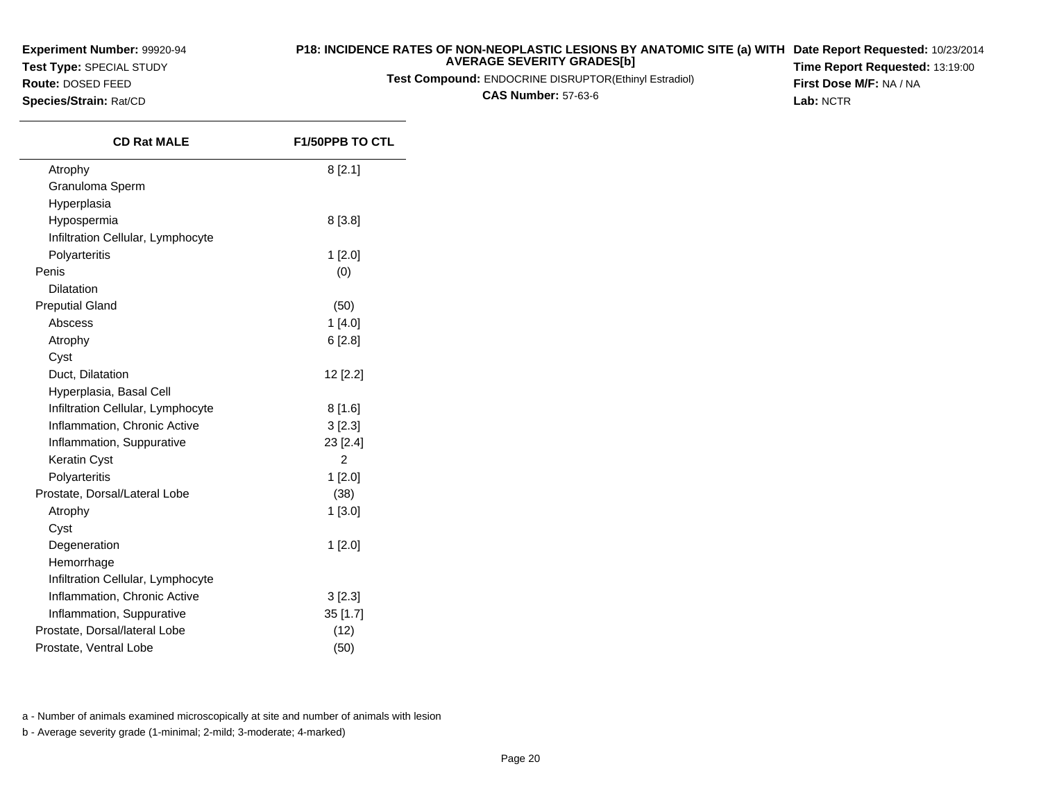**Experiment Number:** 99920-94
**Test Type:** SPECIAL STUDY
**Route:** DOSED FEED
**Species/Strain:** Rat/CD

**P18: INCIDENCE RATES OF NON-NEOPLASTIC LESIONS BY ANATOMIC SITE (a) WITH AVERAGE SEVERITY GRADES[b]**
**Test Compound:** ENDOCRINE DISRUPTOR(Ethinyl Estradiol)
**CAS Number:** 57-63-6

**Date Report Requested:** 10/23/2014
**Time Report Requested:** 13:19:00
**First Dose M/F:** NA / NA
**Lab:** NCTR

| CD Rat MALE | F1/50PPB TO CTL |
|---|---|
| Atrophy | 8 [2.1] |
| Granuloma Sperm | |
| Hyperplasia | |
| Hypospermia | 8 [3.8] |
| Infiltration Cellular, Lymphocyte | |
| Polyarteritis | 1 [2.0] |
| Penis | (0) |
| Dilatation | |
| Preputial Gland | (50) |
| Abscess | 1 [4.0] |
| Atrophy | 6 [2.8] |
| Cyst | |
| Duct, Dilatation | 12 [2.2] |
| Hyperplasia, Basal Cell | |
| Infiltration Cellular, Lymphocyte | 8 [1.6] |
| Inflammation, Chronic Active | 3 [2.3] |
| Inflammation, Suppurative | 23 [2.4] |
| Keratin Cyst | 2 |
| Polyarteritis | 1 [2.0] |
| Prostate, Dorsal/Lateral Lobe | (38) |
| Atrophy | 1 [3.0] |
| Cyst | |
| Degeneration | 1 [2.0] |
| Hemorrhage | |
| Infiltration Cellular, Lymphocyte | |
| Inflammation, Chronic Active | 3 [2.3] |
| Inflammation, Suppurative | 35 [1.7] |
| Prostate, Dorsal/lateral Lobe | (12) |
| Prostate, Ventral Lobe | (50) |

a - Number of animals examined microscopically at site and number of animals with lesion

b - Average severity grade (1-minimal; 2-mild; 3-moderate; 4-marked)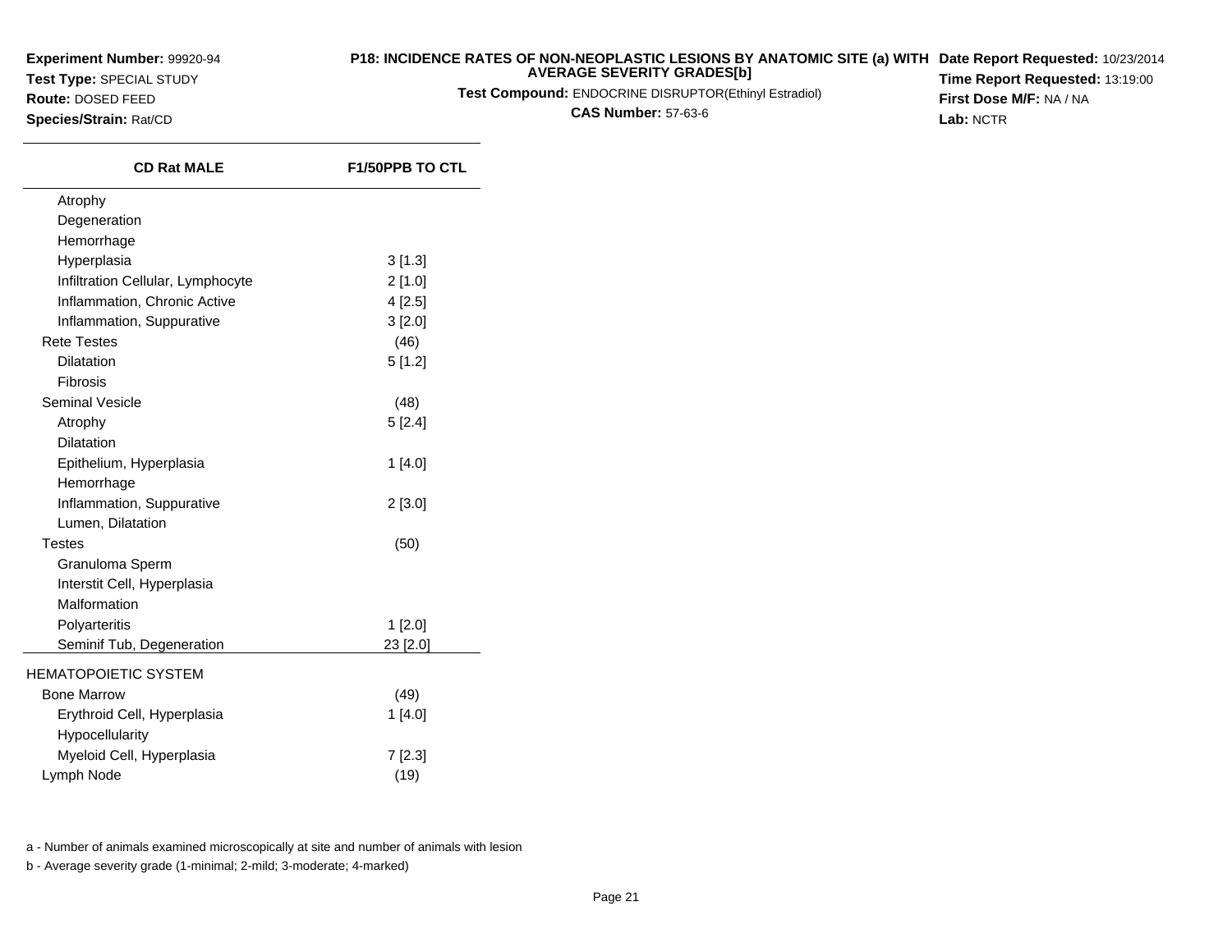**Experiment Number:** 99920-94
**Test Type:** SPECIAL STUDY
**Route:** DOSED FEED
**Species/Strain:** Rat/CD

**P18: INCIDENCE RATES OF NON-NEOPLASTIC LESIONS BY ANATOMIC SITE (a) WITH AVERAGE SEVERITY GRADES[b]**
**Test Compound:** ENDOCRINE DISRUPTOR(Ethinyl Estradiol)
**CAS Number:** 57-63-6

**Date Report Requested:** 10/23/2014
**Time Report Requested:** 13:19:00
**First Dose M/F:** NA / NA
**Lab:** NCTR

| CD Rat MALE | F1/50PPB TO CTL |
|---|---|
| Atrophy | |
| Degeneration | |
| Hemorrhage | |
| Hyperplasia | 3 [1.3] |
| Infiltration Cellular, Lymphocyte | 2 [1.0] |
| Inflammation, Chronic Active | 4 [2.5] |
| Inflammation, Suppurative | 3 [2.0] |
| Rete Testes | (46) |
| Dilatation | 5 [1.2] |
| Fibrosis | |
| Seminal Vesicle | (48) |
| Atrophy | 5 [2.4] |
| Dilatation | |
| Epithelium, Hyperplasia | 1 [4.0] |
| Hemorrhage | |
| Inflammation, Suppurative | 2 [3.0] |
| Lumen, Dilatation | |
| Testes | (50) |
| Granuloma Sperm | |
| Interstit Cell, Hyperplasia | |
| Malformation | |
| Polyarteritis | 1 [2.0] |
| Seminif Tub, Degeneration | 23 [2.0] |
| HEMATOPOIETIC SYSTEM | |
| Bone Marrow | (49) |
| Erythroid Cell, Hyperplasia | 1 [4.0] |
| Hypocellularity | |
| Myeloid Cell, Hyperplasia | 7 [2.3] |
| Lymph Node | (19) |

a - Number of animals examined microscopically at site and number of animals with lesion

b - Average severity grade (1-minimal; 2-mild; 3-moderate; 4-marked)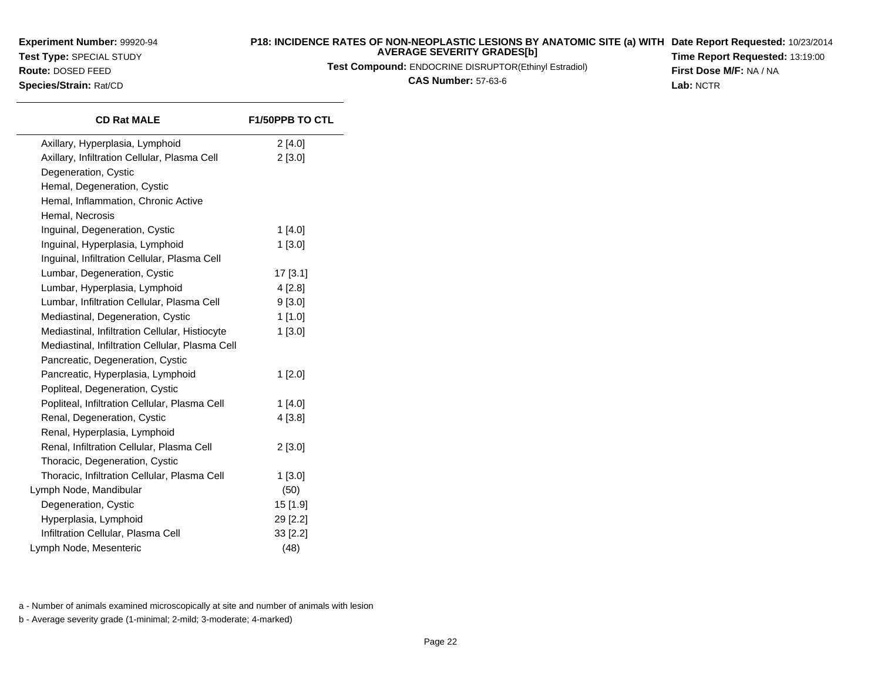**Experiment Number:** 99920-94
**Test Type:** SPECIAL STUDY
**Route:** DOSED FEED
**Species/Strain:** Rat/CD

**P18: INCIDENCE RATES OF NON-NEOPLASTIC LESIONS BY ANATOMIC SITE (a) WITH AVERAGE SEVERITY GRADES[b]**
**Test Compound:** ENDOCRINE DISRUPTOR(Ethinyl Estradiol)
**CAS Number:** 57-63-6

**Date Report Requested:** 10/23/2014
**Time Report Requested:** 13:19:00
**First Dose M/F:** NA / NA
**Lab:** NCTR

| CD Rat MALE | F1/50PPB TO CTL |
|---|---|
| Axillary, Hyperplasia, Lymphoid | 2 [4.0] |
| Axillary, Infiltration Cellular, Plasma Cell | 2 [3.0] |
| Degeneration, Cystic | |
| Hemal, Degeneration, Cystic | |
| Hemal, Inflammation, Chronic Active | |
| Hemal, Necrosis | |
| Inguinal, Degeneration, Cystic | 1 [4.0] |
| Inguinal, Hyperplasia, Lymphoid | 1 [3.0] |
| Inguinal, Infiltration Cellular, Plasma Cell | |
| Lumbar, Degeneration, Cystic | 17 [3.1] |
| Lumbar, Hyperplasia, Lymphoid | 4 [2.8] |
| Lumbar, Infiltration Cellular, Plasma Cell | 9 [3.0] |
| Mediastinal, Degeneration, Cystic | 1 [1.0] |
| Mediastinal, Infiltration Cellular, Histiocyte | 1 [3.0] |
| Mediastinal, Infiltration Cellular, Plasma Cell | |
| Pancreatic, Degeneration, Cystic | |
| Pancreatic, Hyperplasia, Lymphoid | 1 [2.0] |
| Popliteal, Degeneration, Cystic | |
| Popliteal, Infiltration Cellular, Plasma Cell | 1 [4.0] |
| Renal, Degeneration, Cystic | 4 [3.8] |
| Renal, Hyperplasia, Lymphoid | |
| Renal, Infiltration Cellular, Plasma Cell | 2 [3.0] |
| Thoracic, Degeneration, Cystic | |
| Thoracic, Infiltration Cellular, Plasma Cell | 1 [3.0] |
| Lymph Node, Mandibular | (50) |
| Degeneration, Cystic | 15 [1.9] |
| Hyperplasia, Lymphoid | 29 [2.2] |
| Infiltration Cellular, Plasma Cell | 33 [2.2] |
| Lymph Node, Mesenteric | (48) |

a - Number of animals examined microscopically at site and number of animals with lesion

b - Average severity grade (1-minimal; 2-mild; 3-moderate; 4-marked)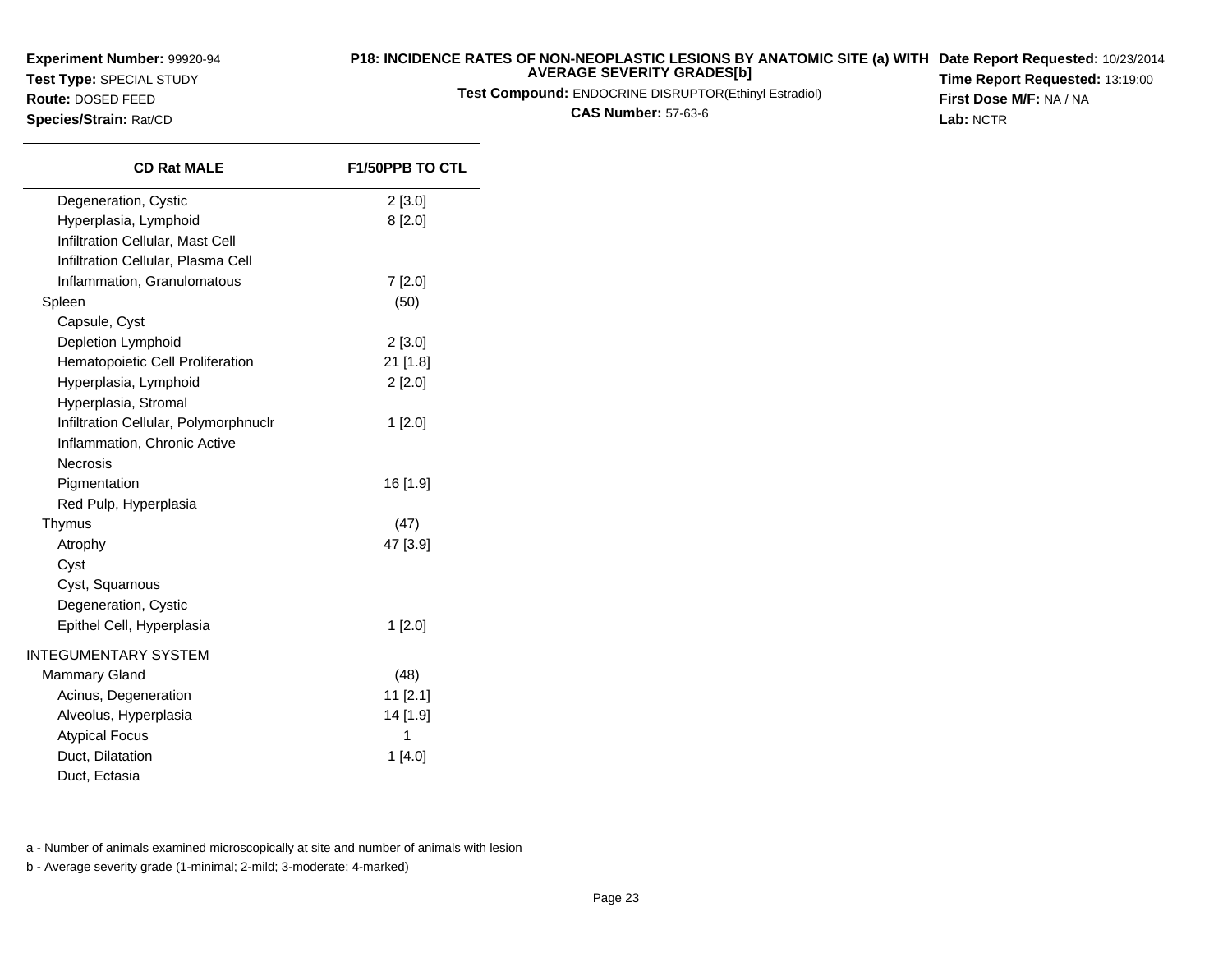**Experiment Number:** 99920-94
**Test Type:** SPECIAL STUDY
**Route:** DOSED FEED
**Species/Strain:** Rat/CD

**P18: INCIDENCE RATES OF NON-NEOPLASTIC LESIONS BY ANATOMIC SITE (a) WITH AVERAGE SEVERITY GRADES[b]**
**Test Compound:** ENDOCRINE DISRUPTOR(Ethinyl Estradiol)
**CAS Number:** 57-63-6

**Date Report Requested:** 10/23/2014
**Time Report Requested:** 13:19:00
**First Dose M/F:** NA / NA
**Lab:** NCTR

| CD Rat MALE | F1/50PPB TO CTL |
|---|---|
| Degeneration, Cystic | 2 [3.0] |
| Hyperplasia, Lymphoid | 8 [2.0] |
| Infiltration Cellular, Mast Cell | |
| Infiltration Cellular, Plasma Cell | |
| Inflammation, Granulomatous | 7 [2.0] |
| Spleen | (50) |
| Capsule, Cyst | |
| Depletion Lymphoid | 2 [3.0] |
| Hematopoietic Cell Proliferation | 21 [1.8] |
| Hyperplasia, Lymphoid | 2 [2.0] |
| Hyperplasia, Stromal | |
| Infiltration Cellular, Polymorphnuclr | 1 [2.0] |
| Inflammation, Chronic Active | |
| Necrosis | |
| Pigmentation | 16 [1.9] |
| Red Pulp, Hyperplasia | |
| Thymus | (47) |
| Atrophy | 47 [3.9] |
| Cyst | |
| Cyst, Squamous | |
| Degeneration, Cystic | |
| Epithel Cell, Hyperplasia | 1 [2.0] |
| INTEGUMENTARY SYSTEM | |
| Mammary Gland | (48) |
| Acinus, Degeneration | 11 [2.1] |
| Alveolus, Hyperplasia | 14 [1.9] |
| Atypical Focus | 1 |
| Duct, Dilatation | 1 [4.0] |
| Duct, Ectasia | |

a - Number of animals examined microscopically at site and number of animals with lesion

b - Average severity grade (1-minimal; 2-mild; 3-moderate; 4-marked)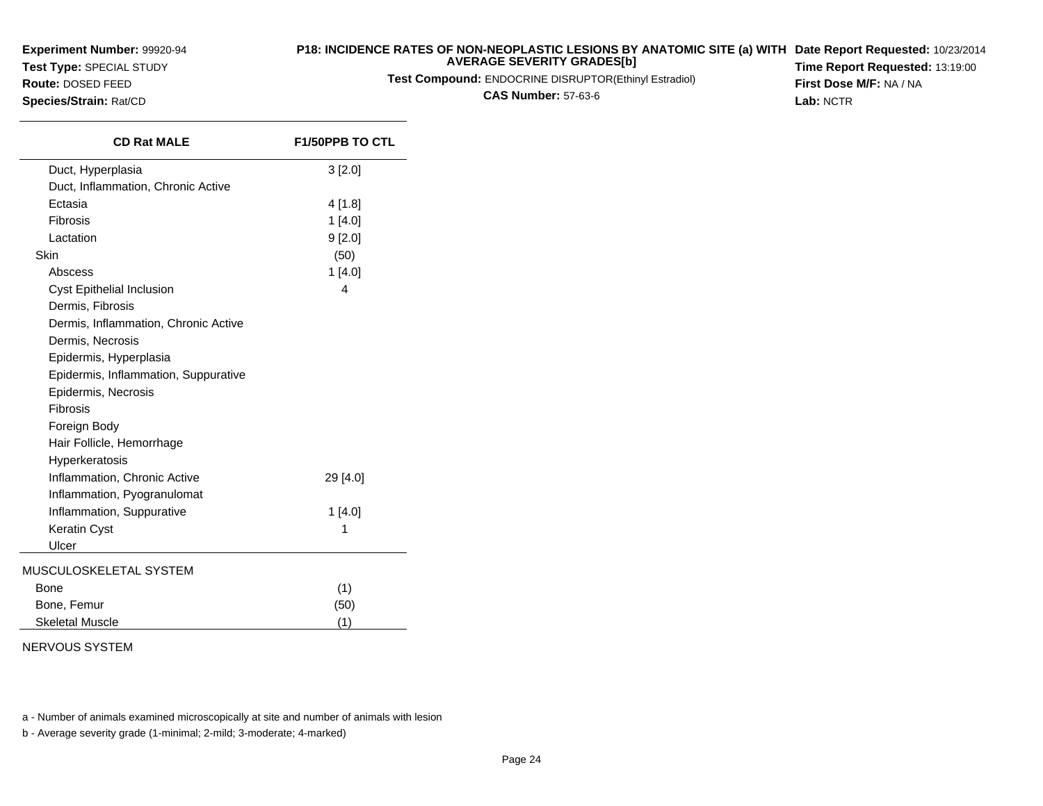**Experiment Number:** 99920-94
**Test Type:** SPECIAL STUDY
**Route:** DOSED FEED
**Species/Strain:** Rat/CD

**P18: INCIDENCE RATES OF NON-NEOPLASTIC LESIONS BY ANATOMIC SITE (a) WITH AVERAGE SEVERITY GRADES[b]**
**Test Compound:** ENDOCRINE DISRUPTOR(Ethinyl Estradiol)
**CAS Number:** 57-63-6

**Date Report Requested:** 10/23/2014
**Time Report Requested:** 13:19:00
**First Dose M/F:** NA / NA
**Lab:** NCTR

| CD Rat MALE | F1/50PPB TO CTL |
|---|---|
| Duct, Hyperplasia | 3 [2.0] |
| Duct, Inflammation, Chronic Active | |
| Ectasia | 4 [1.8] |
| Fibrosis | 1 [4.0] |
| Lactation | 9 [2.0] |
| Skin | (50) |
| Abscess | 1 [4.0] |
| Cyst Epithelial Inclusion | 4 |
| Dermis, Fibrosis | |
| Dermis, Inflammation, Chronic Active | |
| Dermis, Necrosis | |
| Epidermis, Hyperplasia | |
| Epidermis, Inflammation, Suppurative | |
| Epidermis, Necrosis | |
| Fibrosis | |
| Foreign Body | |
| Hair Follicle, Hemorrhage | |
| Hyperkeratosis | |
| Inflammation, Chronic Active | 29 [4.0] |
| Inflammation, Pyogranulomat | |
| Inflammation, Suppurative | 1 [4.0] |
| Keratin Cyst | 1 |
| Ulcer | |
| MUSCULOSKELETAL SYSTEM | |
| Bone | (1) |
| Bone, Femur | (50) |
| Skeletal Muscle | (1) |
| NERVOUS SYSTEM | |

a - Number of animals examined microscopically at site and number of animals with lesion

b - Average severity grade (1-minimal; 2-mild; 3-moderate; 4-marked)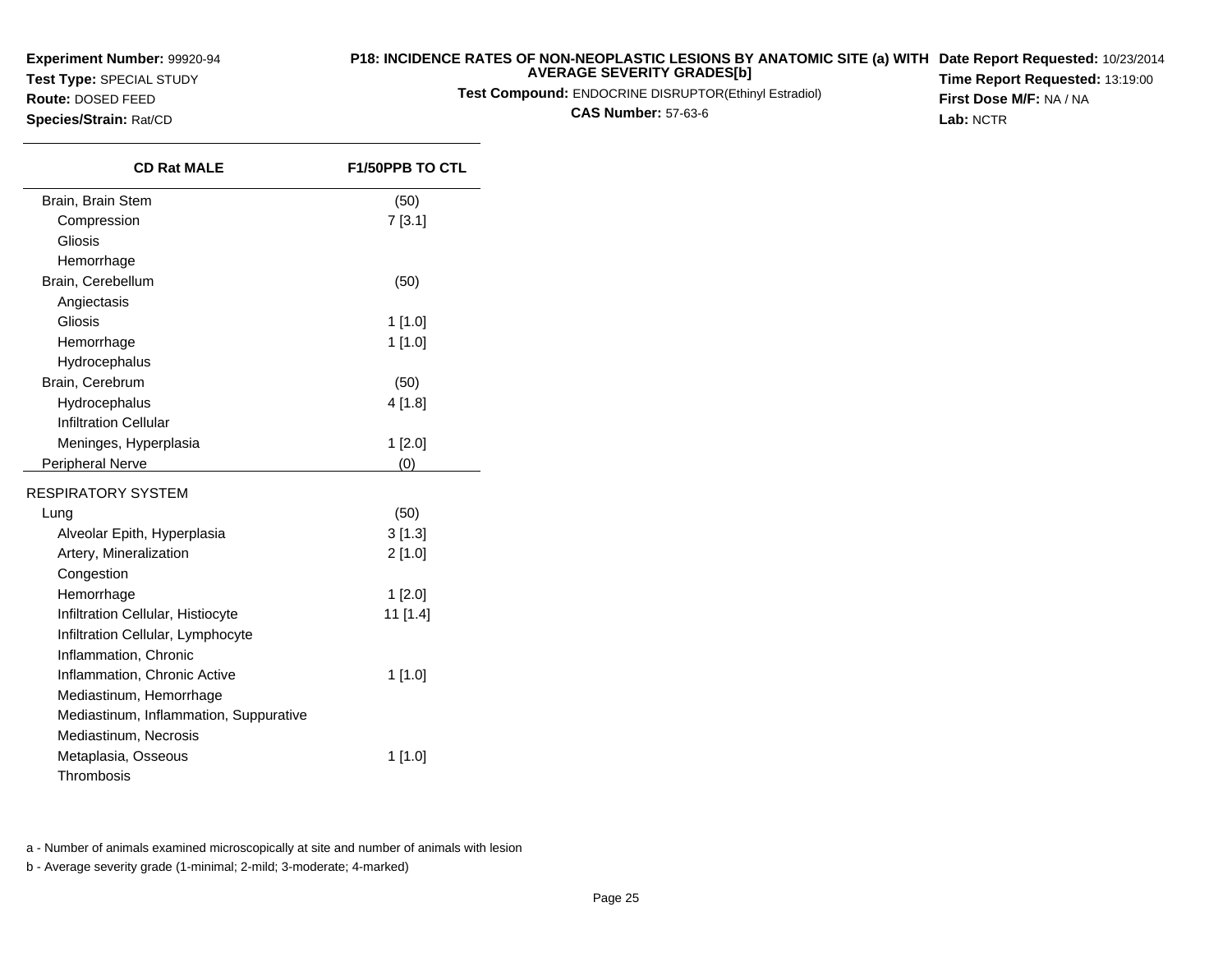**Experiment Number:** 99920-94
**Test Type:** SPECIAL STUDY
**Route:** DOSED FEED
**Species/Strain:** Rat/CD

**P18: INCIDENCE RATES OF NON-NEOPLASTIC LESIONS BY ANATOMIC SITE (a) WITH AVERAGE SEVERITY GRADES[b]**
**Test Compound:** ENDOCRINE DISRUPTOR(Ethinyl Estradiol)
**CAS Number:** 57-63-6

**Date Report Requested:** 10/23/2014
**Time Report Requested:** 13:19:00
**First Dose M/F:** NA / NA
**Lab:** NCTR

| CD Rat MALE | F1/50PPB TO CTL |
|---|---|
| Brain, Brain Stem | (50) |
| Compression | 7 [3.1] |
| Gliosis | |
| Hemorrhage | |
| Brain, Cerebellum | (50) |
| Angiectasis | |
| Gliosis | 1 [1.0] |
| Hemorrhage | 1 [1.0] |
| Hydrocephalus | |
| Brain, Cerebrum | (50) |
| Hydrocephalus | 4 [1.8] |
| Infiltration Cellular | |
| Meninges, Hyperplasia | 1 [2.0] |
| Peripheral Nerve | (0) |
| RESPIRATORY SYSTEM | |
| Lung | (50) |
| Alveolar Epith, Hyperplasia | 3 [1.3] |
| Artery, Mineralization | 2 [1.0] |
| Congestion | |
| Hemorrhage | 1 [2.0] |
| Infiltration Cellular, Histiocyte | 11 [1.4] |
| Infiltration Cellular, Lymphocyte | |
| Inflammation, Chronic | |
| Inflammation, Chronic Active | 1 [1.0] |
| Mediastinum, Hemorrhage | |
| Mediastinum, Inflammation, Suppurative | |
| Mediastinum, Necrosis | |
| Metaplasia, Osseous | 1 [1.0] |
| Thrombosis | |

a - Number of animals examined microscopically at site and number of animals with lesion

b - Average severity grade (1-minimal; 2-mild; 3-moderate; 4-marked)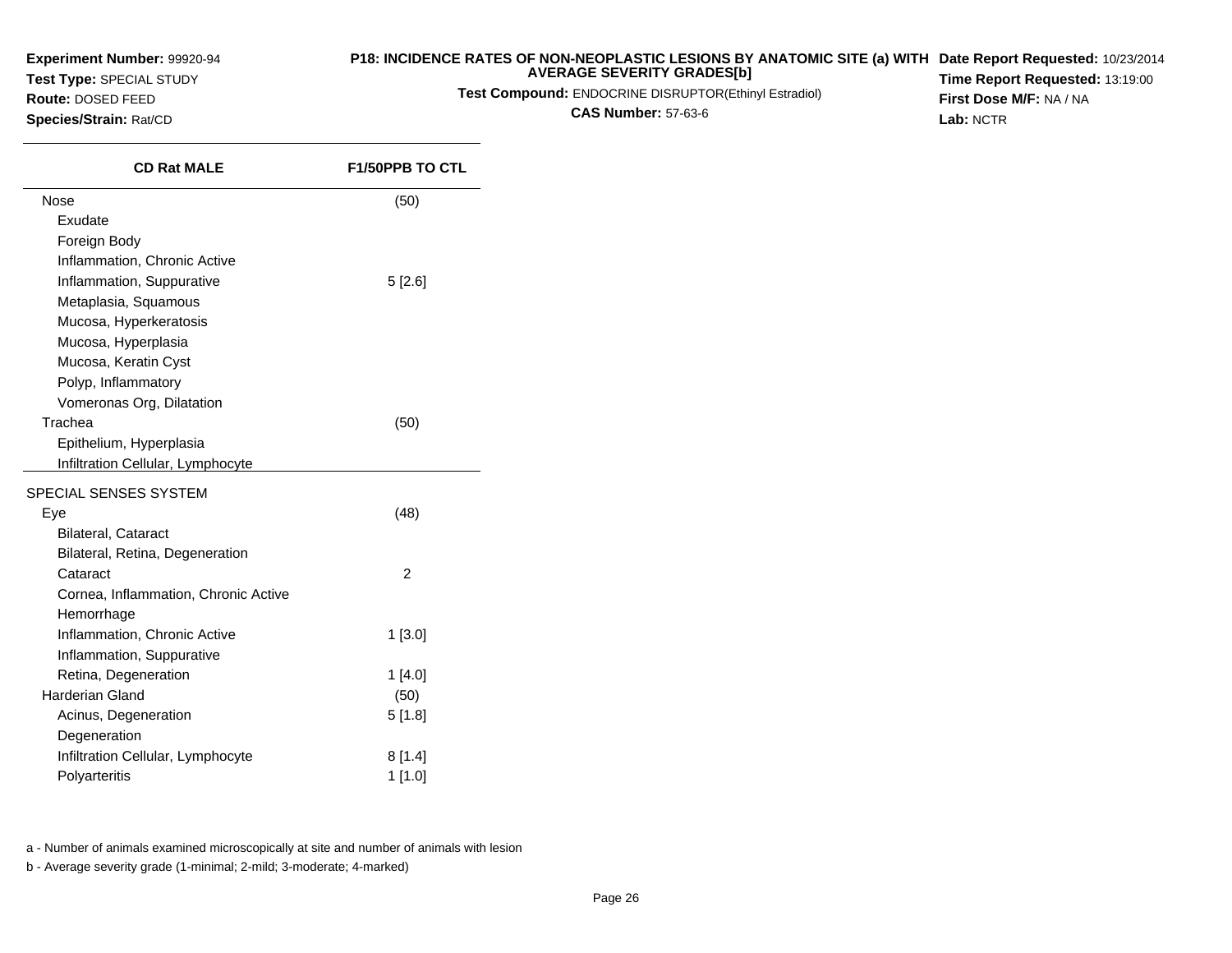**Experiment Number:** 99920-94
**Test Type:** SPECIAL STUDY
**Route:** DOSED FEED
**Species/Strain:** Rat/CD

**P18: INCIDENCE RATES OF NON-NEOPLASTIC LESIONS BY ANATOMIC SITE (a) WITH AVERAGE SEVERITY GRADES[b]**
**Test Compound:** ENDOCRINE DISRUPTOR(Ethinyl Estradiol)
**CAS Number:** 57-63-6

**Date Report Requested:** 10/23/2014
**Time Report Requested:** 13:19:00
**First Dose M/F:** NA / NA
**Lab:** NCTR

| CD Rat MALE | F1/50PPB TO CTL |
|---|---|
| Nose | (50) |
| Exudate | |
| Foreign Body | |
| Inflammation, Chronic Active | |
| Inflammation, Suppurative | 5 [2.6] |
| Metaplasia, Squamous | |
| Mucosa, Hyperkeratosis | |
| Mucosa, Hyperplasia | |
| Mucosa, Keratin Cyst | |
| Polyp, Inflammatory | |
| Vomeronas Org, Dilatation | |
| Trachea | (50) |
| Epithelium, Hyperplasia | |
| Infiltration Cellular, Lymphocyte | |
| SPECIAL SENSES SYSTEM | |
| Eye | (48) |
| Bilateral, Cataract | |
| Bilateral, Retina, Degeneration | |
| Cataract | 2 |
| Cornea, Inflammation, Chronic Active | |
| Hemorrhage | |
| Inflammation, Chronic Active | 1 [3.0] |
| Inflammation, Suppurative | |
| Retina, Degeneration | 1 [4.0] |
| Harderian Gland | (50) |
| Acinus, Degeneration | 5 [1.8] |
| Degeneration | |
| Infiltration Cellular, Lymphocyte | 8 [1.4] |
| Polyarteritis | 1 [1.0] |

a - Number of animals examined microscopically at site and number of animals with lesion

b - Average severity grade (1-minimal; 2-mild; 3-moderate; 4-marked)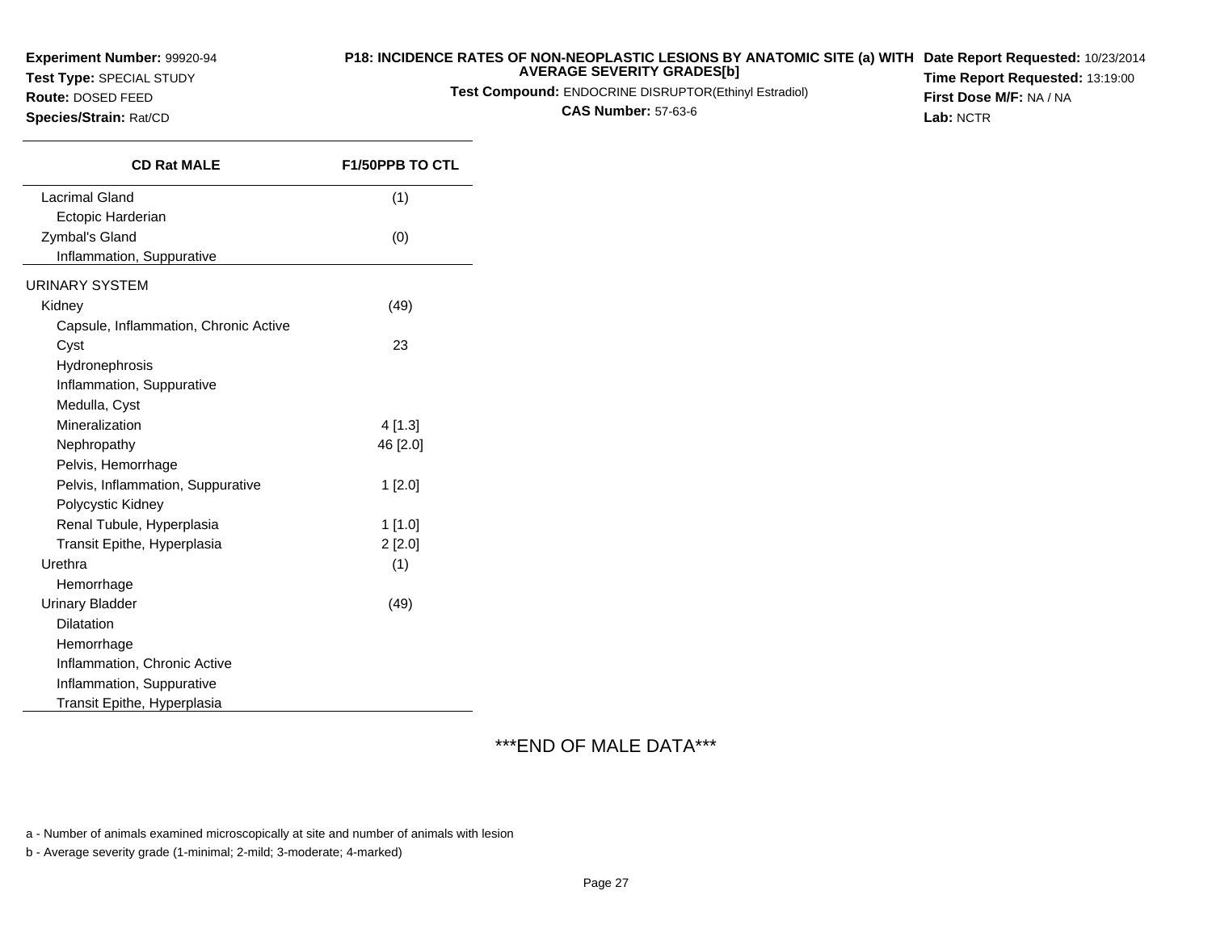**Experiment Number:** 99920-94
**Test Type:** SPECIAL STUDY
**Route:** DOSED FEED
**Species/Strain:** Rat/CD

**P18: INCIDENCE RATES OF NON-NEOPLASTIC LESIONS BY ANATOMIC SITE (a) WITH AVERAGE SEVERITY GRADES[b]**
**Test Compound:** ENDOCRINE DISRUPTOR(Ethinyl Estradiol)
**CAS Number:** 57-63-6

**Date Report Requested:** 10/23/2014
**Time Report Requested:** 13:19:00
**First Dose M/F:** NA / NA
**Lab:** NCTR

| CD Rat MALE | F1/50PPB TO CTL |
|---|---|
| Lacrimal Gland | (1) |
| Ectopic Harderian | |
| Zymbal's Gland | (0) |
| Inflammation, Suppurative | |
| URINARY SYSTEM | |
| Kidney | (49) |
| Capsule, Inflammation, Chronic Active | |
| Cyst | 23 |
| Hydronephrosis | |
| Inflammation, Suppurative | |
| Medulla, Cyst | |
| Mineralization | 4 [1.3] |
| Nephropathy | 46 [2.0] |
| Pelvis, Hemorrhage | |
| Pelvis, Inflammation, Suppurative | 1 [2.0] |
| Polycystic Kidney | |
| Renal Tubule, Hyperplasia | 1 [1.0] |
| Transit Epithe, Hyperplasia | 2 [2.0] |
| Urethra | (1) |
| Hemorrhage | |
| Urinary Bladder | (49) |
| Dilatation | |
| Hemorrhage | |
| Inflammation, Chronic Active | |
| Inflammation, Suppurative | |
| Transit Epithe, Hyperplasia | |

***END OF MALE DATA***

a - Number of animals examined microscopically at site and number of animals with lesion

b - Average severity grade (1-minimal; 2-mild; 3-moderate; 4-marked)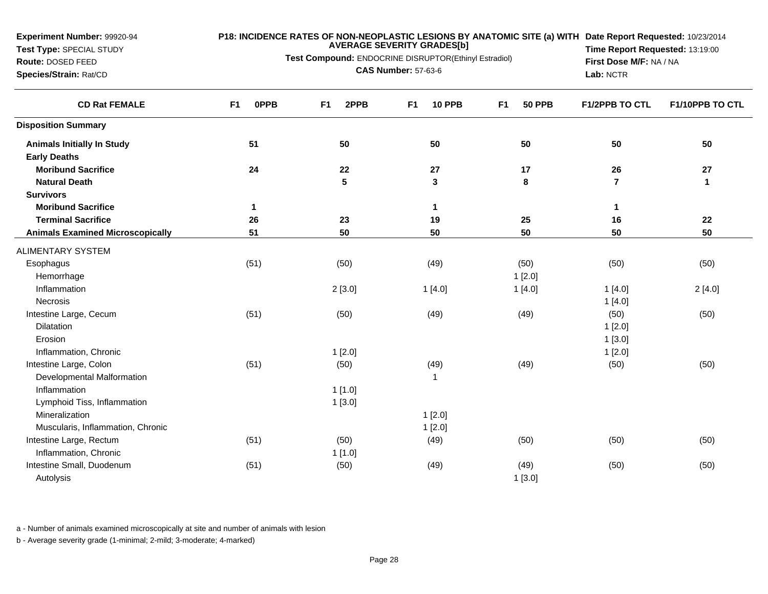**Experiment Number:** 99920-94
**Test Type:** SPECIAL STUDY
**Route:** DOSED FEED
**Species/Strain:** Rat/CD

**P18: INCIDENCE RATES OF NON-NEOPLASTIC LESIONS BY ANATOMIC SITE (a) WITH AVERAGE SEVERITY GRADES[b]**

**Test Compound:** ENDOCRINE DISRUPTOR(Ethinyl Estradiol)
**CAS Number:** 57-63-6

**Date Report Requested:** 10/23/2014
**Time Report Requested:** 13:19:00
**First Dose M/F:** NA / NA
**Lab:** NCTR

| CD Rat FEMALE | F1 0PPB | F1 2PPB | F1 10 PPB | F1 50 PPB | F1/2PPB TO CTL | F1/10PPB TO CTL |
|---|---|---|---|---|---|---|
| **Disposition Summary** | | | | | | |
| **Animals Initially In Study** | 51 | 50 | 50 | 50 | 50 | 50 |
| **Early Deaths** | | | | | | |
| **Moribund Sacrifice** | 24 | 22 | 27 | 17 | 26 | 27 |
| **Natural Death** | | 5 | 3 | 8 | 7 | 1 |
| **Survivors** | | | | | | |
| **Moribund Sacrifice** | 1 | | 1 | | 1 | |
| **Terminal Sacrifice** | 26 | 23 | 19 | 25 | 16 | 22 |
| **Animals Examined Microscopically** | 51 | 50 | 50 | 50 | 50 | 50 |
| ALIMENTARY SYSTEM | | | | | | |
| Esophagus | (51) | (50) | (49) | (50) | (50) | (50) |
| Hemorrhage | | | | 1 [2.0] | | |
| Inflammation | | 2 [3.0] | 1 [4.0] | 1 [4.0] | 1 [4.0] | 2 [4.0] |
| Necrosis | | | | | 1 [4.0] | |
| Intestine Large, Cecum | (51) | (50) | (49) | (49) | (50) | (50) |
| Dilatation | | | | | 1 [2.0] | |
| Erosion | | | | | 1 [3.0] | |
| Inflammation, Chronic | | 1 [2.0] | | | 1 [2.0] | |
| Intestine Large, Colon | (51) | (50) | (49) | (49) | (50) | (50) |
| Developmental Malformation | | | 1 | | | |
| Inflammation | | 1 [1.0] | | | | |
| Lymphoid Tiss, Inflammation | | 1 [3.0] | | | | |
| Mineralization | | | 1 [2.0] | | | |
| Muscularis, Inflammation, Chronic | | | 1 [2.0] | | | |
| Intestine Large, Rectum | (51) | (50) | (49) | (50) | (50) | (50) |
| Inflammation, Chronic | | 1 [1.0] | | | | |
| Intestine Small, Duodenum | (51) | (50) | (49) | (49) | (50) | (50) |
| Autolysis | | | | 1 [3.0] | | |

a - Number of animals examined microscopically at site and number of animals with lesion

b - Average severity grade (1-minimal; 2-mild; 3-moderate; 4-marked)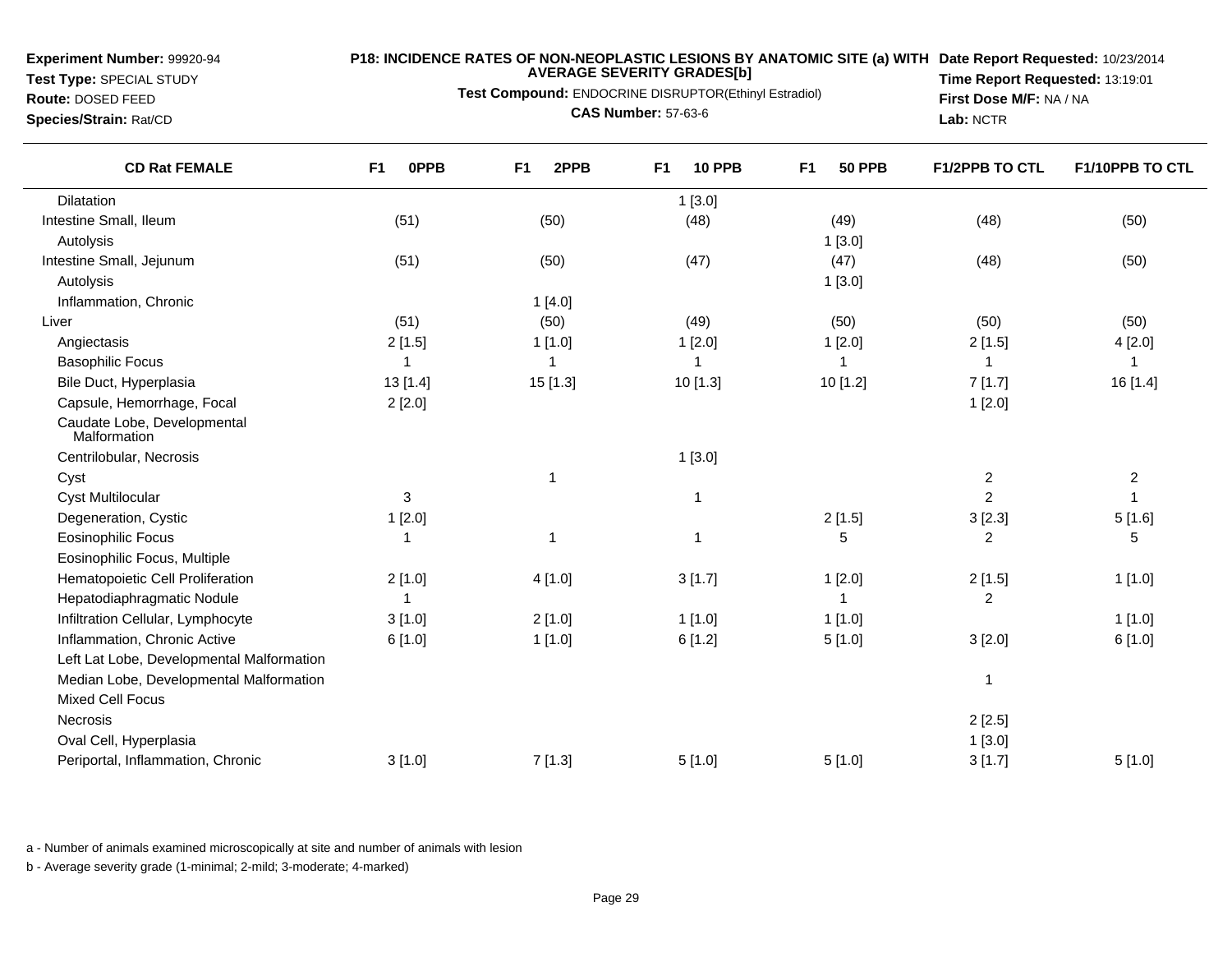**Experiment Number:** 99920-94
**Test Type:** SPECIAL STUDY
**Route:** DOSED FEED
**Species/Strain:** Rat/CD

**P18: INCIDENCE RATES OF NON-NEOPLASTIC LESIONS BY ANATOMIC SITE (a) WITH AVERAGE SEVERITY GRADES[b]**

**Test Compound:** ENDOCRINE DISRUPTOR(Ethinyl Estradiol)

**CAS Number:** 57-63-6

**Date Report Requested:** 10/23/2014
**Time Report Requested:** 13:19:01
**First Dose M/F:** NA / NA
**Lab:** NCTR

| CD Rat FEMALE | F1 0PPB | F1 2PPB | F1 10 PPB | F1 50 PPB | F1/2PPB TO CTL | F1/10PPB TO CTL |
|---|---|---|---|---|---|---|
| Dilatation | | | 1 [3.0] | | | |
| Intestine Small, Ileum | (51) | (50) | (48) | (49) | (48) | (50) |
| Autolysis | | | | 1 [3.0] | | |
| Intestine Small, Jejunum | (51) | (50) | (47) | (47) | (48) | (50) |
| Autolysis | | | | 1 [3.0] | | |
| Inflammation, Chronic | | 1 [4.0] | | | | |
| Liver | (51) | (50) | (49) | (50) | (50) | (50) |
| Angiectasis | 2 [1.5] | 1 [1.0] | 1 [2.0] | 1 [2.0] | 2 [1.5] | 4 [2.0] |
| Basophilic Focus | 1 | 1 | 1 | 1 | 1 | 1 |
| Bile Duct, Hyperplasia | 13 [1.4] | 15 [1.3] | 10 [1.3] | 10 [1.2] | 7 [1.7] | 16 [1.4] |
| Capsule, Hemorrhage, Focal | 2 [2.0] | | | | 1 [2.0] | |
| Caudate Lobe, Developmental Malformation | | | | | | |
| Centrilobular, Necrosis | | | 1 [3.0] | | | |
| Cyst | | 1 | | | 2 | 2 |
| Cyst Multilocular | 3 | | 1 | | 2 | 1 |
| Degeneration, Cystic | 1 [2.0] | | | 2 [1.5] | 3 [2.3] | 5 [1.6] |
| Eosinophilic Focus | 1 | 1 | 1 | 5 | 2 | 5 |
| Eosinophilic Focus, Multiple | | | | | | |
| Hematopoietic Cell Proliferation | 2 [1.0] | 4 [1.0] | 3 [1.7] | 1 [2.0] | 2 [1.5] | 1 [1.0] |
| Hepatodiaphragmatic Nodule | 1 | | | 1 | 2 | |
| Infiltration Cellular, Lymphocyte | 3 [1.0] | 2 [1.0] | 1 [1.0] | 1 [1.0] | | 1 [1.0] |
| Inflammation, Chronic Active | 6 [1.0] | 1 [1.0] | 6 [1.2] | 5 [1.0] | 3 [2.0] | 6 [1.0] |
| Left Lat Lobe, Developmental Malformation | | | | | | |
| Median Lobe, Developmental Malformation | | | | | 1 | |
| Mixed Cell Focus | | | | | | |
| Necrosis | | | | | 2 [2.5] | |
| Oval Cell, Hyperplasia | | | | | 1 [3.0] | |
| Periportal, Inflammation, Chronic | 3 [1.0] | 7 [1.3] | 5 [1.0] | 5 [1.0] | 3 [1.7] | 5 [1.0] |

a - Number of animals examined microscopically at site and number of animals with lesion

b - Average severity grade (1-minimal; 2-mild; 3-moderate; 4-marked)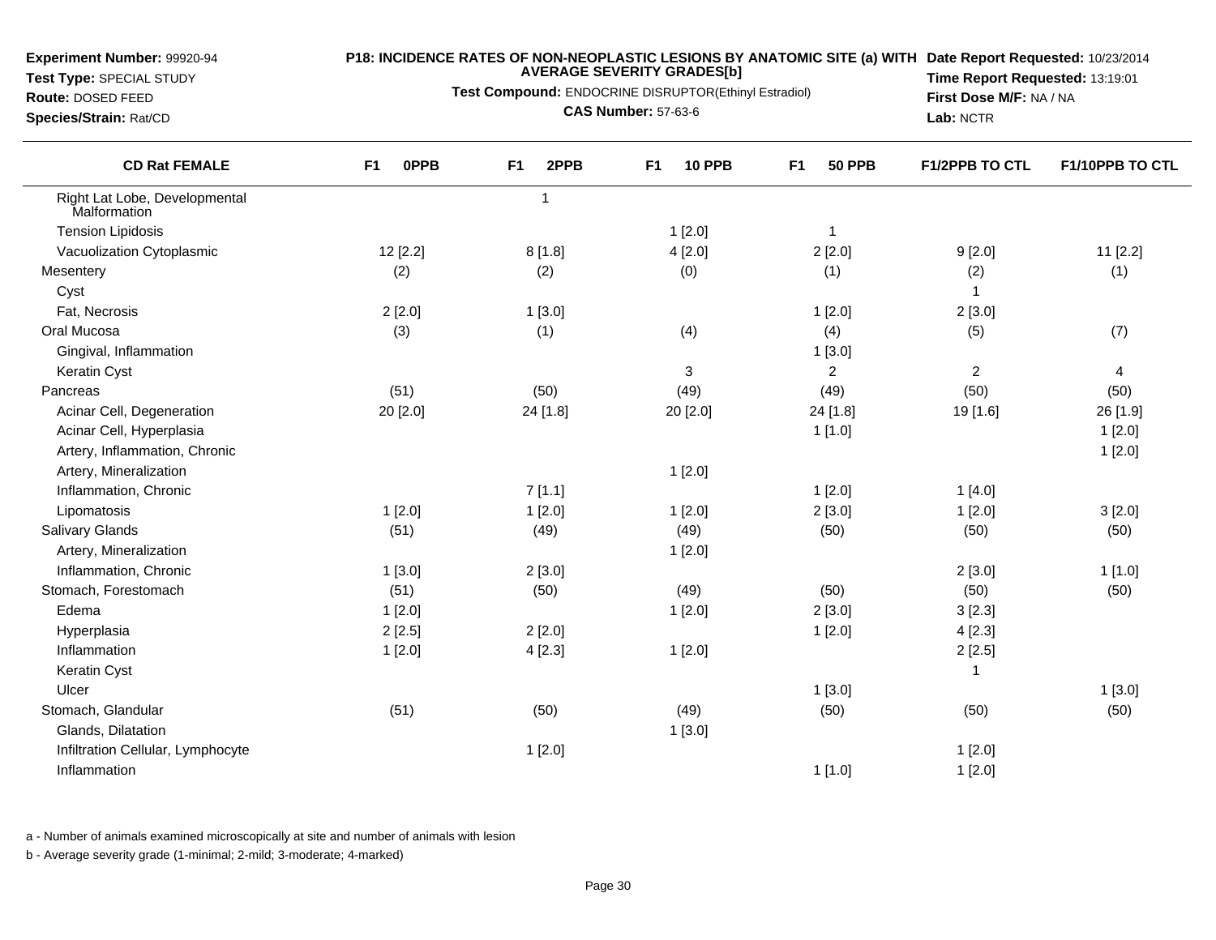**Experiment Number:** 99920-94
**Test Type:** SPECIAL STUDY
**Route:** DOSED FEED
**Species/Strain:** Rat/CD

**P18: INCIDENCE RATES OF NON-NEOPLASTIC LESIONS BY ANATOMIC SITE (a) WITH AVERAGE SEVERITY GRADES[b]**
**Test Compound:** ENDOCRINE DISRUPTOR(Ethinyl Estradiol)
**CAS Number:** 57-63-6

**Date Report Requested:** 10/23/2014
**Time Report Requested:** 13:19:01
**First Dose M/F:** NA / NA
**Lab:** NCTR

| CD Rat FEMALE | F1 0PPB | F1 2PPB | F1 10 PPB | F1 50 PPB | F1/2PPB TO CTL | F1/10PPB TO CTL |
|---|---|---|---|---|---|---|
| Right Lat Lobe, Developmental Malformation | | 1 | | | | |
| Tension Lipidosis | | | 1 [2.0] | 1 | | |
| Vacuolization Cytoplasmic | 12 [2.2] | 8 [1.8] | 4 [2.0] | 2 [2.0] | 9 [2.0] | 11 [2.2] |
| Mesentery | (2) | (2) | (0) | (1) | (2) | (1) |
| Cyst | | | | | 1 | |
| Fat, Necrosis | 2 [2.0] | 1 [3.0] | | 1 [2.0] | 2 [3.0] | |
| Oral Mucosa | (3) | (1) | (4) | (4) | (5) | (7) |
| Gingival, Inflammation | | | | 1 [3.0] | | |
| Keratin Cyst | | | 3 | 2 | 2 | 4 |
| Pancreas | (51) | (50) | (49) | (49) | (50) | (50) |
| Acinar Cell, Degeneration | 20 [2.0] | 24 [1.8] | 20 [2.0] | 24 [1.8] | 19 [1.6] | 26 [1.9] |
| Acinar Cell, Hyperplasia | | | | 1 [1.0] | | 1 [2.0] |
| Artery, Inflammation, Chronic | | | | | | 1 [2.0] |
| Artery, Mineralization | | | 1 [2.0] | | | |
| Inflammation, Chronic | | 7 [1.1] | | 1 [2.0] | 1 [4.0] | |
| Lipomatosis | 1 [2.0] | 1 [2.0] | 1 [2.0] | 2 [3.0] | 1 [2.0] | 3 [2.0] |
| Salivary Glands | (51) | (49) | (49) | (50) | (50) | (50) |
| Artery, Mineralization | | | 1 [2.0] | | | |
| Inflammation, Chronic | 1 [3.0] | 2 [3.0] | | | 2 [3.0] | 1 [1.0] |
| Stomach, Forestomach | (51) | (50) | (49) | (50) | (50) | (50) |
| Edema | 1 [2.0] | | 1 [2.0] | 2 [3.0] | 3 [2.3] | |
| Hyperplasia | 2 [2.5] | 2 [2.0] | | 1 [2.0] | 4 [2.3] | |
| Inflammation | 1 [2.0] | 4 [2.3] | 1 [2.0] | | 2 [2.5] | |
| Keratin Cyst | | | | | 1 | |
| Ulcer | | | | 1 [3.0] | | 1 [3.0] |
| Stomach, Glandular | (51) | (50) | (49) | (50) | (50) | (50) |
| Glands, Dilatation | | | 1 [3.0] | | | |
| Infiltration Cellular, Lymphocyte | | 1 [2.0] | | | 1 [2.0] | |
| Inflammation | | | | 1 [1.0] | 1 [2.0] | |

a - Number of animals examined microscopically at site and number of animals with lesion

b - Average severity grade (1-minimal; 2-mild; 3-moderate; 4-marked)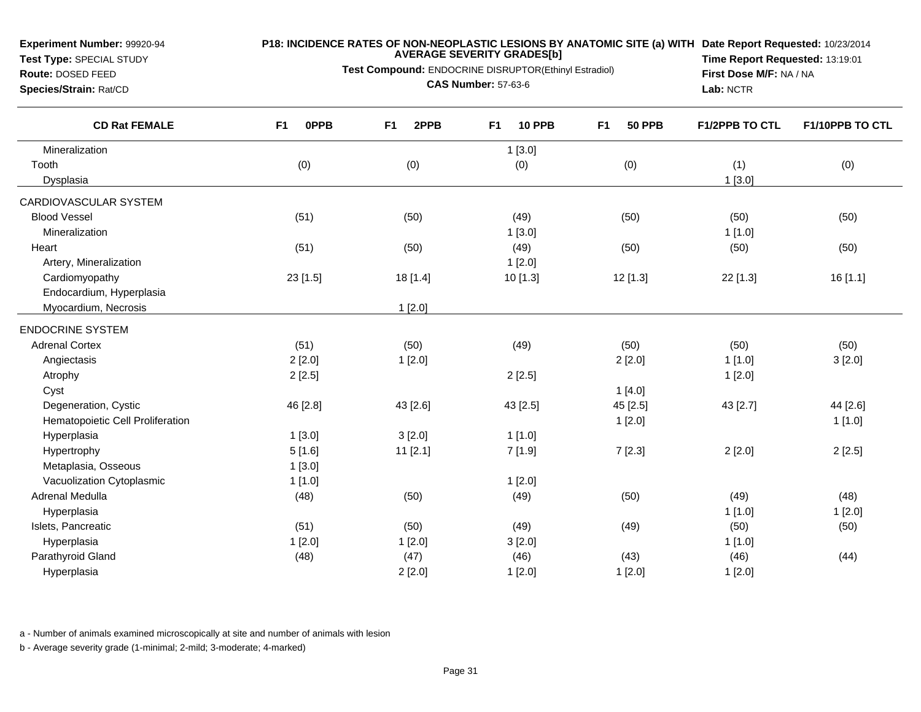**Experiment Number:** 99920-94
**Test Type:** SPECIAL STUDY
**Route:** DOSED FEED
**Species/Strain:** Rat/CD

**P18: INCIDENCE RATES OF NON-NEOPLASTIC LESIONS BY ANATOMIC SITE (a) WITH AVERAGE SEVERITY GRADES[b]**
**Test Compound:** ENDOCRINE DISRUPTOR(Ethinyl Estradiol)
**CAS Number:** 57-63-6

**Date Report Requested:** 10/23/2014
**Time Report Requested:** 13:19:01
**First Dose M/F:** NA / NA
**Lab:** NCTR

| CD Rat FEMALE | F1 0PPB | F1 2PPB | F1 10 PPB | F1 50 PPB | F1/2PPB TO CTL | F1/10PPB TO CTL |
|---|---|---|---|---|---|---|
| Mineralization | | | 1 [3.0] | | | |
| Tooth | (0) | (0) | (0) | (0) | (1) | (0) |
| Dysplasia | | | | | 1 [3.0] | |
| CARDIOVASCULAR SYSTEM | | | | | | |
| Blood Vessel | (51) | (50) | (49) | (50) | (50) | (50) |
| Mineralization | | | 1 [3.0] | | 1 [1.0] | |
| Heart | (51) | (50) | (49) | (50) | (50) | (50) |
| Artery, Mineralization | | | 1 [2.0] | | | |
| Cardiomyopathy | 23 [1.5] | 18 [1.4] | 10 [1.3] | 12 [1.3] | 22 [1.3] | 16 [1.1] |
| Endocardium, Hyperplasia | | | | | | |
| Myocardium, Necrosis | | 1 [2.0] | | | | |
| ENDOCRINE SYSTEM | | | | | | |
| Adrenal Cortex | (51) | (50) | (49) | (50) | (50) | (50) |
| Angiectasis | 2 [2.0] | 1 [2.0] | | 2 [2.0] | 1 [1.0] | 3 [2.0] |
| Atrophy | 2 [2.5] | | 2 [2.5] | | 1 [2.0] | |
| Cyst | | | | 1 [4.0] | | |
| Degeneration, Cystic | 46 [2.8] | 43 [2.6] | 43 [2.5] | 45 [2.5] | 43 [2.7] | 44 [2.6] |
| Hematopoietic Cell Proliferation | | | | 1 [2.0] | | 1 [1.0] |
| Hyperplasia | 1 [3.0] | 3 [2.0] | 1 [1.0] | | | |
| Hypertrophy | 5 [1.6] | 11 [2.1] | 7 [1.9] | 7 [2.3] | 2 [2.0] | 2 [2.5] |
| Metaplasia, Osseous | 1 [3.0] | | | | | |
| Vacuolization Cytoplasmic | 1 [1.0] | | 1 [2.0] | | | |
| Adrenal Medulla | (48) | (50) | (49) | (50) | (49) | (48) |
| Hyperplasia | | | | | 1 [1.0] | 1 [2.0] |
| Islets, Pancreatic | (51) | (50) | (49) | (49) | (50) | (50) |
| Hyperplasia | 1 [2.0] | 1 [2.0] | 3 [2.0] | | 1 [1.0] | |
| Parathyroid Gland | (48) | (47) | (46) | (43) | (46) | (44) |
| Hyperplasia | | 2 [2.0] | 1 [2.0] | 1 [2.0] | 1 [2.0] | |

a - Number of animals examined microscopically at site and number of animals with lesion

b - Average severity grade (1-minimal; 2-mild; 3-moderate; 4-marked)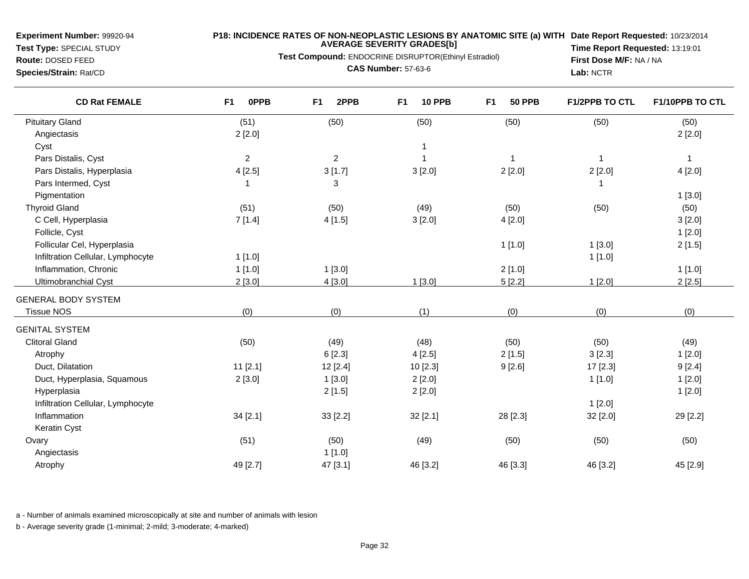**Experiment Number:** 99920-94
**Test Type:** SPECIAL STUDY
**Route:** DOSED FEED
**Species/Strain:** Rat/CD

**P18: INCIDENCE RATES OF NON-NEOPLASTIC LESIONS BY ANATOMIC SITE (a) WITH AVERAGE SEVERITY GRADES[b]**
**Test Compound:** ENDOCRINE DISRUPTOR(Ethinyl Estradiol)
**CAS Number:** 57-63-6

**Date Report Requested:** 10/23/2014
**Time Report Requested:** 13:19:01
**First Dose M/F:** NA / NA
**Lab:** NCTR

| CD Rat FEMALE | F1 0PPB | F1 2PPB | F1 10 PPB | F1 50 PPB | F1/2PPB TO CTL | F1/10PPB TO CTL |
|---|---|---|---|---|---|---|
| Pituitary Gland | (51) | (50) | (50) | (50) | (50) | (50) |
| Angiectasis | 2 [2.0] | | | | | 2 [2.0] |
| Cyst | | | 1 | | | |
| Pars Distalis, Cyst | 2 | 2 | 1 | 1 | 1 | 1 |
| Pars Distalis, Hyperplasia | 4 [2.5] | 3 [1.7] | 3 [2.0] | 2 [2.0] | 2 [2.0] | 4 [2.0] |
| Pars Intermed, Cyst | 1 | 3 | | | 1 | |
| Pigmentation | | | | | | 1 [3.0] |
| Thyroid Gland | (51) | (50) | (49) | (50) | (50) | (50) |
| C Cell, Hyperplasia | 7 [1.4] | 4 [1.5] | 3 [2.0] | 4 [2.0] | | 3 [2.0] |
| Follicle, Cyst | | | | | | 1 [2.0] |
| Follicular Cel, Hyperplasia | | | | 1 [1.0] | 1 [3.0] | 2 [1.5] |
| Infiltration Cellular, Lymphocyte | 1 [1.0] | | | | 1 [1.0] | |
| Inflammation, Chronic | 1 [1.0] | 1 [3.0] | | 2 [1.0] | | 1 [1.0] |
| Ultimobranchial Cyst | 2 [3.0] | 4 [3.0] | 1 [3.0] | 5 [2.2] | 1 [2.0] | 2 [2.5] |
| GENERAL BODY SYSTEM | | | | | | |
| Tissue NOS | (0) | (0) | (1) | (0) | (0) | (0) |
| GENITAL SYSTEM | | | | | | |
| Clitoral Gland | (50) | (49) | (48) | (50) | (50) | (49) |
| Atrophy | | 6 [2.3] | 4 [2.5] | 2 [1.5] | 3 [2.3] | 1 [2.0] |
| Duct, Dilatation | 11 [2.1] | 12 [2.4] | 10 [2.3] | 9 [2.6] | 17 [2.3] | 9 [2.4] |
| Duct, Hyperplasia, Squamous | 2 [3.0] | 1 [3.0] | 2 [2.0] | | 1 [1.0] | 1 [2.0] |
| Hyperplasia | | 2 [1.5] | 2 [2.0] | | | 1 [2.0] |
| Infiltration Cellular, Lymphocyte | | | | | 1 [2.0] | |
| Inflammation | 34 [2.1] | 33 [2.2] | 32 [2.1] | 28 [2.3] | 32 [2.0] | 29 [2.2] |
| Keratin Cyst | | | | | | |
| Ovary | (51) | (50) | (49) | (50) | (50) | (50) |
| Angiectasis | | 1 [1.0] | | | | |
| Atrophy | 49 [2.7] | 47 [3.1] | 46 [3.2] | 46 [3.3] | 46 [3.2] | 45 [2.9] |

a - Number of animals examined microscopically at site and number of animals with lesion

b - Average severity grade (1-minimal; 2-mild; 3-moderate; 4-marked)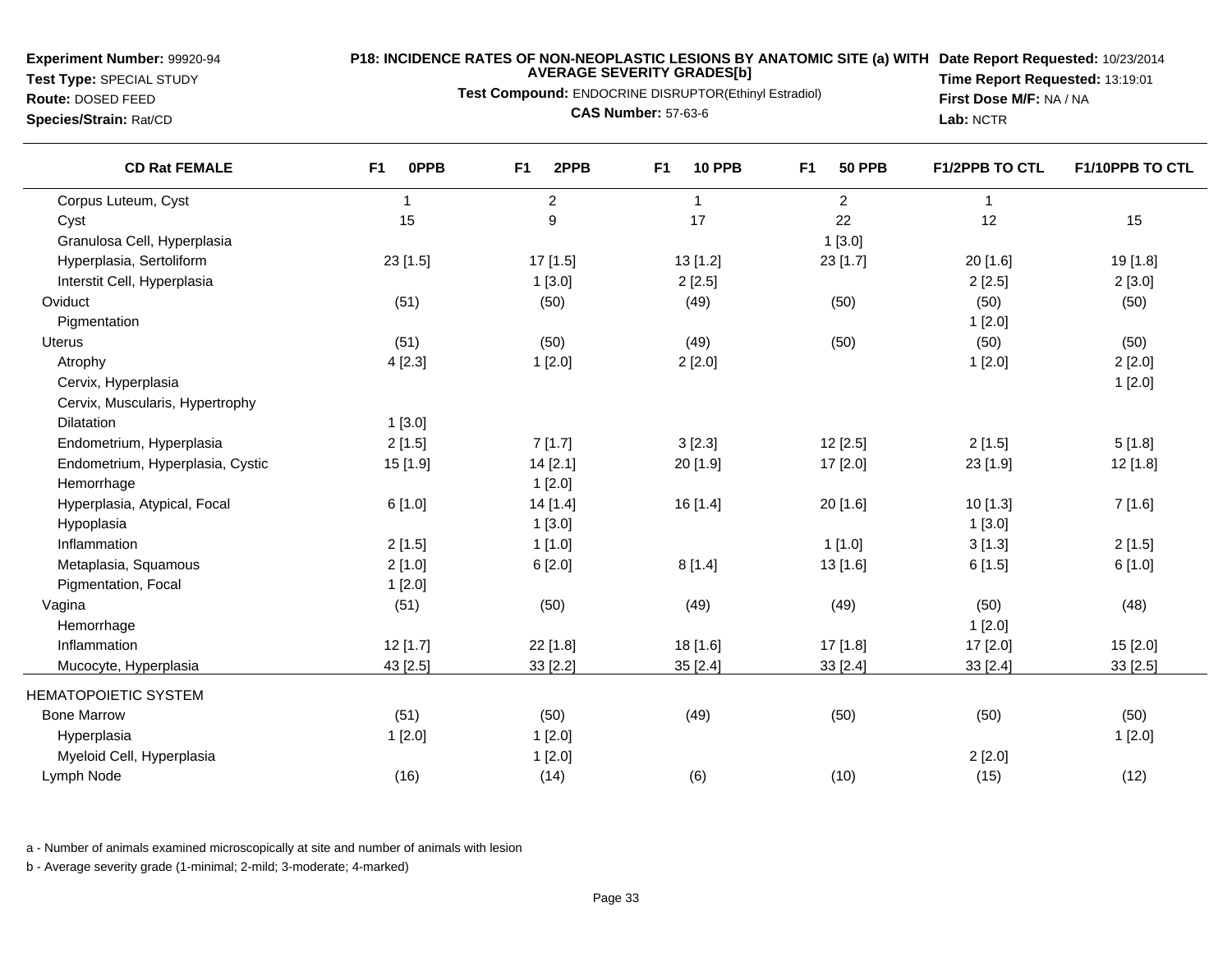**Experiment Number:** 99920-94
**Test Type:** SPECIAL STUDY
**Route:** DOSED FEED
**Species/Strain:** Rat/CD

**P18: INCIDENCE RATES OF NON-NEOPLASTIC LESIONS BY ANATOMIC SITE (a) WITH AVERAGE SEVERITY GRADES[b]**

**Test Compound:** ENDOCRINE DISRUPTOR(Ethinyl Estradiol)

**CAS Number:** 57-63-6

**Date Report Requested:** 10/23/2014
**Time Report Requested:** 13:19:01
**First Dose M/F:** NA / NA
**Lab:** NCTR

| CD Rat FEMALE | F1 0PPB | F1 2PPB | F1 10 PPB | F1 50 PPB | F1/2PPB TO CTL | F1/10PPB TO CTL |
|---|---|---|---|---|---|---|
| Corpus Luteum, Cyst | 1 | 2 | 1 | 2 | 1 | |
| Cyst | 15 | 9 | 17 | 22 | 12 | 15 |
| Granulosa Cell, Hyperplasia | | | | 1 [3.0] | | |
| Hyperplasia, Sertoliform | 23 [1.5] | 17 [1.5] | 13 [1.2] | 23 [1.7] | 20 [1.6] | 19 [1.8] |
| Interstit Cell, Hyperplasia | | 1 [3.0] | 2 [2.5] | | 2 [2.5] | 2 [3.0] |
| Oviduct | (51) | (50) | (49) | (50) | (50) | (50) |
| Pigmentation | | | | | 1 [2.0] | |
| Uterus | (51) | (50) | (49) | (50) | (50) | (50) |
| Atrophy | 4 [2.3] | 1 [2.0] | 2 [2.0] | | 1 [2.0] | 2 [2.0] |
| Cervix, Hyperplasia | | | | | | 1 [2.0] |
| Cervix, Muscularis, Hypertrophy | | | | | | |
| Dilatation | 1 [3.0] | | | | | |
| Endometrium, Hyperplasia | 2 [1.5] | 7 [1.7] | 3 [2.3] | 12 [2.5] | 2 [1.5] | 5 [1.8] |
| Endometrium, Hyperplasia, Cystic | 15 [1.9] | 14 [2.1] | 20 [1.9] | 17 [2.0] | 23 [1.9] | 12 [1.8] |
| Hemorrhage | | 1 [2.0] | | | | |
| Hyperplasia, Atypical, Focal | 6 [1.0] | 14 [1.4] | 16 [1.4] | 20 [1.6] | 10 [1.3] | 7 [1.6] |
| Hypoplasia | | 1 [3.0] | | | 1 [3.0] | |
| Inflammation | 2 [1.5] | 1 [1.0] | | 1 [1.0] | 3 [1.3] | 2 [1.5] |
| Metaplasia, Squamous | 2 [1.0] | 6 [2.0] | 8 [1.4] | 13 [1.6] | 6 [1.5] | 6 [1.0] |
| Pigmentation, Focal | 1 [2.0] | | | | | |
| Vagina | (51) | (50) | (49) | (49) | (50) | (48) |
| Hemorrhage | | | | | 1 [2.0] | |
| Inflammation | 12 [1.7] | 22 [1.8] | 18 [1.6] | 17 [1.8] | 17 [2.0] | 15 [2.0] |
| Mucocyte, Hyperplasia | 43 [2.5] | 33 [2.2] | 35 [2.4] | 33 [2.4] | 33 [2.4] | 33 [2.5] |
| HEMATOPOIETIC SYSTEM | | | | | | |
| Bone Marrow | (51) | (50) | (49) | (50) | (50) | (50) |
| Hyperplasia | 1 [2.0] | 1 [2.0] | | | | 1 [2.0] |
| Myeloid Cell, Hyperplasia | | 1 [2.0] | | | 2 [2.0] | |
| Lymph Node | (16) | (14) | (6) | (10) | (15) | (12) |

a - Number of animals examined microscopically at site and number of animals with lesion

b - Average severity grade (1-minimal; 2-mild; 3-moderate; 4-marked)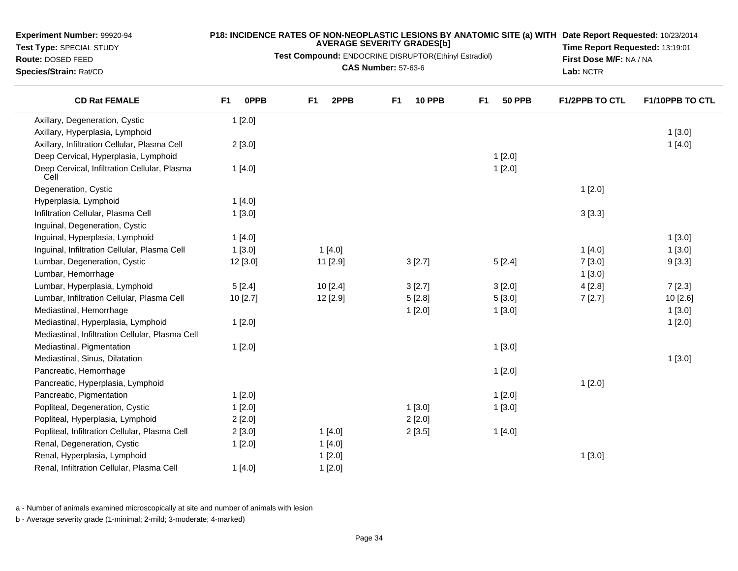**Experiment Number:** 99920-94
**Test Type:** SPECIAL STUDY
**Route:** DOSED FEED
**Species/Strain:** Rat/CD

**P18: INCIDENCE RATES OF NON-NEOPLASTIC LESIONS BY ANATOMIC SITE (a) WITH AVERAGE SEVERITY GRADES[b]**

**Test Compound:** ENDOCRINE DISRUPTOR(Ethinyl Estradiol)

**CAS Number:** 57-63-6

**Date Report Requested:** 10/23/2014
**Time Report Requested:** 13:19:01
**First Dose M/F:** NA / NA
**Lab:** NCTR

| CD Rat FEMALE | F1 0PPB | F1 2PPB | F1 10 PPB | F1 50 PPB | F1/2PPB TO CTL | F1/10PPB TO CTL |
|---|---|---|---|---|---|---|
| Axillary, Degeneration, Cystic | 1 [2.0] | | | | | |
| Axillary, Hyperplasia, Lymphoid | | | | | | 1 [3.0] |
| Axillary, Infiltration Cellular, Plasma Cell | 2 [3.0] | | | | | 1 [4.0] |
| Deep Cervical, Hyperplasia, Lymphoid | | | | 1 [2.0] | | |
| Deep Cervical, Infiltration Cellular, Plasma Cell | 1 [4.0] | | | 1 [2.0] | | |
| Degeneration, Cystic | | | | | 1 [2.0] | |
| Hyperplasia, Lymphoid | 1 [4.0] | | | | | |
| Infiltration Cellular, Plasma Cell | 1 [3.0] | | | | 3 [3.3] | |
| Inguinal, Degeneration, Cystic | | | | | | |
| Inguinal, Hyperplasia, Lymphoid | 1 [4.0] | | | | | 1 [3.0] |
| Inguinal, Infiltration Cellular, Plasma Cell | 1 [3.0] | 1 [4.0] | | | 1 [4.0] | 1 [3.0] |
| Lumbar, Degeneration, Cystic | 12 [3.0] | 11 [2.9] | 3 [2.7] | 5 [2.4] | 7 [3.0] | 9 [3.3] |
| Lumbar, Hemorrhage | | | | | 1 [3.0] | |
| Lumbar, Hyperplasia, Lymphoid | 5 [2.4] | 10 [2.4] | 3 [2.7] | 3 [2.0] | 4 [2.8] | 7 [2.3] |
| Lumbar, Infiltration Cellular, Plasma Cell | 10 [2.7] | 12 [2.9] | 5 [2.8] | 5 [3.0] | 7 [2.7] | 10 [2.6] |
| Mediastinal, Hemorrhage | | | 1 [2.0] | 1 [3.0] | | 1 [3.0] |
| Mediastinal, Hyperplasia, Lymphoid | 1 [2.0] | | | | | 1 [2.0] |
| Mediastinal, Infiltration Cellular, Plasma Cell | | | | | | |
| Mediastinal, Pigmentation | 1 [2.0] | | | 1 [3.0] | | |
| Mediastinal, Sinus, Dilatation | | | | | | 1 [3.0] |
| Pancreatic, Hemorrhage | | | | 1 [2.0] | | |
| Pancreatic, Hyperplasia, Lymphoid | | | | | 1 [2.0] | |
| Pancreatic, Pigmentation | 1 [2.0] | | | 1 [2.0] | | |
| Popliteal, Degeneration, Cystic | 1 [2.0] | | 1 [3.0] | 1 [3.0] | | |
| Popliteal, Hyperplasia, Lymphoid | 2 [2.0] | | 2 [2.0] | | | |
| Popliteal, Infiltration Cellular, Plasma Cell | 2 [3.0] | 1 [4.0] | 2 [3.5] | 1 [4.0] | | |
| Renal, Degeneration, Cystic | 1 [2.0] | 1 [4.0] | | | | |
| Renal, Hyperplasia, Lymphoid | | 1 [2.0] | | | 1 [3.0] | |
| Renal, Infiltration Cellular, Plasma Cell | 1 [4.0] | 1 [2.0] | | | | |

a - Number of animals examined microscopically at site and number of animals with lesion

b - Average severity grade (1-minimal; 2-mild; 3-moderate; 4-marked)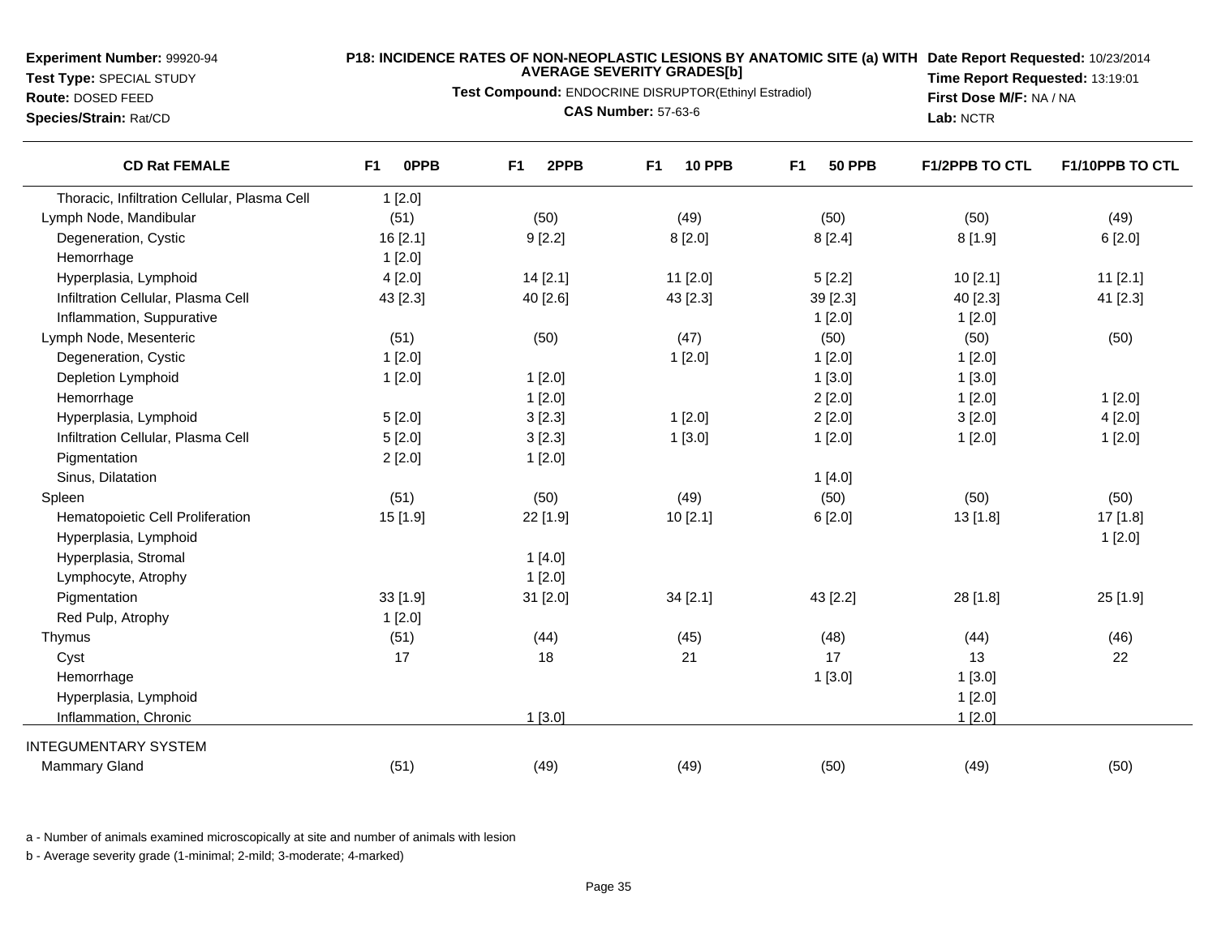**Experiment Number:** 99920-94
**Test Type:** SPECIAL STUDY
**Route:** DOSED FEED
**Species/Strain:** Rat/CD

**P18: INCIDENCE RATES OF NON-NEOPLASTIC LESIONS BY ANATOMIC SITE (a) WITH AVERAGE SEVERITY GRADES[b]**
**Test Compound:** ENDOCRINE DISRUPTOR(Ethinyl Estradiol)
**CAS Number:** 57-63-6

**Date Report Requested:** 10/23/2014
**Time Report Requested:** 13:19:01
**First Dose M/F:** NA / NA
**Lab:** NCTR

| CD Rat FEMALE | F1 0PPB | F1 2PPB | F1 10 PPB | F1 50 PPB | F1/2PPB TO CTL | F1/10PPB TO CTL |
|---|---|---|---|---|---|---|
| Thoracic, Infiltration Cellular, Plasma Cell | 1 [2.0] | | | | | |
| Lymph Node, Mandibular | (51) | (50) | (49) | (50) | (50) | (49) |
| Degeneration, Cystic | 16 [2.1] | 9 [2.2] | 8 [2.0] | 8 [2.4] | 8 [1.9] | 6 [2.0] |
| Hemorrhage | 1 [2.0] | | | | | |
| Hyperplasia, Lymphoid | 4 [2.0] | 14 [2.1] | 11 [2.0] | 5 [2.2] | 10 [2.1] | 11 [2.1] |
| Infiltration Cellular, Plasma Cell | 43 [2.3] | 40 [2.6] | 43 [2.3] | 39 [2.3] | 40 [2.3] | 41 [2.3] |
| Inflammation, Suppurative | | | | 1 [2.0] | 1 [2.0] | |
| Lymph Node, Mesenteric | (51) | (50) | (47) | (50) | (50) | (50) |
| Degeneration, Cystic | 1 [2.0] | | 1 [2.0] | 1 [2.0] | 1 [2.0] | |
| Depletion Lymphoid | 1 [2.0] | 1 [2.0] | | 1 [3.0] | 1 [3.0] | |
| Hemorrhage | | 1 [2.0] | | 2 [2.0] | 1 [2.0] | 1 [2.0] |
| Hyperplasia, Lymphoid | 5 [2.0] | 3 [2.3] | 1 [2.0] | 2 [2.0] | 3 [2.0] | 4 [2.0] |
| Infiltration Cellular, Plasma Cell | 5 [2.0] | 3 [2.3] | 1 [3.0] | 1 [2.0] | 1 [2.0] | 1 [2.0] |
| Pigmentation | 2 [2.0] | 1 [2.0] | | | | |
| Sinus, Dilatation | | | | 1 [4.0] | | |
| Spleen | (51) | (50) | (49) | (50) | (50) | (50) |
| Hematopoietic Cell Proliferation | 15 [1.9] | 22 [1.9] | 10 [2.1] | 6 [2.0] | 13 [1.8] | 17 [1.8] |
| Hyperplasia, Lymphoid | | | | | | 1 [2.0] |
| Hyperplasia, Stromal | | 1 [4.0] | | | | |
| Lymphocyte, Atrophy | | 1 [2.0] | | | | |
| Pigmentation | 33 [1.9] | 31 [2.0] | 34 [2.1] | 43 [2.2] | 28 [1.8] | 25 [1.9] |
| Red Pulp, Atrophy | 1 [2.0] | | | | | |
| Thymus | (51) | (44) | (45) | (48) | (44) | (46) |
| Cyst | 17 | 18 | 21 | 17 | 13 | 22 |
| Hemorrhage | | | | 1 [3.0] | 1 [3.0] | |
| Hyperplasia, Lymphoid | | | | | 1 [2.0] | |
| Inflammation, Chronic | | 1 [3.0] | | | 1 [2.0] | |
| INTEGUMENTARY SYSTEM | | | | | | |
| Mammary Gland | (51) | (49) | (49) | (50) | (49) | (50) |

a - Number of animals examined microscopically at site and number of animals with lesion

b - Average severity grade (1-minimal; 2-mild; 3-moderate; 4-marked)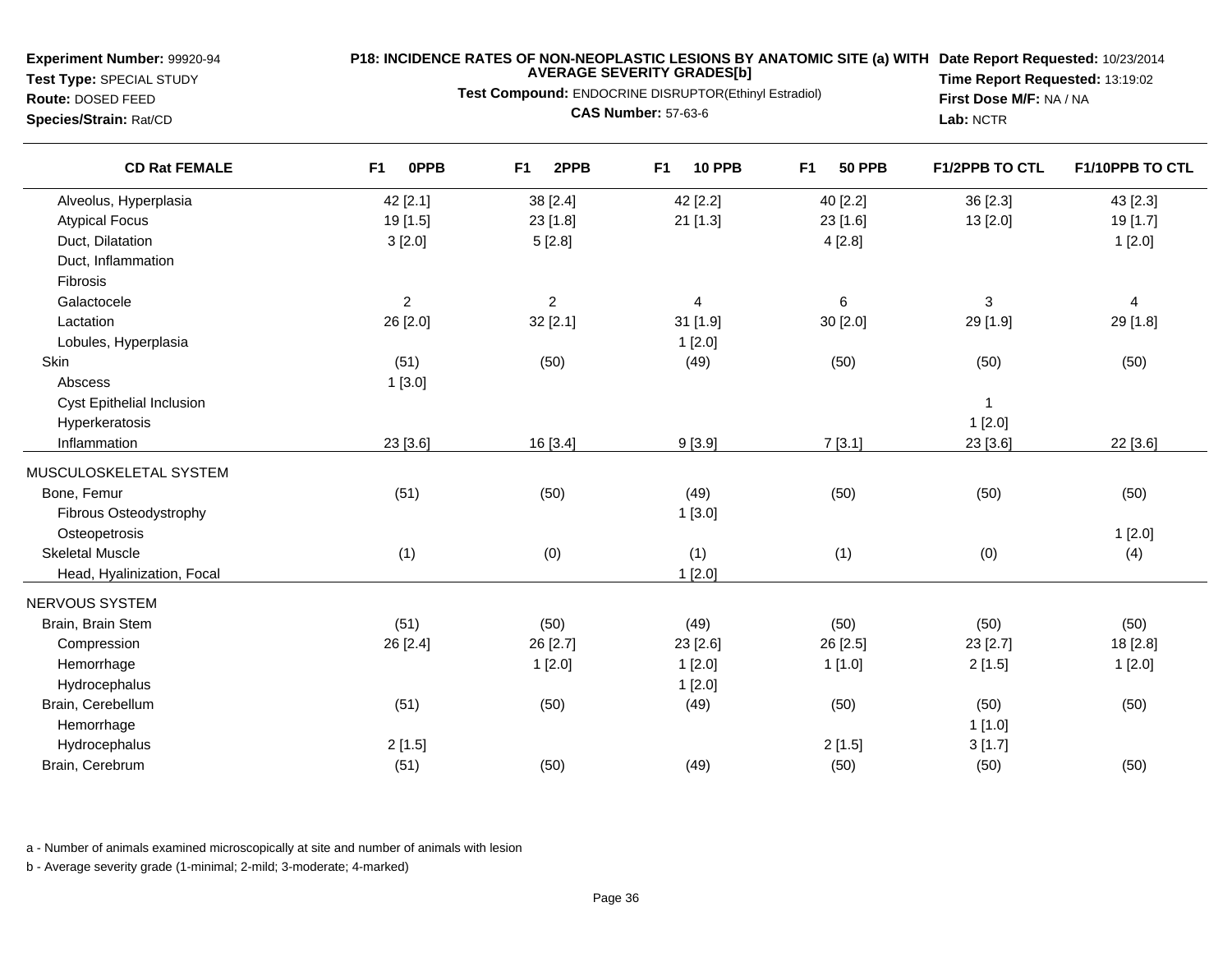**Experiment Number:** 99920-94
**Test Type:** SPECIAL STUDY
**Route:** DOSED FEED
**Species/Strain:** Rat/CD

**P18: INCIDENCE RATES OF NON-NEOPLASTIC LESIONS BY ANATOMIC SITE (a) WITH AVERAGE SEVERITY GRADES[b]**
**Test Compound:** ENDOCRINE DISRUPTOR(Ethinyl Estradiol)
**CAS Number:** 57-63-6

**Date Report Requested:** 10/23/2014
**Time Report Requested:** 13:19:02
**First Dose M/F:** NA / NA
**Lab:** NCTR

| CD Rat FEMALE | F1 0PPB | F1 2PPB | F1 10 PPB | F1 50 PPB | F1/2PPB TO CTL | F1/10PPB TO CTL |
|---|---|---|---|---|---|---|
| Alveolus, Hyperplasia | 42 [2.1] | 38 [2.4] | 42 [2.2] | 40 [2.2] | 36 [2.3] | 43 [2.3] |
| Atypical Focus | 19 [1.5] | 23 [1.8] | 21 [1.3] | 23 [1.6] | 13 [2.0] | 19 [1.7] |
| Duct, Dilatation | 3 [2.0] | 5 [2.8] | | 4 [2.8] | | 1 [2.0] |
| Duct, Inflammation | | | | | | |
| Fibrosis | | | | | | |
| Galactocele | 2 | 2 | 4 | 6 | 3 | 4 |
| Lactation | 26 [2.0] | 32 [2.1] | 31 [1.9] | 30 [2.0] | 29 [1.9] | 29 [1.8] |
| Lobules, Hyperplasia | | | 1 [2.0] | | | |
| Skin | (51) | (50) | (49) | (50) | (50) | (50) |
| Abscess | 1 [3.0] | | | | | |
| Cyst Epithelial Inclusion | | | | | 1 | |
| Hyperkeratosis | | | | | 1 [2.0] | |
| Inflammation | 23 [3.6] | 16 [3.4] | 9 [3.9] | 7 [3.1] | 23 [3.6] | 22 [3.6] |
| MUSCULOSKELETAL SYSTEM | | | | | | |
| Bone, Femur | (51) | (50) | (49) | (50) | (50) | (50) |
| Fibrous Osteodystrophy | | | 1 [3.0] | | | |
| Osteopetrosis | | | | | | 1 [2.0] |
| Skeletal Muscle | (1) | (0) | (1) | (1) | (0) | (4) |
| Head, Hyalinization, Focal | | | 1 [2.0] | | | |
| NERVOUS SYSTEM | | | | | | |
| Brain, Brain Stem | (51) | (50) | (49) | (50) | (50) | (50) |
| Compression | 26 [2.4] | 26 [2.7] | 23 [2.6] | 26 [2.5] | 23 [2.7] | 18 [2.8] |
| Hemorrhage | | 1 [2.0] | 1 [2.0] | 1 [1.0] | 2 [1.5] | 1 [2.0] |
| Hydrocephalus | | | 1 [2.0] | | | |
| Brain, Cerebellum | (51) | (50) | (49) | (50) | (50) | (50) |
| Hemorrhage | | | | | 1 [1.0] | |
| Hydrocephalus | 2 [1.5] | | | 2 [1.5] | 3 [1.7] | |
| Brain, Cerebrum | (51) | (50) | (49) | (50) | (50) | (50) |

a - Number of animals examined microscopically at site and number of animals with lesion

b - Average severity grade (1-minimal; 2-mild; 3-moderate; 4-marked)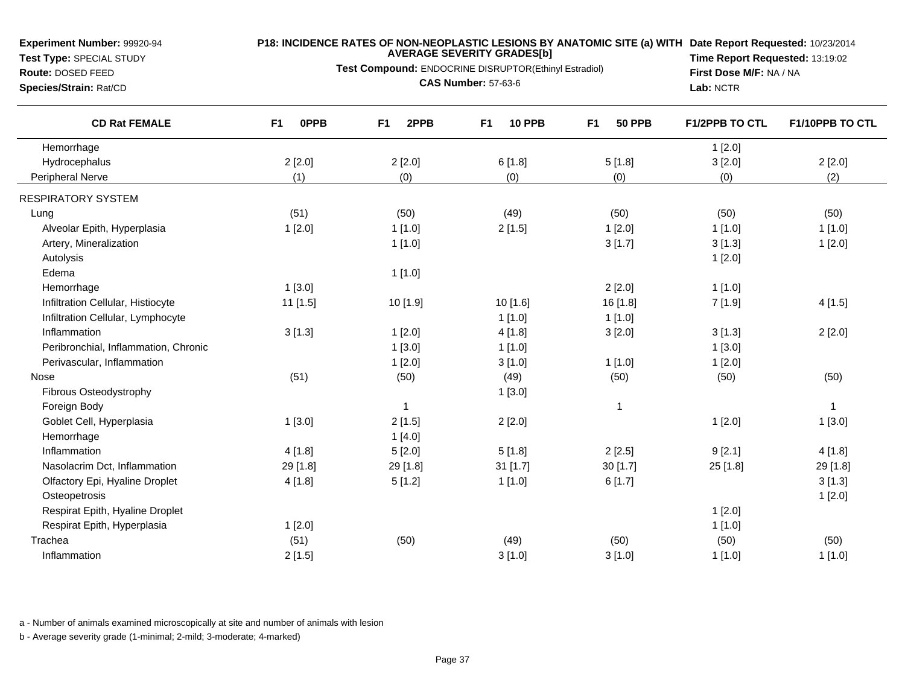**Experiment Number:** 99920-94
**Test Type:** SPECIAL STUDY
**Route:** DOSED FEED
**Species/Strain:** Rat/CD

**P18: INCIDENCE RATES OF NON-NEOPLASTIC LESIONS BY ANATOMIC SITE (a) WITH AVERAGE SEVERITY GRADES[b]**
**Test Compound:** ENDOCRINE DISRUPTOR(Ethinyl Estradiol)
**CAS Number:** 57-63-6

**Date Report Requested:** 10/23/2014
**Time Report Requested:** 13:19:02
**First Dose M/F:** NA / NA
**Lab:** NCTR

| CD Rat FEMALE | F1 0PPB | F1 2PPB | F1 10 PPB | F1 50 PPB | F1/2PPB TO CTL | F1/10PPB TO CTL |
|---|---|---|---|---|---|---|
| Hemorrhage | | | | | 1 [2.0] | |
| Hydrocephalus | 2 [2.0] | 2 [2.0] | 6 [1.8] | 5 [1.8] | 3 [2.0] | 2 [2.0] |
| Peripheral Nerve | (1) | (0) | (0) | (0) | (0) | (2) |
| RESPIRATORY SYSTEM | | | | | | |
| Lung | (51) | (50) | (49) | (50) | (50) | (50) |
| Alveolar Epith, Hyperplasia | 1 [2.0] | 1 [1.0] | 2 [1.5] | 1 [2.0] | 1 [1.0] | 1 [1.0] |
| Artery, Mineralization | | 1 [1.0] | | 3 [1.7] | 3 [1.3] | 1 [2.0] |
| Autolysis | | | | | 1 [2.0] | |
| Edema | | 1 [1.0] | | | | |
| Hemorrhage | 1 [3.0] | | | 2 [2.0] | 1 [1.0] | |
| Infiltration Cellular, Histiocyte | 11 [1.5] | 10 [1.9] | 10 [1.6] | 16 [1.8] | 7 [1.9] | 4 [1.5] |
| Infiltration Cellular, Lymphocyte | | | 1 [1.0] | 1 [1.0] | | |
| Inflammation | 3 [1.3] | 1 [2.0] | 4 [1.8] | 3 [2.0] | 3 [1.3] | 2 [2.0] |
| Peribronchial, Inflammation, Chronic | | 1 [3.0] | 1 [1.0] | | 1 [3.0] | |
| Perivascular, Inflammation | | 1 [2.0] | 3 [1.0] | 1 [1.0] | 1 [2.0] | |
| Nose | (51) | (50) | (49) | (50) | (50) | (50) |
| Fibrous Osteodystrophy | | | 1 [3.0] | | | |
| Foreign Body | | 1 | | 1 | | 1 |
| Goblet Cell, Hyperplasia | 1 [3.0] | 2 [1.5] | 2 [2.0] | | 1 [2.0] | 1 [3.0] |
| Hemorrhage | | 1 [4.0] | | | | |
| Inflammation | 4 [1.8] | 5 [2.0] | 5 [1.8] | 2 [2.5] | 9 [2.1] | 4 [1.8] |
| Nasolacrim Dct, Inflammation | 29 [1.8] | 29 [1.8] | 31 [1.7] | 30 [1.7] | 25 [1.8] | 29 [1.8] |
| Olfactory Epi, Hyaline Droplet | 4 [1.8] | 5 [1.2] | 1 [1.0] | 6 [1.7] | | 3 [1.3] |
| Osteopetrosis | | | | | | 1 [2.0] |
| Respirat Epith, Hyaline Droplet | | | | | 1 [2.0] | |
| Respirat Epith, Hyperplasia | 1 [2.0] | | | | 1 [1.0] | |
| Trachea | (51) | (50) | (49) | (50) | (50) | (50) |
| Inflammation | 2 [1.5] | | 3 [1.0] | 3 [1.0] | 1 [1.0] | 1 [1.0] |

a - Number of animals examined microscopically at site and number of animals with lesion

b - Average severity grade (1-minimal; 2-mild; 3-moderate; 4-marked)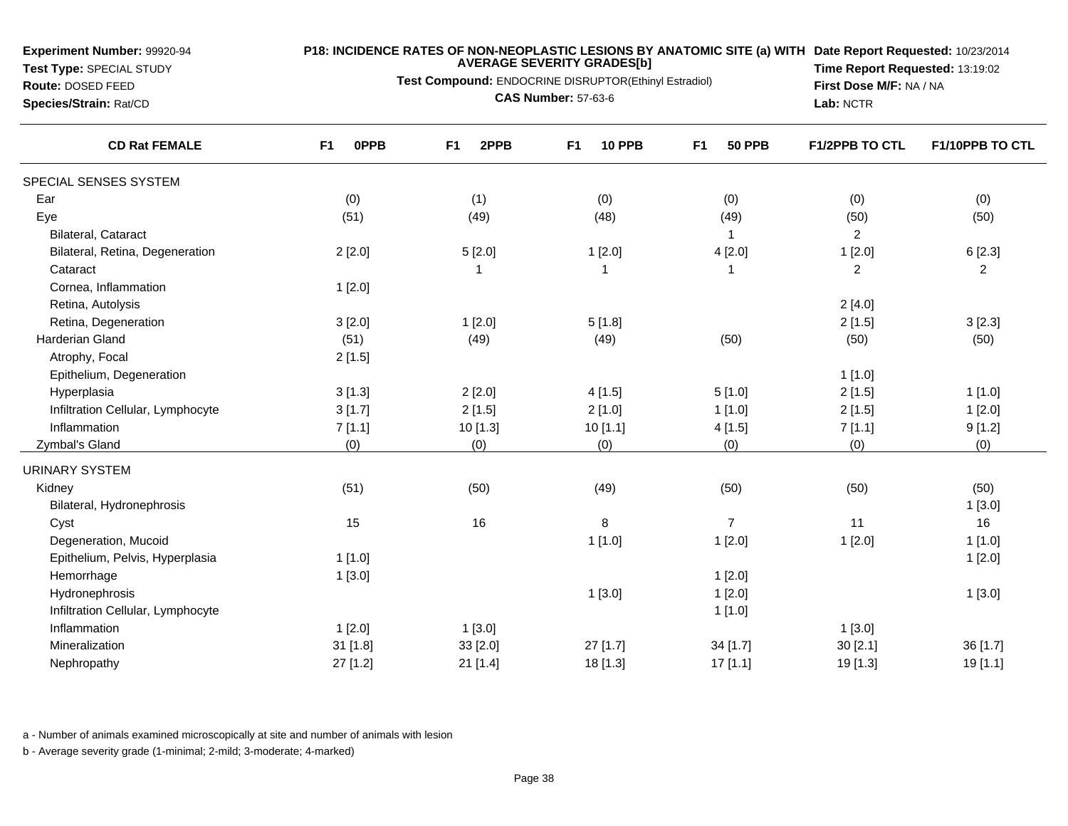**Experiment Number:** 99920-94
**Test Type:** SPECIAL STUDY
**Route:** DOSED FEED
**Species/Strain:** Rat/CD

**P18: INCIDENCE RATES OF NON-NEOPLASTIC LESIONS BY ANATOMIC SITE (a) WITH AVERAGE SEVERITY GRADES[b]**
**Test Compound:** ENDOCRINE DISRUPTOR(Ethinyl Estradiol)
**CAS Number:** 57-63-6

**Date Report Requested:** 10/23/2014
**Time Report Requested:** 13:19:02
**First Dose M/F:** NA / NA
**Lab:** NCTR

| CD Rat FEMALE | F1 0PPB | F1 2PPB | F1 10 PPB | F1 50 PPB | F1/2PPB TO CTL | F1/10PPB TO CTL |
|---|---|---|---|---|---|---|
| SPECIAL SENSES SYSTEM | | | | | | |
| Ear | (0) | (1) | (0) | (0) | (0) | (0) |
| Eye | (51) | (49) | (48) | (49) | (50) | (50) |
| Bilateral, Cataract | | | | 1 | 2 | |
| Bilateral, Retina, Degeneration | 2 [2.0] | 5 [2.0] | 1 [2.0] | 4 [2.0] | 1 [2.0] | 6 [2.3] |
| Cataract | | 1 | 1 | 1 | 2 | 2 |
| Cornea, Inflammation | 1 [2.0] | | | | | |
| Retina, Autolysis | | | | | 2 [4.0] | |
| Retina, Degeneration | 3 [2.0] | 1 [2.0] | 5 [1.8] | | 2 [1.5] | 3 [2.3] |
| Harderian Gland | (51) | (49) | (49) | (50) | (50) | (50) |
| Atrophy, Focal | 2 [1.5] | | | | | |
| Epithelium, Degeneration | | | | | 1 [1.0] | |
| Hyperplasia | 3 [1.3] | 2 [2.0] | 4 [1.5] | 5 [1.0] | 2 [1.5] | 1 [1.0] |
| Infiltration Cellular, Lymphocyte | 3 [1.7] | 2 [1.5] | 2 [1.0] | 1 [1.0] | 2 [1.5] | 1 [2.0] |
| Inflammation | 7 [1.1] | 10 [1.3] | 10 [1.1] | 4 [1.5] | 7 [1.1] | 9 [1.2] |
| Zymbal's Gland | (0) | (0) | (0) | (0) | (0) | (0) |
| URINARY SYSTEM | | | | | | |
| Kidney | (51) | (50) | (49) | (50) | (50) | (50) |
| Bilateral, Hydronephrosis | | | | | | 1 [3.0] |
| Cyst | 15 | 16 | 8 | 7 | 11 | 16 |
| Degeneration, Mucoid | | | 1 [1.0] | 1 [2.0] | 1 [2.0] | 1 [1.0] |
| Epithelium, Pelvis, Hyperplasia | 1 [1.0] | | | | | 1 [2.0] |
| Hemorrhage | 1 [3.0] | | | 1 [2.0] | | |
| Hydronephrosis | | | 1 [3.0] | 1 [2.0] | | 1 [3.0] |
| Infiltration Cellular, Lymphocyte | | | | 1 [1.0] | | |
| Inflammation | 1 [2.0] | 1 [3.0] | | | 1 [3.0] | |
| Mineralization | 31 [1.8] | 33 [2.0] | 27 [1.7] | 34 [1.7] | 30 [2.1] | 36 [1.7] |
| Nephropathy | 27 [1.2] | 21 [1.4] | 18 [1.3] | 17 [1.1] | 19 [1.3] | 19 [1.1] |

a - Number of animals examined microscopically at site and number of animals with lesion

b - Average severity grade (1-minimal; 2-mild; 3-moderate; 4-marked)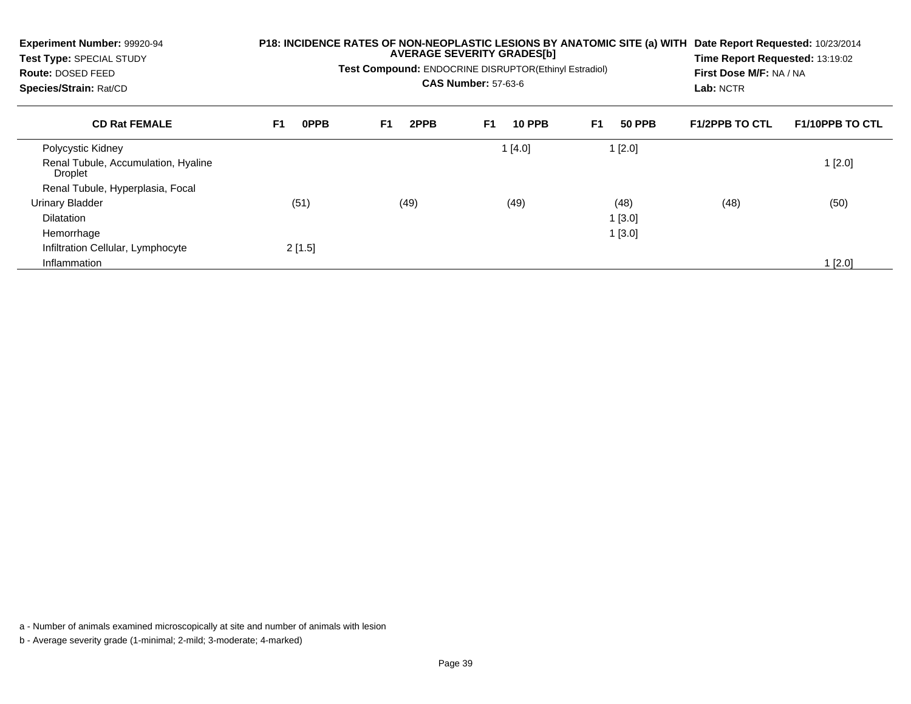**Experiment Number:** 99920-94
**Test Type:** SPECIAL STUDY
**Route:** DOSED FEED
**Species/Strain:** Rat/CD

**P18: INCIDENCE RATES OF NON-NEOPLASTIC LESIONS BY ANATOMIC SITE (a) WITH AVERAGE SEVERITY GRADES[b]**
**Test Compound:** ENDOCRINE DISRUPTOR(Ethinyl Estradiol)
**CAS Number:** 57-63-6

**Date Report Requested:** 10/23/2014
**Time Report Requested:** 13:19:02
**First Dose M/F:** NA / NA
**Lab:** NCTR

| CD Rat FEMALE | F1 0PPB | F1 2PPB | F1 10 PPB | F1 50 PPB | F1/2PPB TO CTL | F1/10PPB TO CTL |
|---|---|---|---|---|---|---|
| Polycystic Kidney | | | 1 [4.0] | 1 [2.0] | | |
| Renal Tubule, Accumulation, Hyaline Droplet | | | | | | 1 [2.0] |
| Renal Tubule, Hyperplasia, Focal | | | | | | |
| Urinary Bladder | (51) | (49) | (49) | (48) | (48) | (50) |
| Dilatation | | | | 1 [3.0] | | |
| Hemorrhage | | | | 1 [3.0] | | |
| Infiltration Cellular, Lymphocyte | 2 [1.5] | | | | | |
| Inflammation | | | | | | 1 [2.0] |

a - Number of animals examined microscopically at site and number of animals with lesion

b - Average severity grade (1-minimal; 2-mild; 3-moderate; 4-marked)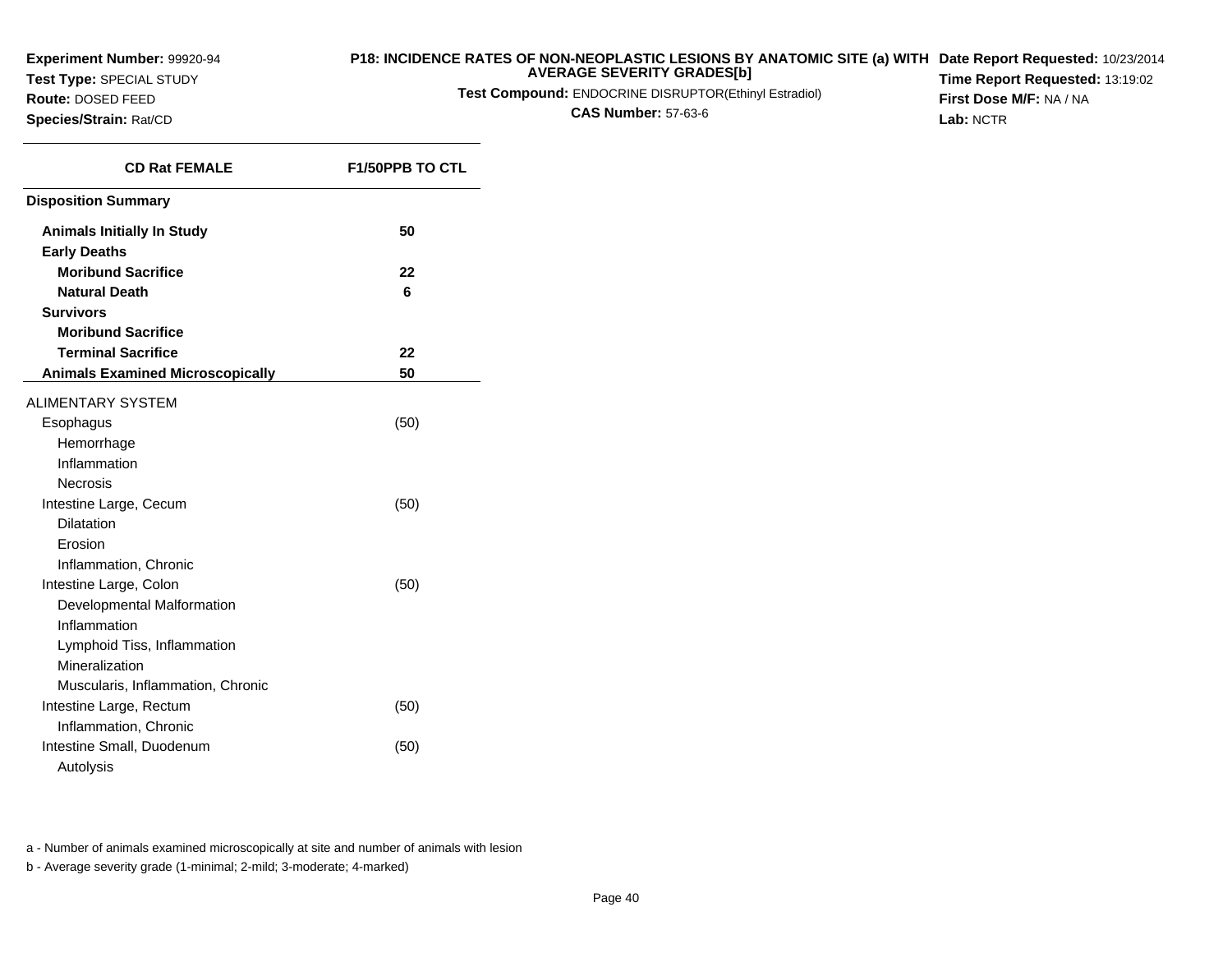**Experiment Number:** 99920-94
**Test Type:** SPECIAL STUDY
**Route:** DOSED FEED
**Species/Strain:** Rat/CD

**P18: INCIDENCE RATES OF NON-NEOPLASTIC LESIONS BY ANATOMIC SITE (a) WITH AVERAGE SEVERITY GRADES[b]**
**Test Compound:** ENDOCRINE DISRUPTOR(Ethinyl Estradiol)
**CAS Number:** 57-63-6

**Date Report Requested:** 10/23/2014
**Time Report Requested:** 13:19:02
**First Dose M/F:** NA / NA
**Lab:** NCTR

| CD Rat FEMALE | F1/50PPB TO CTL |
|---|---|
| **Disposition Summary** | |
| **Animals Initially In Study** | **50** |
| **Early Deaths** | |
| **Moribund Sacrifice** | **22** |
| **Natural Death** | **6** |
| **Survivors** | |
| **Moribund Sacrifice** | |
| **Terminal Sacrifice** | **22** |
| **Animals Examined Microscopically** | **50** |
| ALIMENTARY SYSTEM | |
| Esophagus | (50) |
| Hemorrhage | |
| Inflammation | |
| Necrosis | |
| Intestine Large, Cecum | (50) |
| Dilatation | |
| Erosion | |
| Inflammation, Chronic | |
| Intestine Large, Colon | (50) |
| Developmental Malformation | |
| Inflammation | |
| Lymphoid Tiss, Inflammation | |
| Mineralization | |
| Muscularis, Inflammation, Chronic | |
| Intestine Large, Rectum | (50) |
| Inflammation, Chronic | |
| Intestine Small, Duodenum | (50) |
| Autolysis | |

a - Number of animals examined microscopically at site and number of animals with lesion

b - Average severity grade (1-minimal; 2-mild; 3-moderate; 4-marked)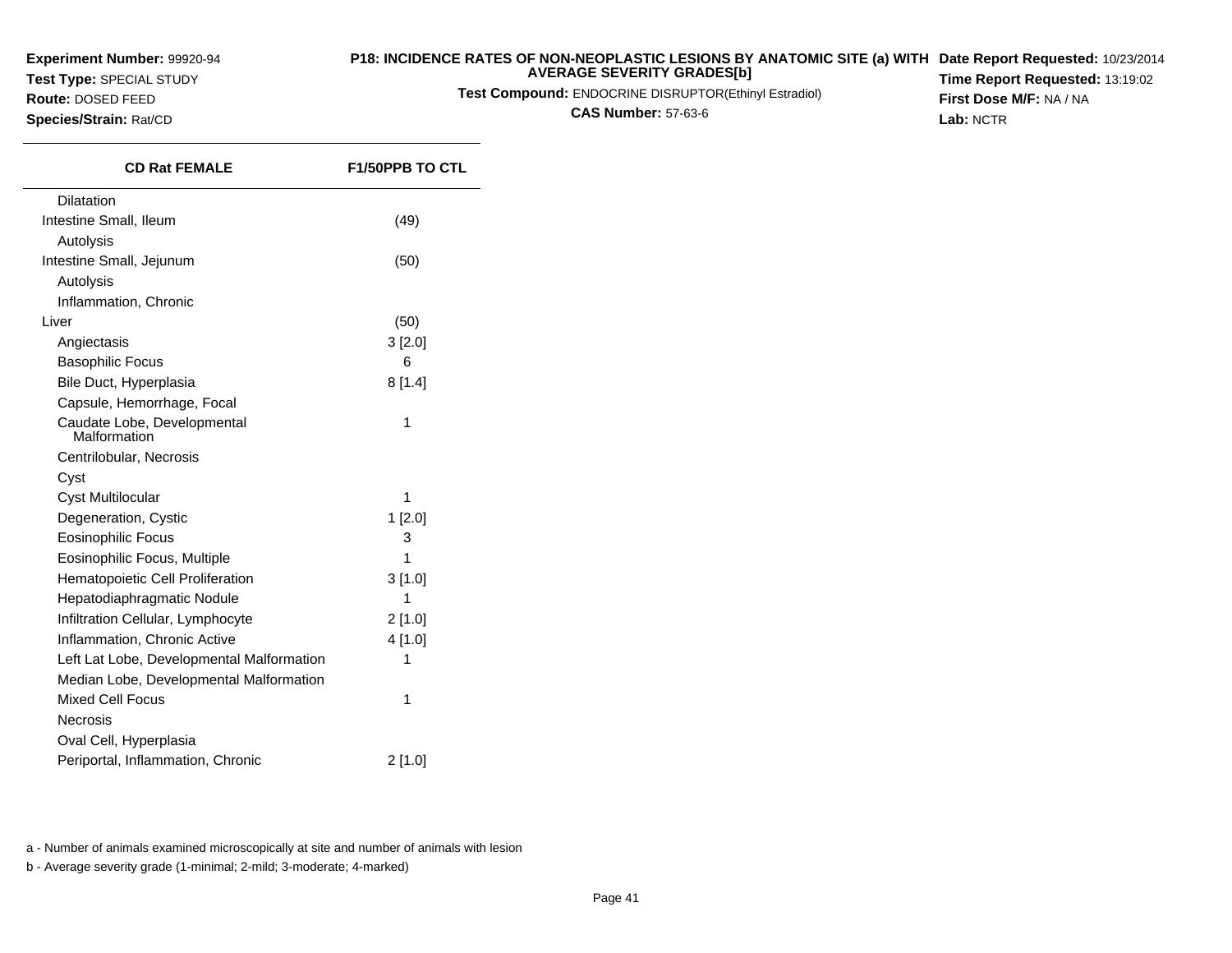**Experiment Number:** 99920-94
**Test Type:** SPECIAL STUDY
**Route:** DOSED FEED
**Species/Strain:** Rat/CD

**P18: INCIDENCE RATES OF NON-NEOPLASTIC LESIONS BY ANATOMIC SITE (a) WITH AVERAGE SEVERITY GRADES[b]**
**Test Compound:** ENDOCRINE DISRUPTOR(Ethinyl Estradiol)
**CAS Number:** 57-63-6

**Date Report Requested:** 10/23/2014
**Time Report Requested:** 13:19:02
**First Dose M/F:** NA / NA
**Lab:** NCTR

| CD Rat FEMALE | F1/50PPB TO CTL |
|---|---|
| Dilatation | |
| Intestine Small, Ileum | (49) |
| Autolysis | |
| Intestine Small, Jejunum | (50) |
| Autolysis | |
| Inflammation, Chronic | |
| Liver | (50) |
| Angiectasis | 3 [2.0] |
| Basophilic Focus | 6 |
| Bile Duct, Hyperplasia | 8 [1.4] |
| Capsule, Hemorrhage, Focal | |
| Caudate Lobe, Developmental Malformation | 1 |
| Centrilobular, Necrosis | |
| Cyst | |
| Cyst Multilocular | 1 |
| Degeneration, Cystic | 1 [2.0] |
| Eosinophilic Focus | 3 |
| Eosinophilic Focus, Multiple | 1 |
| Hematopoietic Cell Proliferation | 3 [1.0] |
| Hepatodiaphragmatic Nodule | 1 |
| Infiltration Cellular, Lymphocyte | 2 [1.0] |
| Inflammation, Chronic Active | 4 [1.0] |
| Left Lat Lobe, Developmental Malformation | 1 |
| Median Lobe, Developmental Malformation | |
| Mixed Cell Focus | 1 |
| Necrosis | |
| Oval Cell, Hyperplasia | |
| Periportal, Inflammation, Chronic | 2 [1.0] |

a - Number of animals examined microscopically at site and number of animals with lesion

b - Average severity grade (1-minimal; 2-mild; 3-moderate; 4-marked)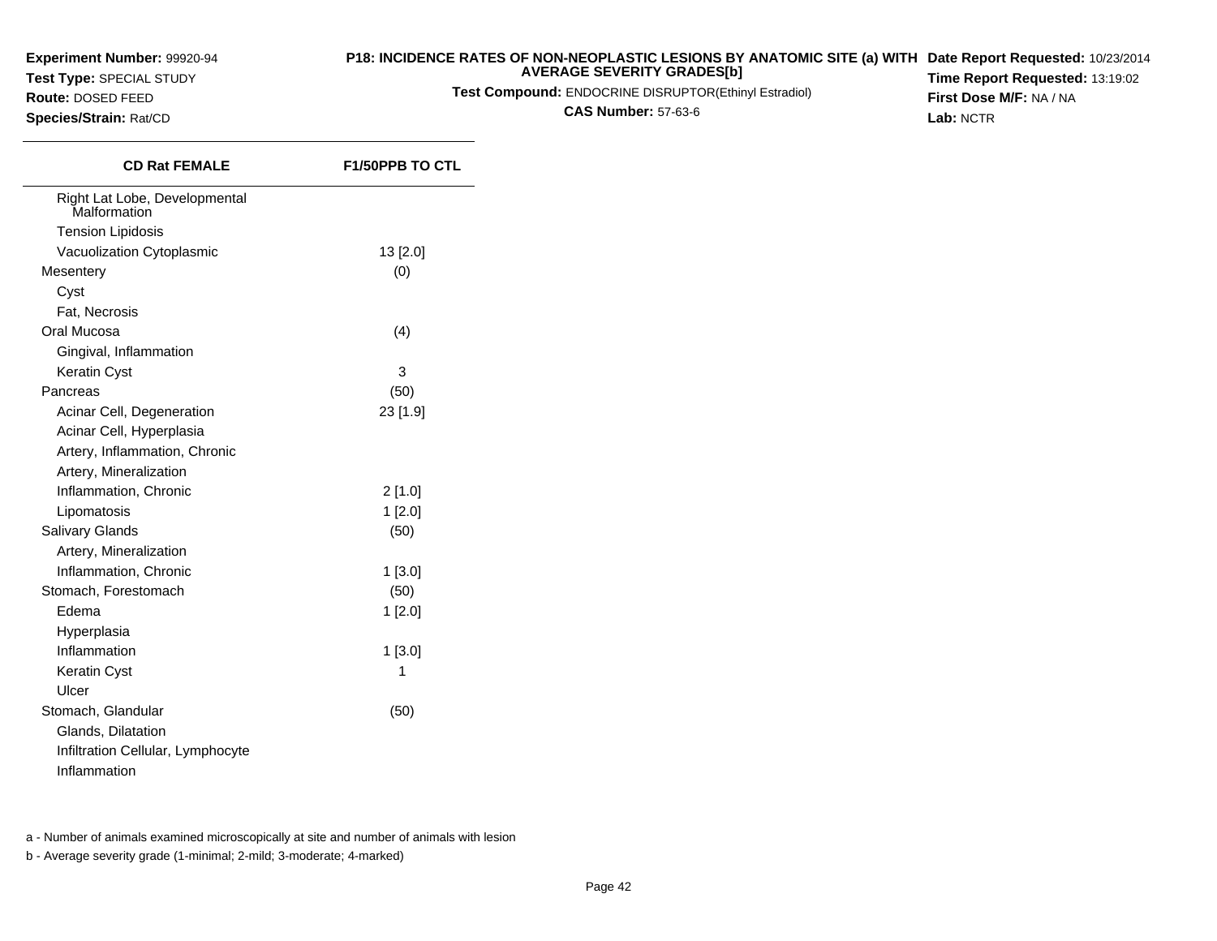**Experiment Number:** 99920-94
**Test Type:** SPECIAL STUDY
**Route:** DOSED FEED
**Species/Strain:** Rat/CD

**P18: INCIDENCE RATES OF NON-NEOPLASTIC LESIONS BY ANATOMIC SITE (a) WITH AVERAGE SEVERITY GRADES[b]**
**Test Compound:** ENDOCRINE DISRUPTOR(Ethinyl Estradiol)
**CAS Number:** 57-63-6

**Date Report Requested:** 10/23/2014
**Time Report Requested:** 13:19:02
**First Dose M/F:** NA / NA
**Lab:** NCTR

| CD Rat FEMALE | F1/50PPB TO CTL |
|---|---|
| Right Lat Lobe, Developmental Malformation | |
| Tension Lipidosis | |
| Vacuolization Cytoplasmic | 13 [2.0] |
| Mesentery | (0) |
| Cyst | |
| Fat, Necrosis | |
| Oral Mucosa | (4) |
| Gingival, Inflammation | |
| Keratin Cyst | 3 |
| Pancreas | (50) |
| Acinar Cell, Degeneration | 23 [1.9] |
| Acinar Cell, Hyperplasia | |
| Artery, Inflammation, Chronic | |
| Artery, Mineralization | |
| Inflammation, Chronic | 2 [1.0] |
| Lipomatosis | 1 [2.0] |
| Salivary Glands | (50) |
| Artery, Mineralization | |
| Inflammation, Chronic | 1 [3.0] |
| Stomach, Forestomach | (50) |
| Edema | 1 [2.0] |
| Hyperplasia | |
| Inflammation | 1 [3.0] |
| Keratin Cyst | 1 |
| Ulcer | |
| Stomach, Glandular | (50) |
| Glands, Dilatation | |
| Infiltration Cellular, Lymphocyte | |
| Inflammation | |

a - Number of animals examined microscopically at site and number of animals with lesion

b - Average severity grade (1-minimal; 2-mild; 3-moderate; 4-marked)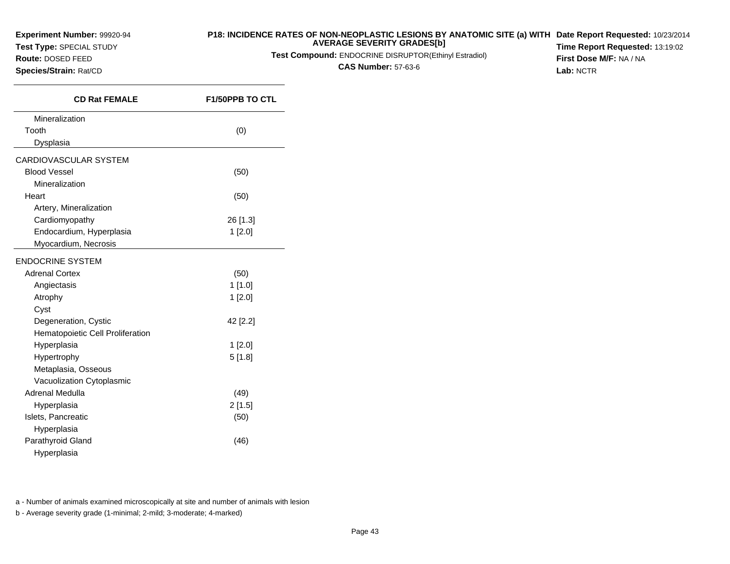**Experiment Number:** 99920-94
**Test Type:** SPECIAL STUDY
**Route:** DOSED FEED
**Species/Strain:** Rat/CD

**P18: INCIDENCE RATES OF NON-NEOPLASTIC LESIONS BY ANATOMIC SITE (a) WITH AVERAGE SEVERITY GRADES[b]**
**Test Compound:** ENDOCRINE DISRUPTOR(Ethinyl Estradiol)
**CAS Number:** 57-63-6

**Date Report Requested:** 10/23/2014
**Time Report Requested:** 13:19:02
**First Dose M/F:** NA / NA
**Lab:** NCTR

| CD Rat FEMALE | F1/50PPB TO CTL |
|---|---|
| Mineralization | |
| Tooth | (0) |
| Dysplasia | |
| CARDIOVASCULAR SYSTEM | |
| Blood Vessel | (50) |
| Mineralization | |
| Heart | (50) |
| Artery, Mineralization | |
| Cardiomyopathy | 26 [1.3] |
| Endocardium, Hyperplasia | 1 [2.0] |
| Myocardium, Necrosis | |
| ENDOCRINE SYSTEM | |
| Adrenal Cortex | (50) |
| Angiectasis | 1 [1.0] |
| Atrophy | 1 [2.0] |
| Cyst | |
| Degeneration, Cystic | 42 [2.2] |
| Hematopoietic Cell Proliferation | |
| Hyperplasia | 1 [2.0] |
| Hypertrophy | 5 [1.8] |
| Metaplasia, Osseous | |
| Vacuolization Cytoplasmic | |
| Adrenal Medulla | (49) |
| Hyperplasia | 2 [1.5] |
| Islets, Pancreatic | (50) |
| Hyperplasia | |
| Parathyroid Gland | (46) |
| Hyperplasia | |

a - Number of animals examined microscopically at site and number of animals with lesion

b - Average severity grade (1-minimal; 2-mild; 3-moderate; 4-marked)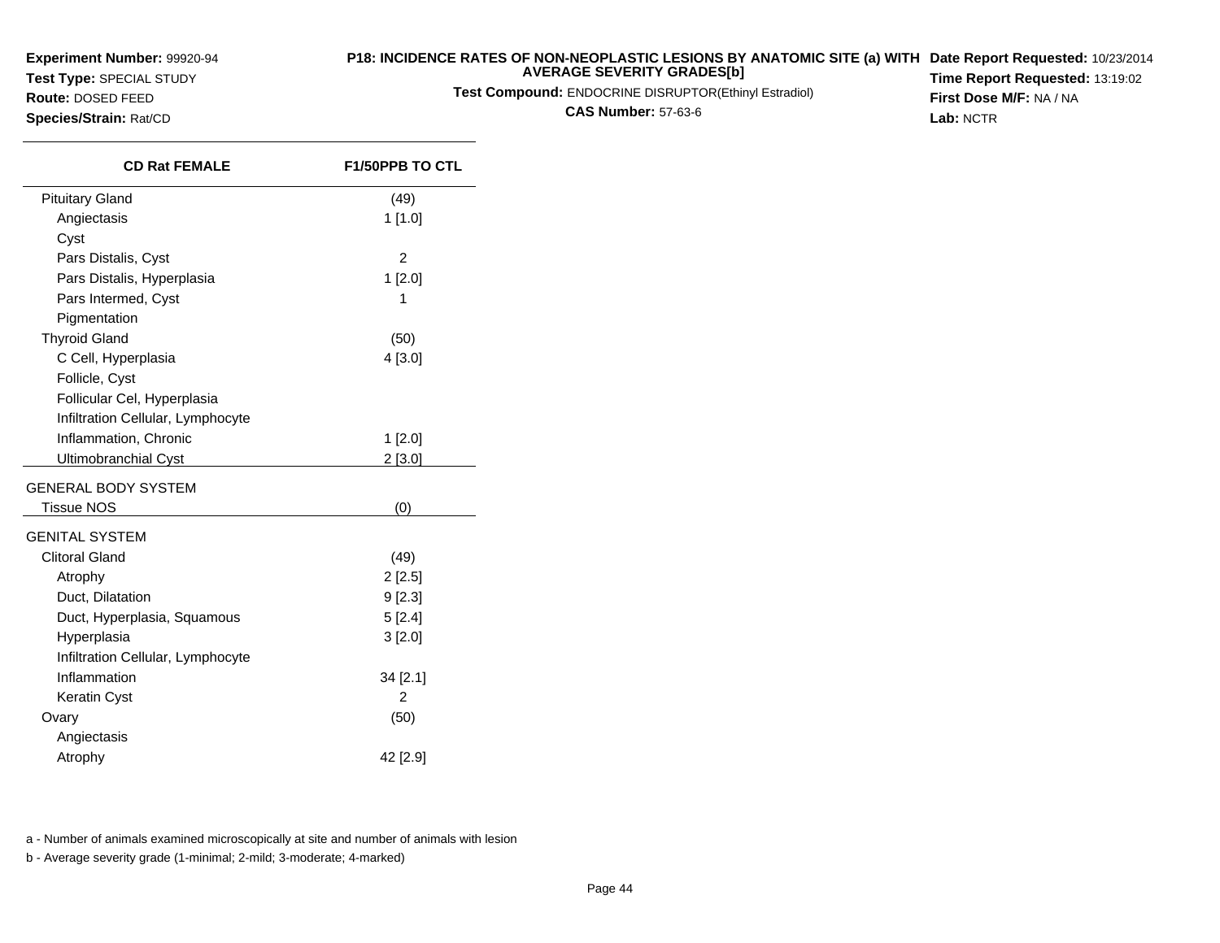**Experiment Number:** 99920-94
**Test Type:** SPECIAL STUDY
**Route:** DOSED FEED
**Species/Strain:** Rat/CD

**P18: INCIDENCE RATES OF NON-NEOPLASTIC LESIONS BY ANATOMIC SITE (a) WITH AVERAGE SEVERITY GRADES[b]**
**Test Compound:** ENDOCRINE DISRUPTOR(Ethinyl Estradiol)
**CAS Number:** 57-63-6

**Date Report Requested:** 10/23/2014
**Time Report Requested:** 13:19:02
**First Dose M/F:** NA / NA
**Lab:** NCTR

| CD Rat FEMALE | F1/50PPB TO CTL |
|---|---|
| Pituitary Gland | (49) |
| Angiectasis | 1 [1.0] |
| Cyst | |
| Pars Distalis, Cyst | 2 |
| Pars Distalis, Hyperplasia | 1 [2.0] |
| Pars Intermed, Cyst | 1 |
| Pigmentation | |
| Thyroid Gland | (50) |
| C Cell, Hyperplasia | 4 [3.0] |
| Follicle, Cyst | |
| Follicular Cel, Hyperplasia | |
| Infiltration Cellular, Lymphocyte | |
| Inflammation, Chronic | 1 [2.0] |
| Ultimobranchial Cyst | 2 [3.0] |
| GENERAL BODY SYSTEM | |
| Tissue NOS | (0) |
| GENITAL SYSTEM | |
| Clitoral Gland | (49) |
| Atrophy | 2 [2.5] |
| Duct, Dilatation | 9 [2.3] |
| Duct, Hyperplasia, Squamous | 5 [2.4] |
| Hyperplasia | 3 [2.0] |
| Infiltration Cellular, Lymphocyte | |
| Inflammation | 34 [2.1] |
| Keratin Cyst | 2 |
| Ovary | (50) |
| Angiectasis | |
| Atrophy | 42 [2.9] |

a - Number of animals examined microscopically at site and number of animals with lesion

b - Average severity grade (1-minimal; 2-mild; 3-moderate; 4-marked)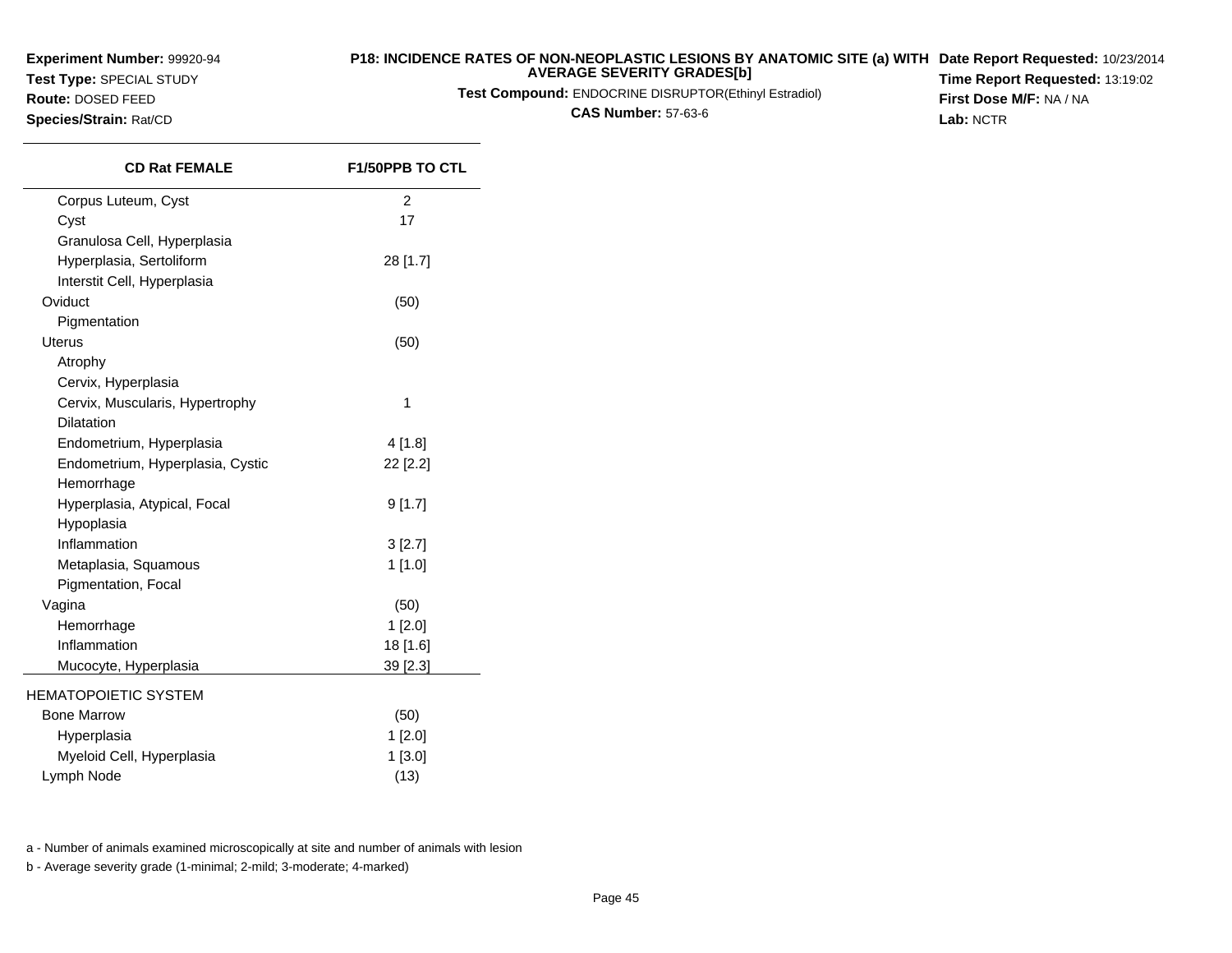**Experiment Number:** 99920-94
**Test Type:** SPECIAL STUDY
**Route:** DOSED FEED
**Species/Strain:** Rat/CD

**P18: INCIDENCE RATES OF NON-NEOPLASTIC LESIONS BY ANATOMIC SITE (a) WITH AVERAGE SEVERITY GRADES[b]**
**Test Compound:** ENDOCRINE DISRUPTOR(Ethinyl Estradiol)
**CAS Number:** 57-63-6

**Date Report Requested:** 10/23/2014
**Time Report Requested:** 13:19:02
**First Dose M/F:** NA / NA
**Lab:** NCTR

| CD Rat FEMALE | F1/50PPB TO CTL |
|---|---|
| Corpus Luteum, Cyst | 2 |
| Cyst | 17 |
| Granulosa Cell, Hyperplasia | |
| Hyperplasia, Sertoliform | 28 [1.7] |
| Interstit Cell, Hyperplasia | |
| Oviduct | (50) |
| Pigmentation | |
| Uterus | (50) |
| Atrophy | |
| Cervix, Hyperplasia | |
| Cervix, Muscularis, Hypertrophy | 1 |
| Dilatation | |
| Endometrium, Hyperplasia | 4 [1.8] |
| Endometrium, Hyperplasia, Cystic | 22 [2.2] |
| Hemorrhage | |
| Hyperplasia, Atypical, Focal | 9 [1.7] |
| Hypoplasia | |
| Inflammation | 3 [2.7] |
| Metaplasia, Squamous | 1 [1.0] |
| Pigmentation, Focal | |
| Vagina | (50) |
| Hemorrhage | 1 [2.0] |
| Inflammation | 18 [1.6] |
| Mucocyte, Hyperplasia | 39 [2.3] |
| HEMATOPOIETIC SYSTEM | |
| Bone Marrow | (50) |
| Hyperplasia | 1 [2.0] |
| Myeloid Cell, Hyperplasia | 1 [3.0] |
| Lymph Node | (13) |

a - Number of animals examined microscopically at site and number of animals with lesion

b - Average severity grade (1-minimal; 2-mild; 3-moderate; 4-marked)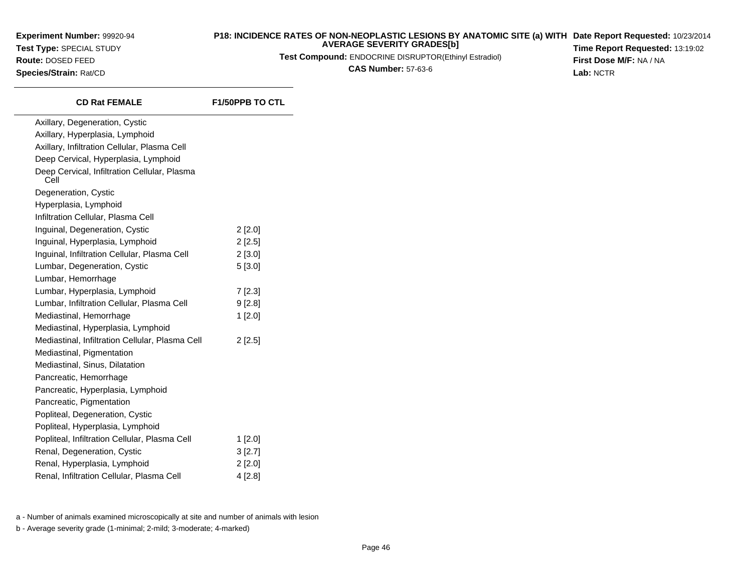**Experiment Number:** 99920-94
**Test Type:** SPECIAL STUDY
**Route:** DOSED FEED
**Species/Strain:** Rat/CD

**P18: INCIDENCE RATES OF NON-NEOPLASTIC LESIONS BY ANATOMIC SITE (a) WITH AVERAGE SEVERITY GRADES[b]**
**Test Compound:** ENDOCRINE DISRUPTOR(Ethinyl Estradiol)
**CAS Number:** 57-63-6

**Date Report Requested:** 10/23/2014
**Time Report Requested:** 13:19:02
**First Dose M/F:** NA / NA
**Lab:** NCTR

| CD Rat FEMALE | F1/50PPB TO CTL |
|---|---|
| Axillary, Degeneration, Cystic | |
| Axillary, Hyperplasia, Lymphoid | |
| Axillary, Infiltration Cellular, Plasma Cell | |
| Deep Cervical, Hyperplasia, Lymphoid | |
| Deep Cervical, Infiltration Cellular, Plasma Cell | |
| Degeneration, Cystic | |
| Hyperplasia, Lymphoid | |
| Infiltration Cellular, Plasma Cell | |
| Inguinal, Degeneration, Cystic | 2 [2.0] |
| Inguinal, Hyperplasia, Lymphoid | 2 [2.5] |
| Inguinal, Infiltration Cellular, Plasma Cell | 2 [3.0] |
| Lumbar, Degeneration, Cystic | 5 [3.0] |
| Lumbar, Hemorrhage | |
| Lumbar, Hyperplasia, Lymphoid | 7 [2.3] |
| Lumbar, Infiltration Cellular, Plasma Cell | 9 [2.8] |
| Mediastinal, Hemorrhage | 1 [2.0] |
| Mediastinal, Hyperplasia, Lymphoid | |
| Mediastinal, Infiltration Cellular, Plasma Cell | 2 [2.5] |
| Mediastinal, Pigmentation | |
| Mediastinal, Sinus, Dilatation | |
| Pancreatic, Hemorrhage | |
| Pancreatic, Hyperplasia, Lymphoid | |
| Pancreatic, Pigmentation | |
| Popliteal, Degeneration, Cystic | |
| Popliteal, Hyperplasia, Lymphoid | |
| Popliteal, Infiltration Cellular, Plasma Cell | 1 [2.0] |
| Renal, Degeneration, Cystic | 3 [2.7] |
| Renal, Hyperplasia, Lymphoid | 2 [2.0] |
| Renal, Infiltration Cellular, Plasma Cell | 4 [2.8] |

a - Number of animals examined microscopically at site and number of animals with lesion

b - Average severity grade (1-minimal; 2-mild; 3-moderate; 4-marked)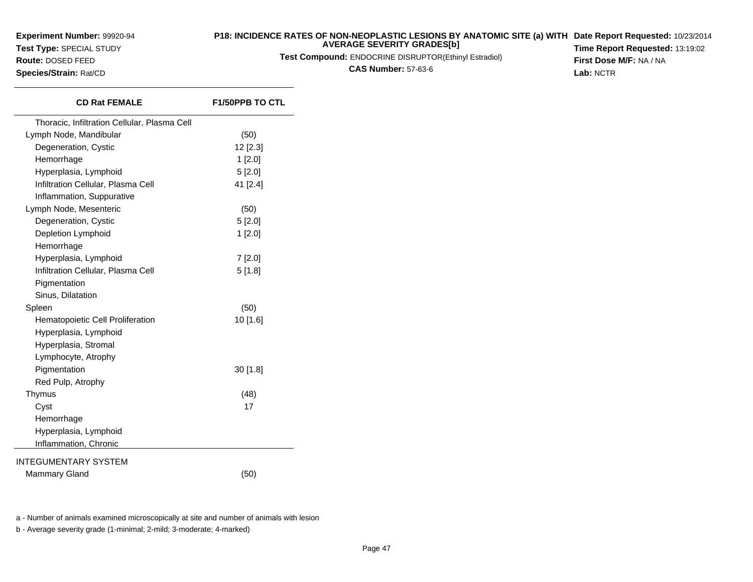**Experiment Number:** 99920-94
**Test Type:** SPECIAL STUDY
**Route:** DOSED FEED
**Species/Strain:** Rat/CD

**P18: INCIDENCE RATES OF NON-NEOPLASTIC LESIONS BY ANATOMIC SITE (a) WITH AVERAGE SEVERITY GRADES[b]**
**Test Compound:** ENDOCRINE DISRUPTOR(Ethinyl Estradiol)
**CAS Number:** 57-63-6

**Date Report Requested:** 10/23/2014
**Time Report Requested:** 13:19:02
**First Dose M/F:** NA / NA
**Lab:** NCTR

| CD Rat FEMALE | F1/50PPB TO CTL |
|---|---|
| Thoracic, Infiltration Cellular, Plasma Cell | |
| Lymph Node, Mandibular | (50) |
| Degeneration, Cystic | 12 [2.3] |
| Hemorrhage | 1 [2.0] |
| Hyperplasia, Lymphoid | 5 [2.0] |
| Infiltration Cellular, Plasma Cell | 41 [2.4] |
| Inflammation, Suppurative | |
| Lymph Node, Mesenteric | (50) |
| Degeneration, Cystic | 5 [2.0] |
| Depletion Lymphoid | 1 [2.0] |
| Hemorrhage | |
| Hyperplasia, Lymphoid | 7 [2.0] |
| Infiltration Cellular, Plasma Cell | 5 [1.8] |
| Pigmentation | |
| Sinus, Dilatation | |
| Spleen | (50) |
| Hematopoietic Cell Proliferation | 10 [1.6] |
| Hyperplasia, Lymphoid | |
| Hyperplasia, Stromal | |
| Lymphocyte, Atrophy | |
| Pigmentation | 30 [1.8] |
| Red Pulp, Atrophy | |
| Thymus | (48) |
| Cyst | 17 |
| Hemorrhage | |
| Hyperplasia, Lymphoid | |
| Inflammation, Chronic | |
| INTEGUMENTARY SYSTEM | |
| Mammary Gland | (50) |

a - Number of animals examined microscopically at site and number of animals with lesion

b - Average severity grade (1-minimal; 2-mild; 3-moderate; 4-marked)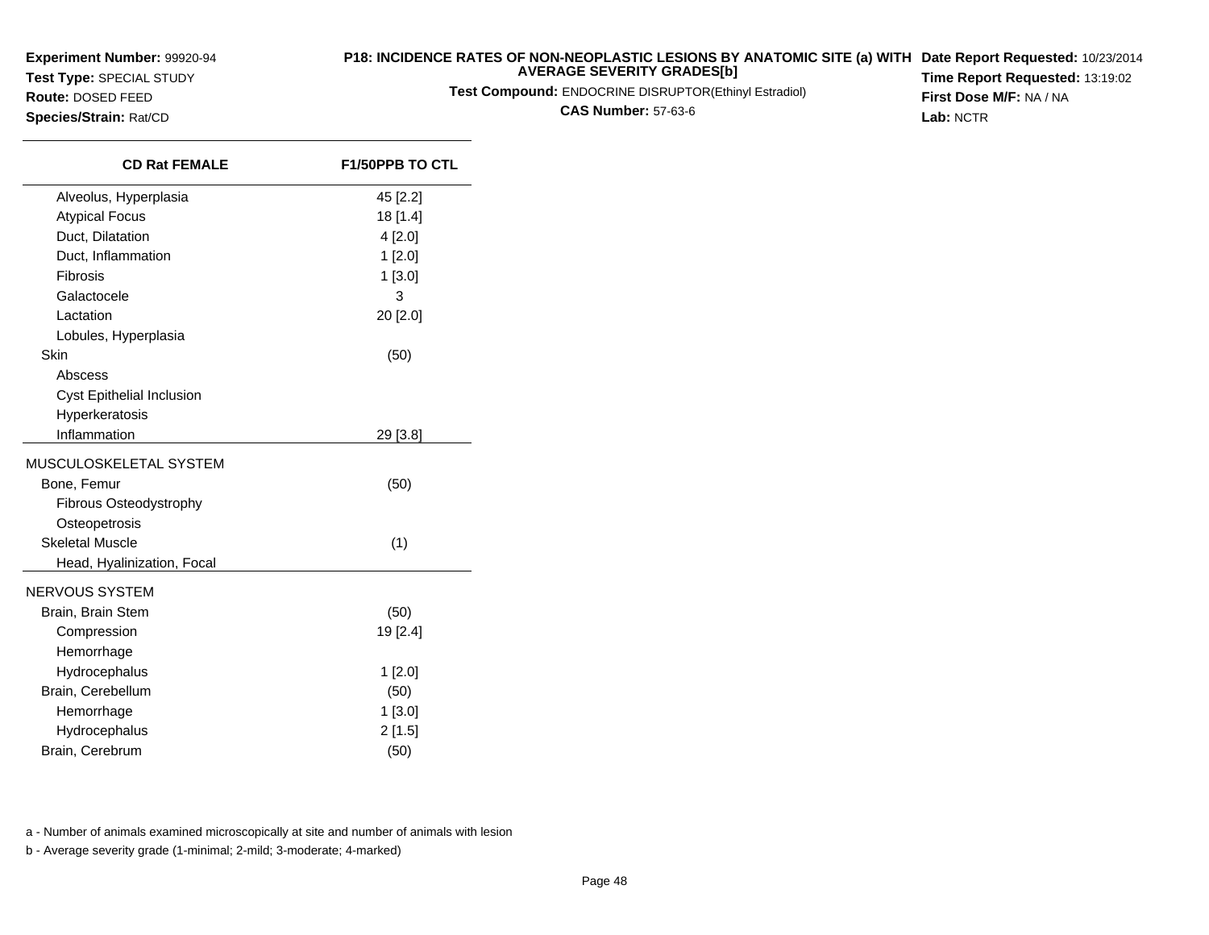**Experiment Number:** 99920-94
**Test Type:** SPECIAL STUDY
**Route:** DOSED FEED
**Species/Strain:** Rat/CD

**P18: INCIDENCE RATES OF NON-NEOPLASTIC LESIONS BY ANATOMIC SITE (a) WITH AVERAGE SEVERITY GRADES[b]**
**Test Compound:** ENDOCRINE DISRUPTOR(Ethinyl Estradiol)
**CAS Number:** 57-63-6

**Date Report Requested:** 10/23/2014
**Time Report Requested:** 13:19:02
**First Dose M/F:** NA / NA
**Lab:** NCTR

| CD Rat FEMALE | F1/50PPB TO CTL |
|---|---|
| Alveolus, Hyperplasia | 45 [2.2] |
| Atypical Focus | 18 [1.4] |
| Duct, Dilatation | 4 [2.0] |
| Duct, Inflammation | 1 [2.0] |
| Fibrosis | 1 [3.0] |
| Galactocele | 3 |
| Lactation | 20 [2.0] |
| Lobules, Hyperplasia | |
| Skin | (50) |
| Abscess | |
| Cyst Epithelial Inclusion | |
| Hyperkeratosis | |
| Inflammation | 29 [3.8] |
| MUSCULOSKELETAL SYSTEM | |
| Bone, Femur | (50) |
| Fibrous Osteodystrophy | |
| Osteopetrosis | |
| Skeletal Muscle | (1) |
| Head, Hyalinization, Focal | |
| NERVOUS SYSTEM | |
| Brain, Brain Stem | (50) |
| Compression | 19 [2.4] |
| Hemorrhage | |
| Hydrocephalus | 1 [2.0] |
| Brain, Cerebellum | (50) |
| Hemorrhage | 1 [3.0] |
| Hydrocephalus | 2 [1.5] |
| Brain, Cerebrum | (50) |

a - Number of animals examined microscopically at site and number of animals with lesion

b - Average severity grade (1-minimal; 2-mild; 3-moderate; 4-marked)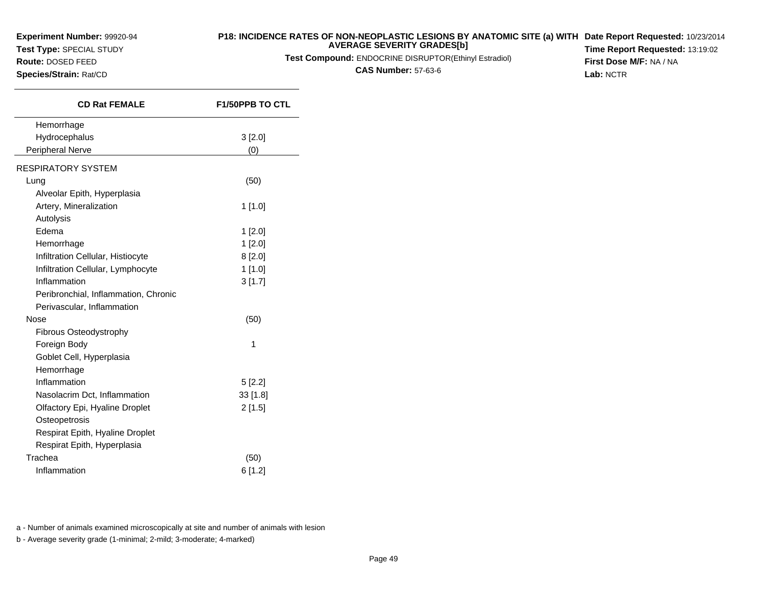**Experiment Number:** 99920-94
**Test Type:** SPECIAL STUDY
**Route:** DOSED FEED
**Species/Strain:** Rat/CD

**P18: INCIDENCE RATES OF NON-NEOPLASTIC LESIONS BY ANATOMIC SITE (a) WITH AVERAGE SEVERITY GRADES[b]**
**Test Compound:** ENDOCRINE DISRUPTOR(Ethinyl Estradiol)
**CAS Number:** 57-63-6

**Date Report Requested:** 10/23/2014
**Time Report Requested:** 13:19:02
**First Dose M/F:** NA / NA
**Lab:** NCTR

| CD Rat FEMALE | F1/50PPB TO CTL |
|---|---|
| Hemorrhage | |
| Hydrocephalus | 3 [2.0] |
| Peripheral Nerve | (0) |
| RESPIRATORY SYSTEM | |
| Lung | (50) |
| Alveolar Epith, Hyperplasia | |
| Artery, Mineralization | 1 [1.0] |
| Autolysis | |
| Edema | 1 [2.0] |
| Hemorrhage | 1 [2.0] |
| Infiltration Cellular, Histiocyte | 8 [2.0] |
| Infiltration Cellular, Lymphocyte | 1 [1.0] |
| Inflammation | 3 [1.7] |
| Peribronchial, Inflammation, Chronic | |
| Perivascular, Inflammation | |
| Nose | (50) |
| Fibrous Osteodystrophy | |
| Foreign Body | 1 |
| Goblet Cell, Hyperplasia | |
| Hemorrhage | |
| Inflammation | 5 [2.2] |
| Nasolacrim Dct, Inflammation | 33 [1.8] |
| Olfactory Epi, Hyaline Droplet | 2 [1.5] |
| Osteopetrosis | |
| Respirat Epith, Hyaline Droplet | |
| Respirat Epith, Hyperplasia | |
| Trachea | (50) |
| Inflammation | 6 [1.2] |

a - Number of animals examined microscopically at site and number of animals with lesion

b - Average severity grade (1-minimal; 2-mild; 3-moderate; 4-marked)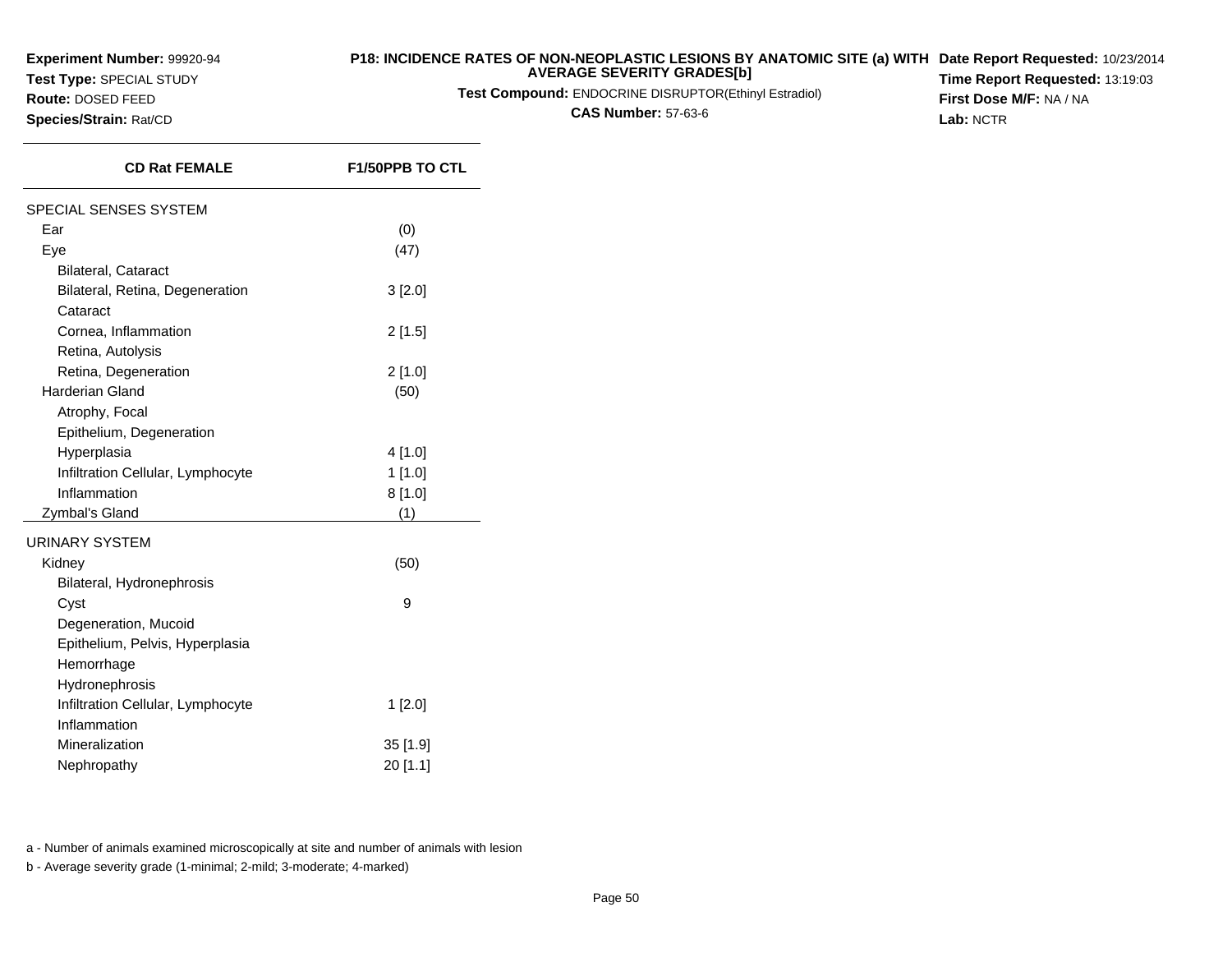**Experiment Number:** 99920-94
**Test Type:** SPECIAL STUDY
**Route:** DOSED FEED
**Species/Strain:** Rat/CD

**P18: INCIDENCE RATES OF NON-NEOPLASTIC LESIONS BY ANATOMIC SITE (a) WITH AVERAGE SEVERITY GRADES[b]**
**Test Compound:** ENDOCRINE DISRUPTOR(Ethinyl Estradiol)
**CAS Number:** 57-63-6

**Date Report Requested:** 10/23/2014
**Time Report Requested:** 13:19:03
**First Dose M/F:** NA / NA
**Lab:** NCTR

| CD Rat FEMALE | F1/50PPB TO CTL |
|---|---|
| SPECIAL SENSES SYSTEM | |
| Ear | (0) |
| Eye | (47) |
| Bilateral, Cataract | |
| Bilateral, Retina, Degeneration | 3 [2.0] |
| Cataract | |
| Cornea, Inflammation | 2 [1.5] |
| Retina, Autolysis | |
| Retina, Degeneration | 2 [1.0] |
| Harderian Gland | (50) |
| Atrophy, Focal | |
| Epithelium, Degeneration | |
| Hyperplasia | 4 [1.0] |
| Infiltration Cellular, Lymphocyte | 1 [1.0] |
| Inflammation | 8 [1.0] |
| Zymbal's Gland | (1) |
| URINARY SYSTEM | |
| Kidney | (50) |
| Bilateral, Hydronephrosis | |
| Cyst | 9 |
| Degeneration, Mucoid | |
| Epithelium, Pelvis, Hyperplasia | |
| Hemorrhage | |
| Hydronephrosis | |
| Infiltration Cellular, Lymphocyte | 1 [2.0] |
| Inflammation | |
| Mineralization | 35 [1.9] |
| Nephropathy | 20 [1.1] |

a - Number of animals examined microscopically at site and number of animals with lesion

b - Average severity grade (1-minimal; 2-mild; 3-moderate; 4-marked)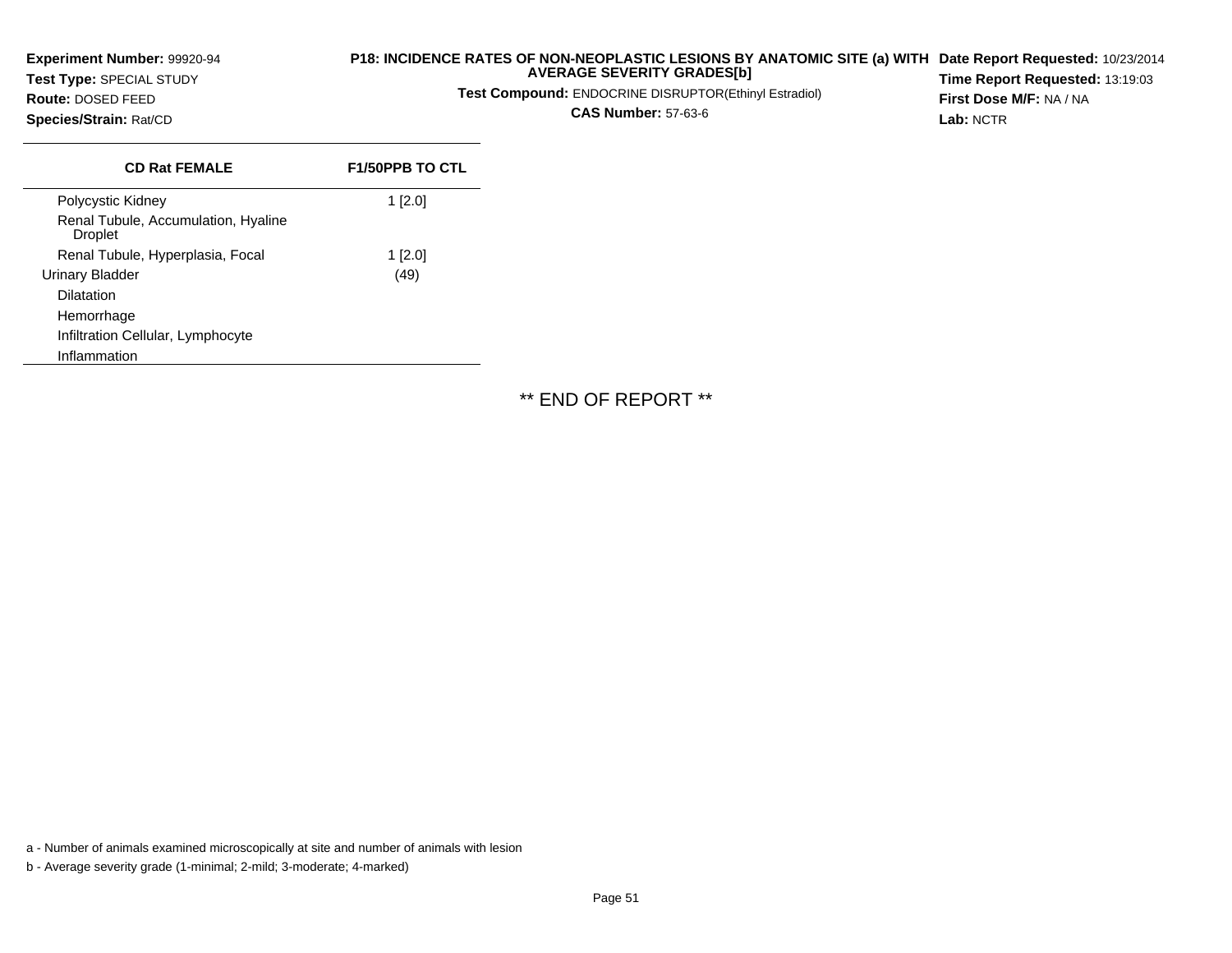**Experiment Number:** 99920-94
**Test Type:** SPECIAL STUDY
**Route:** DOSED FEED
**Species/Strain:** Rat/CD

**P18: INCIDENCE RATES OF NON-NEOPLASTIC LESIONS BY ANATOMIC SITE (a) WITH AVERAGE SEVERITY GRADES[b]**
**Test Compound:** ENDOCRINE DISRUPTOR(Ethinyl Estradiol)
**CAS Number:** 57-63-6

**Date Report Requested:** 10/23/2014
**Time Report Requested:** 13:19:03
**First Dose M/F:** NA / NA
**Lab:** NCTR

| CD Rat FEMALE | F1/50PPB TO CTL |
|---|---|
| Polycystic Kidney | 1 [2.0] |
| Renal Tubule, Accumulation, Hyaline Droplet | |
| Renal Tubule, Hyperplasia, Focal | 1 [2.0] |
| Urinary Bladder | (49) |
| Dilatation | |
| Hemorrhage | |
| Infiltration Cellular, Lymphocyte | |
| Inflammation | |

** END OF REPORT **

a - Number of animals examined microscopically at site and number of animals with lesion

b - Average severity grade (1-minimal; 2-mild; 3-moderate; 4-marked)